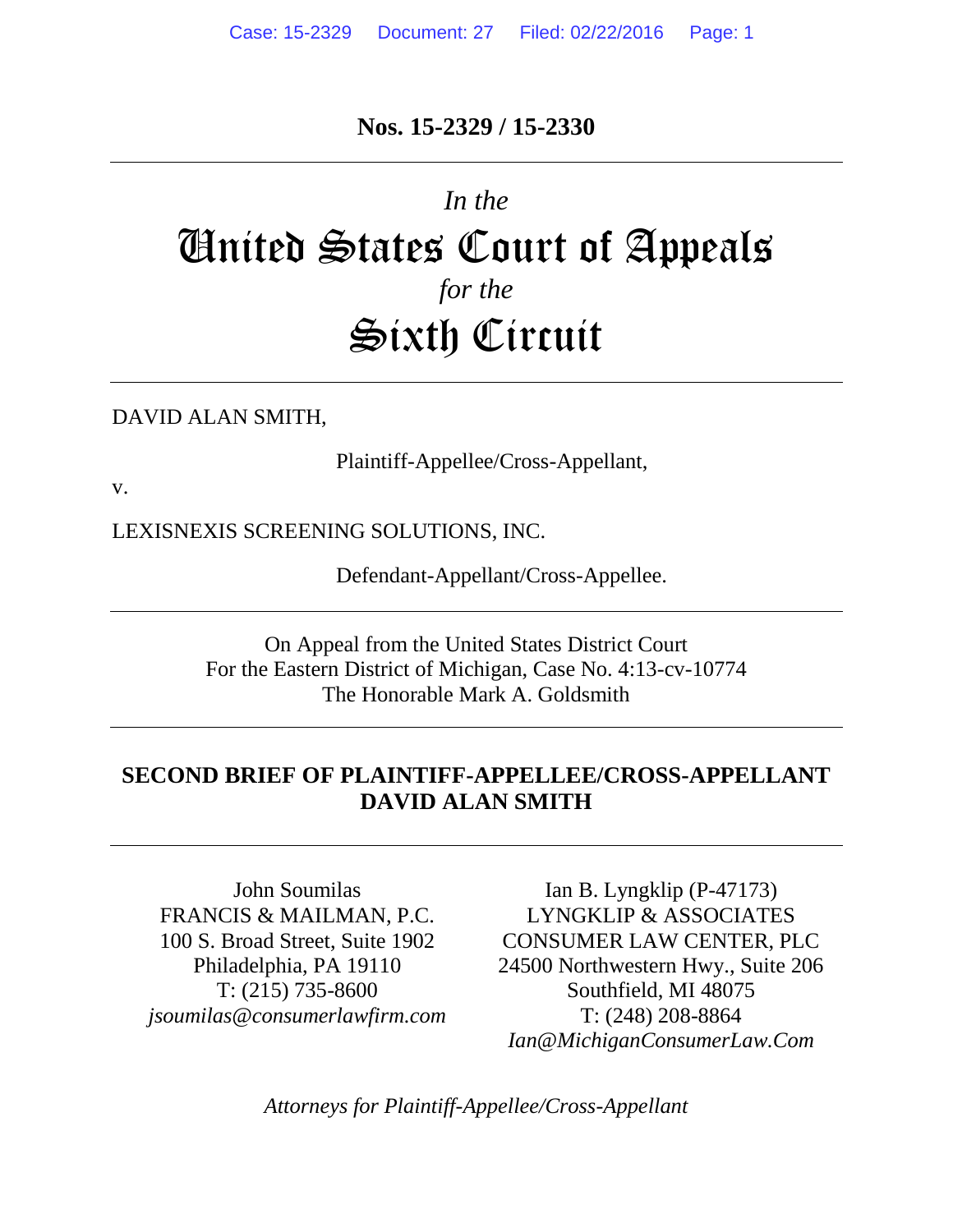**Nos. 15-2329 / 15-2330**

---

*In the*

# United States Court of Appeals

*for the*

# Sixth Circuit

---

DAVID ALAN SMITH,

Plaintiff-Appellee/Cross-Appellant,

v.

LEXISNEXIS SCREENING SOLUTIONS, INC.

Defendant-Appellant/Cross-Appellee.

---

On Appeal from the United States District Court
For the Eastern District of Michigan, Case No. 4:13-cv-10774
The Honorable Mark A. Goldsmith

---

## SECOND BRIEF OF PLAINTIFF-APPELLEE/CROSS-APPELLANT DAVID ALAN SMITH

---

John Soumilas
FRANCIS & MAILMAN, P.C.
100 S. Broad Street, Suite 1902
Philadelphia, PA 19110
T: (215) 735-8600
*jsoumilas@consumerlawfirm.com*

Ian B. Lyngklip (P-47173)
LYNGKLIP & ASSOCIATES
CONSUMER LAW CENTER, PLC
24500 Northwestern Hwy., Suite 206
Southfield, MI 48075
T: (248) 208-8864
*Ian@MichiganConsumerLaw.Com*

*Attorneys for Plaintiff-Appellee/Cross-Appellant*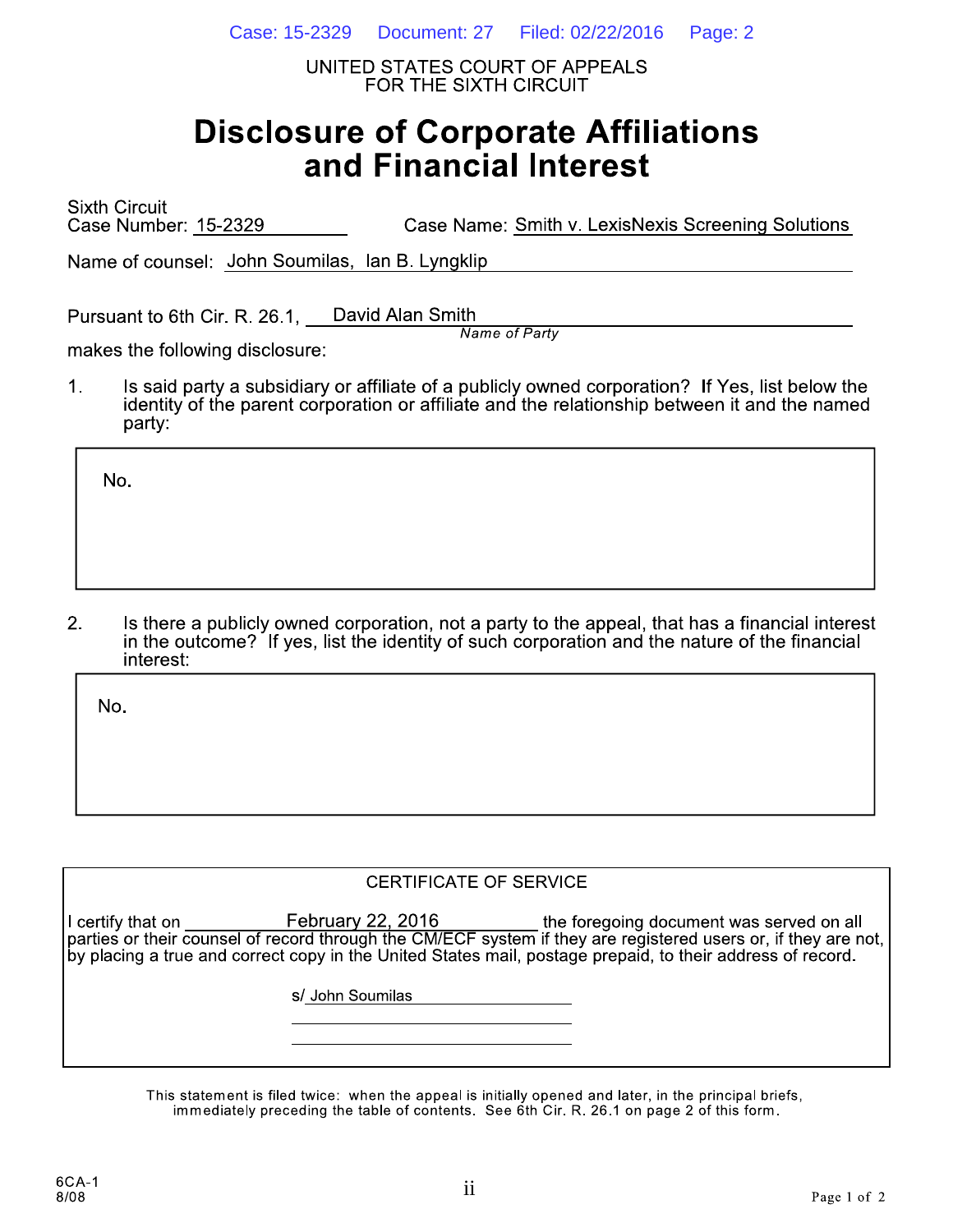UNITED STATES COURT OF APPEALS
FOR THE SIXTH CIRCUIT

# Disclosure of Corporate Affiliations and Financial Interest

Sixth Circuit
Case Number: 15-2329 Case Name: Smith v. LexisNexis Screening Solutions

Name of counsel: John Soumilas, Ian B. Lyngklip

Pursuant to 6th Cir. R. 26.1, David Alan Smith
*Name of Party*
makes the following disclosure:

1. Is said party a subsidiary or affiliate of a publicly owned corporation? If Yes, list below the identity of the parent corporation or affiliate and the relationship between it and the named party:

No.

2. Is there a publicly owned corporation, not a party to the appeal, that has a financial interest in the outcome? If yes, list the identity of such corporation and the nature of the financial interest:

No.

CERTIFICATE OF SERVICE

I certify that on February 22, 2016 the foregoing document was served on all parties or their counsel of record through the CM/ECF system if they are registered users or, if they are not, by placing a true and correct copy in the United States mail, postage prepaid, to their address of record.

s/ John Soumilas

This statement is filed twice: when the appeal is initially opened and later, in the principal briefs, immediately preceding the table of contents. See 6th Cir. R. 26.1 on page 2 of this form.

6CA-1
8/08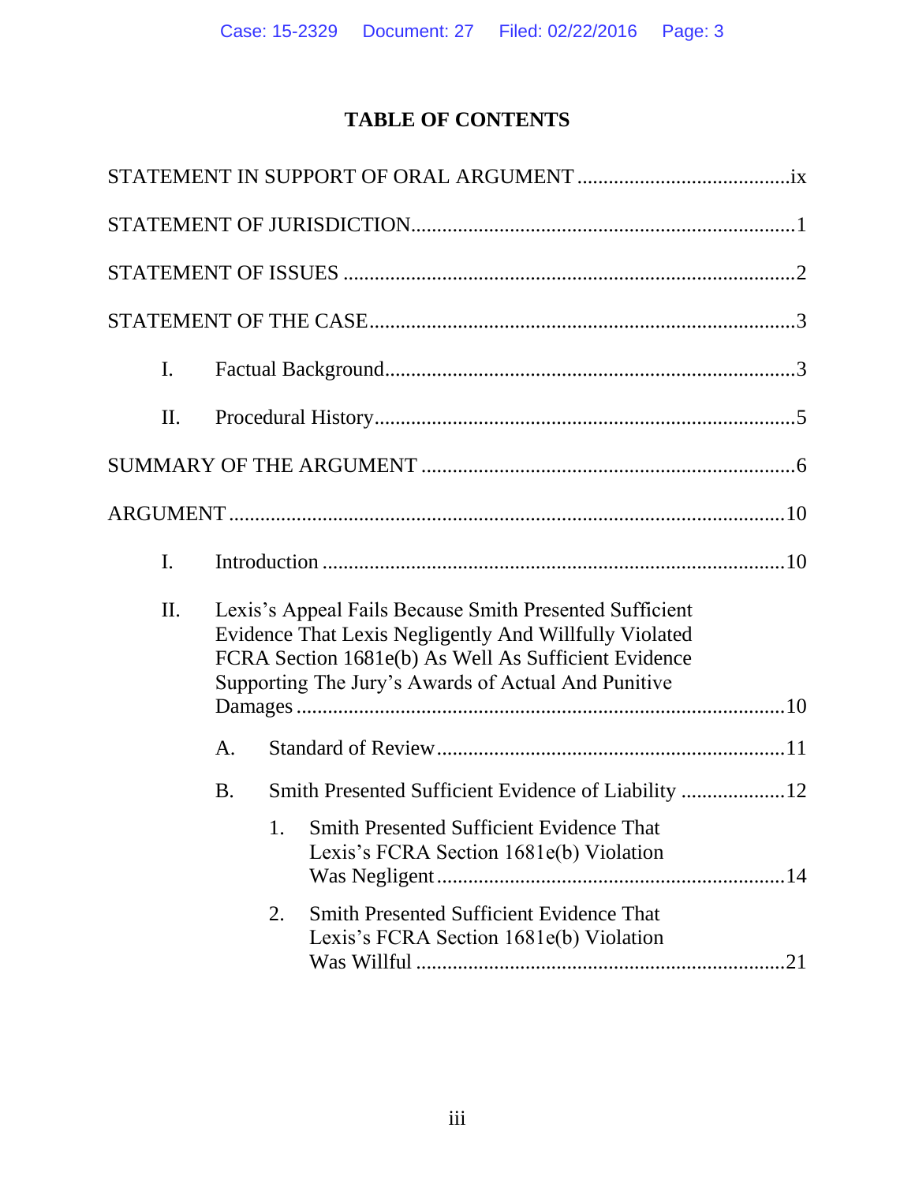# TABLE OF CONTENTS

STATEMENT IN SUPPORT OF ORAL ARGUMENT ........................................ix

STATEMENT OF JURISDICTION........................................................................1

STATEMENT OF ISSUES ....................................................................................2

STATEMENT OF THE CASE................................................................................3

- I. Factual Background...........................................................................3
- II. Procedural History...............................................................................5

SUMMARY OF THE ARGUMENT .....................................................................6

ARGUMENT .........................................................................................................10

- I. Introduction .......................................................................................10
- II. Lexis's Appeal Fails Because Smith Presented Sufficient Evidence That Lexis Negligently And Willfully Violated FCRA Section 1681e(b) As Well As Sufficient Evidence Supporting The Jury's Awards of Actual And Punitive Damages ............................................................................10
  - A. Standard of Review.................................................................11
  - B. Smith Presented Sufficient Evidence of Liability ...................12
    - 1. Smith Presented Sufficient Evidence That Lexis's FCRA Section 1681e(b) Violation Was Negligent .................................................................14
    - 2. Smith Presented Sufficient Evidence That Lexis's FCRA Section 1681e(b) Violation Was Willful .....................................................................21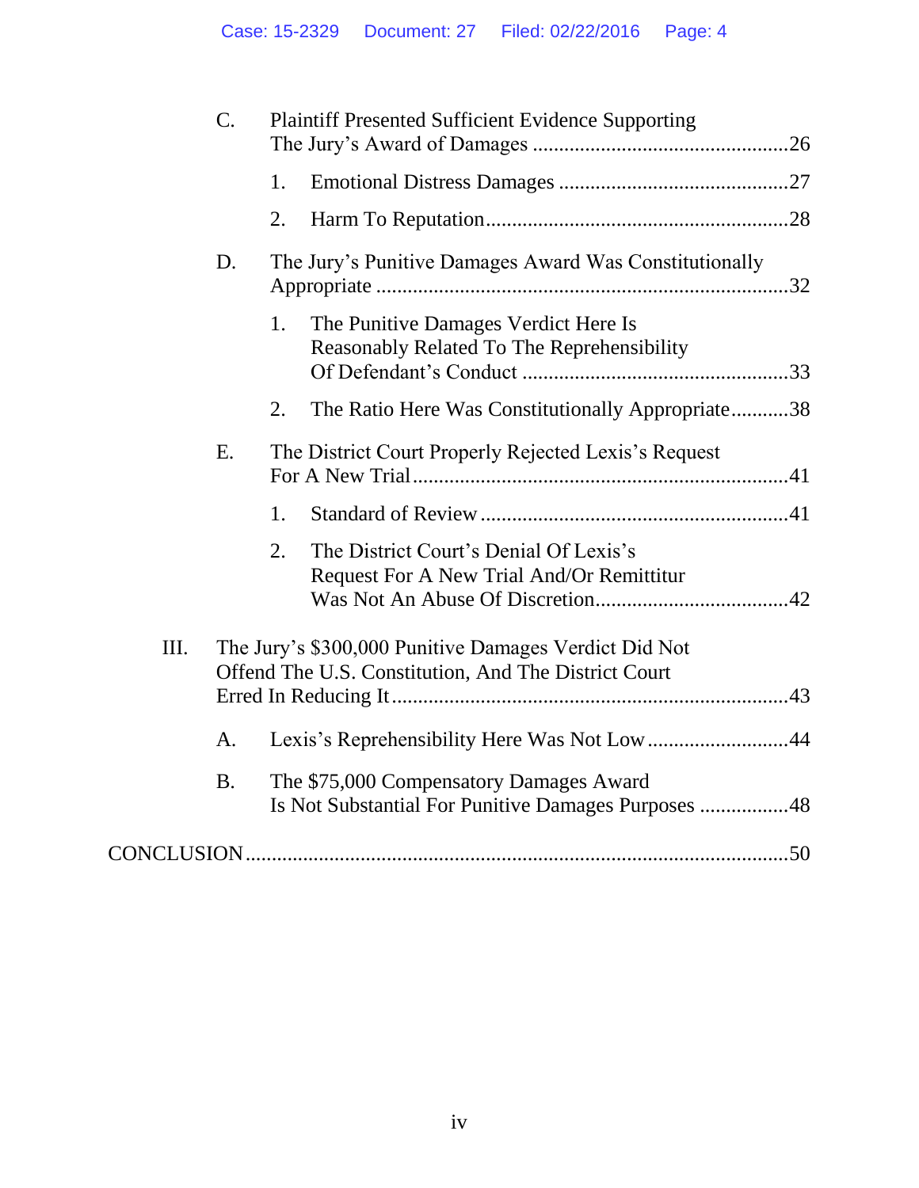C. Plaintiff Presented Sufficient Evidence Supporting The Jury's Award of Damages ................................................26

1. Emotional Distress Damages ...........................................27

2. Harm To Reputation.........................................................28

D. The Jury's Punitive Damages Award Was Constitutionally Appropriate .............................................................................32

1. The Punitive Damages Verdict Here Is Reasonably Related To The Reprehensibility Of Defendant's Conduct ..................................................33

2. The Ratio Here Was Constitutionally Appropriate...........38

E. The District Court Properly Rejected Lexis's Request For A New Trial......................................................................41

1. Standard of Review ..........................................................41

2. The District Court's Denial Of Lexis's Request For A New Trial And/Or Remittitur Was Not An Abuse Of Discretion....................................42

III. The Jury's $300,000 Punitive Damages Verdict Did Not Offend The U.S. Constitution, And The District Court Erred In Reducing It.........................................................................43

A. Lexis's Reprehensibility Here Was Not Low ..........................44

B. The $75,000 Compensatory Damages Award Is Not Substantial For Punitive Damages Purposes .................48

CONCLUSION.....................................................................................50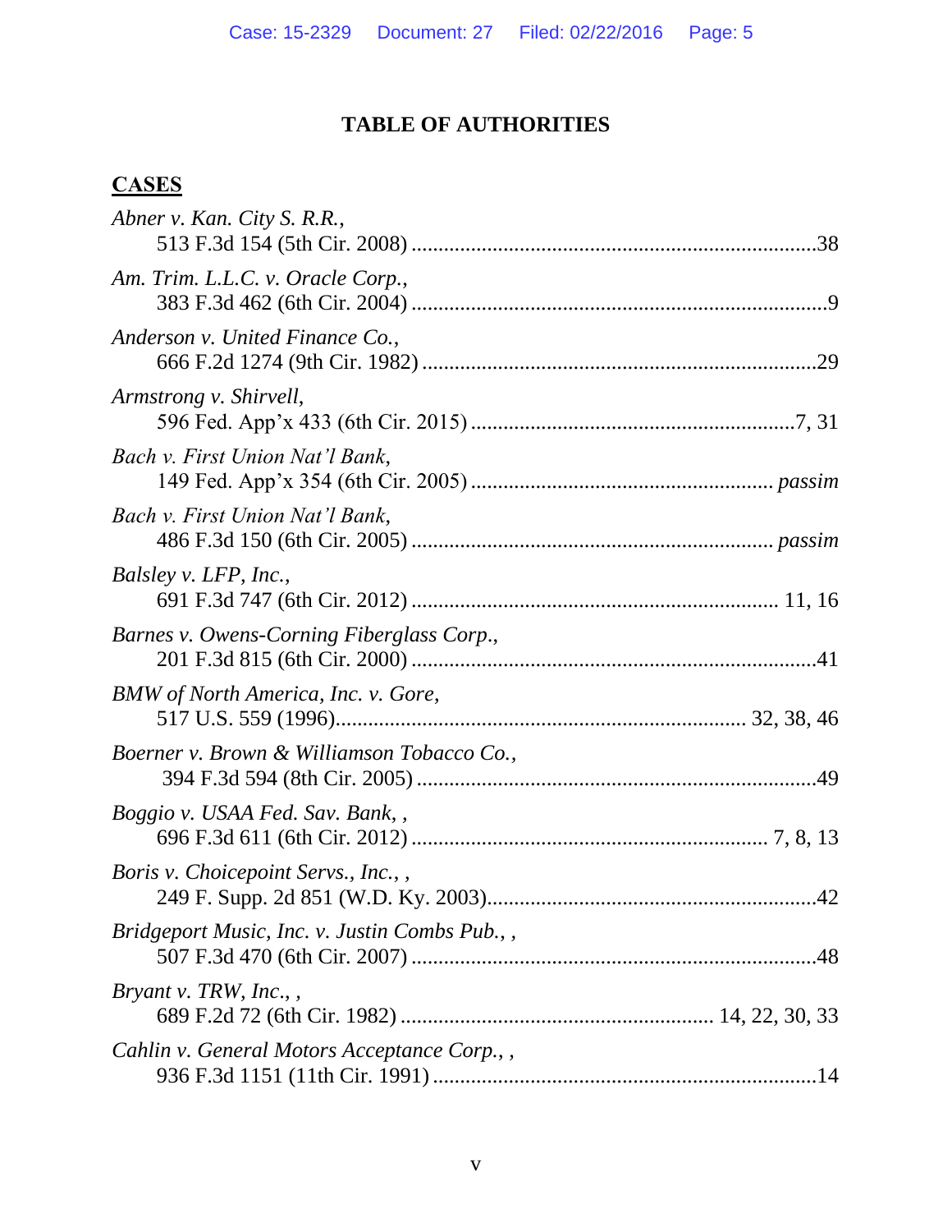# TABLE OF AUTHORITIES

## CASES

*Abner v. Kan. City S. R.R.*,
513 F.3d 154 (5th Cir. 2008) ............................................................................38

*Am. Trim. L.L.C. v. Oracle Corp.*,
383 F.3d 462 (6th Cir. 2004) ..............................................................................9

*Anderson v. United Finance Co.*,
666 F.2d 1274 (9th Cir. 1982) ..........................................................................29

*Armstrong v. Shirvell*,
596 Fed. App'x 433 (6th Cir. 2015) ............................................................7, 31

*Bach v. First Union Nat'l Bank*,
149 Fed. App'x 354 (6th Cir. 2005) ....................................................... *passim*

*Bach v. First Union Nat'l Bank*,
486 F.3d 150 (6th Cir. 2005) ................................................................... *passim*

*Balsley v. LFP, Inc.*,
691 F.3d 747 (6th Cir. 2012) .................................................................... 11, 16

*Barnes v. Owens-Corning Fiberglass Corp.*,
201 F.3d 815 (6th Cir. 2000) ............................................................................41

*BMW of North America, Inc. v. Gore*,
517 U.S. 559 (1996)........................................................................... 32, 38, 46

*Boerner v. Brown & Williamson Tobacco Co.*,
394 F.3d 594 (8th Cir. 2005) ..........................................................................49

*Boggio v. USAA Fed. Sav. Bank*, ,
696 F.3d 611 (6th Cir. 2012) ................................................................ 7, 8, 13

*Boris v. Choicepoint Servs., Inc.*, ,
249 F. Supp. 2d 851 (W.D. Ky. 2003)..............................................................42

*Bridgeport Music, Inc. v. Justin Combs Pub.*, ,
507 F.3d 470 (6th Cir. 2007) ............................................................................48

*Bryant v. TRW, Inc.*, ,
689 F.2d 72 (6th Cir. 1982) .......................................................... 14, 22, 30, 33

*Cahlin v. General Motors Acceptance Corp.*, ,
936 F.3d 1151 (11th Cir. 1991) ........................................................................14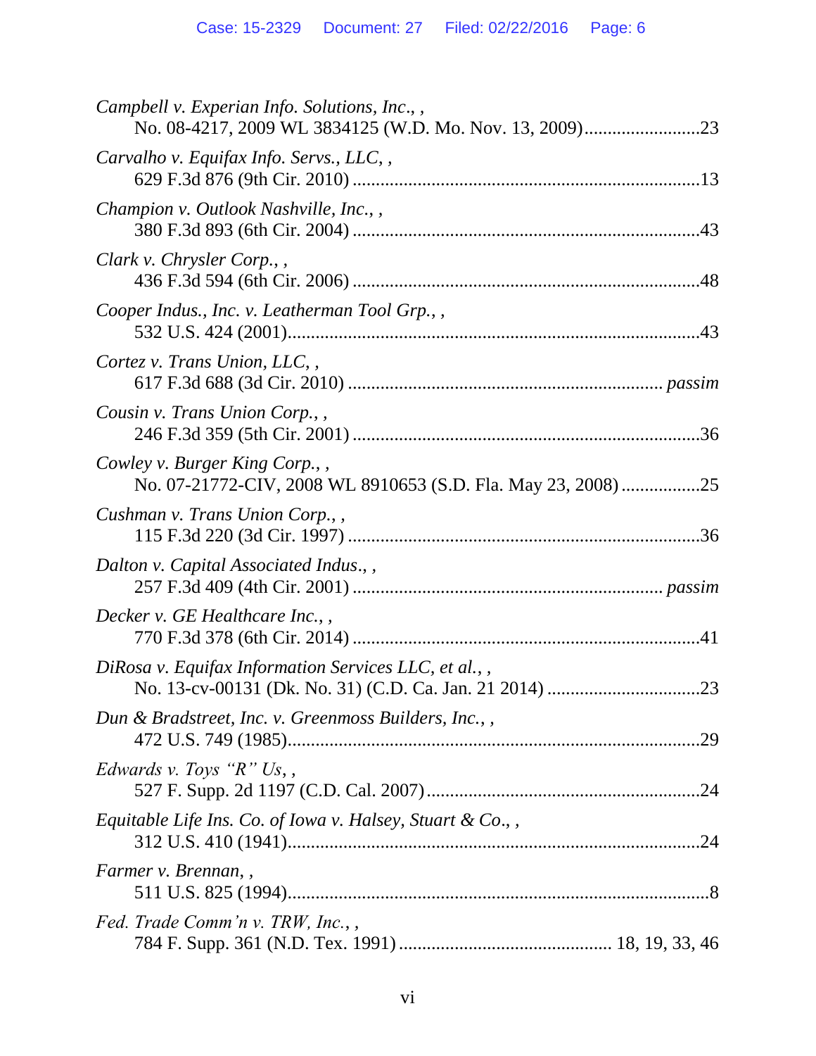*Campbell v. Experian Info. Solutions, Inc.*, ,
No. 08-4217, 2009 WL 3834125 (W.D. Mo. Nov. 13, 2009).........................23

*Carvalho v. Equifax Info. Servs., LLC*, ,
629 F.3d 876 (9th Cir. 2010) ..........................................................................13

*Champion v. Outlook Nashville, Inc.*, ,
380 F.3d 893 (6th Cir. 2004) ..........................................................................43

*Clark v. Chrysler Corp.*, ,
436 F.3d 594 (6th Cir. 2006) ..........................................................................48

*Cooper Indus., Inc. v. Leatherman Tool Grp.*, ,
532 U.S. 424 (2001)........................................................................................43

*Cortez v. Trans Union, LLC*, ,
617 F.3d 688 (3d Cir. 2010) ................................................................ *passim*

*Cousin v. Trans Union Corp.*, ,
246 F.3d 359 (5th Cir. 2001) ..........................................................................36

*Cowley v. Burger King Corp.*, ,
No. 07-21772-CIV, 2008 WL 8910653 (S.D. Fla. May 23, 2008) .................25

*Cushman v. Trans Union Corp.*, ,
115 F.3d 220 (3d Cir. 1997) ...........................................................................36

*Dalton v. Capital Associated Indus.*, ,
257 F.3d 409 (4th Cir. 2001) ................................................................. *passim*

*Decker v. GE Healthcare Inc.*, ,
770 F.3d 378 (6th Cir. 2014) ..........................................................................41

*DiRosa v. Equifax Information Services LLC, et al.*, ,
No. 13-cv-00131 (Dk. No. 31) (C.D. Ca. Jan. 21 2014) .................................23

*Dun & Bradstreet, Inc. v. Greenmoss Builders, Inc.*, ,
472 U.S. 749 (1985)........................................................................................29

*Edwards v. Toys "R" Us*, ,
527 F. Supp. 2d 1197 (C.D. Cal. 2007)...........................................................24

*Equitable Life Ins. Co. of Iowa v. Halsey, Stuart & Co.*, ,
312 U.S. 410 (1941)........................................................................................24

*Farmer v. Brennan*, ,
511 U.S. 825 (1994)..........................................................................................8

*Fed. Trade Comm'n v. TRW, Inc.*, ,
784 F. Supp. 361 (N.D. Tex. 1991) ............................................. 18, 19, 33, 46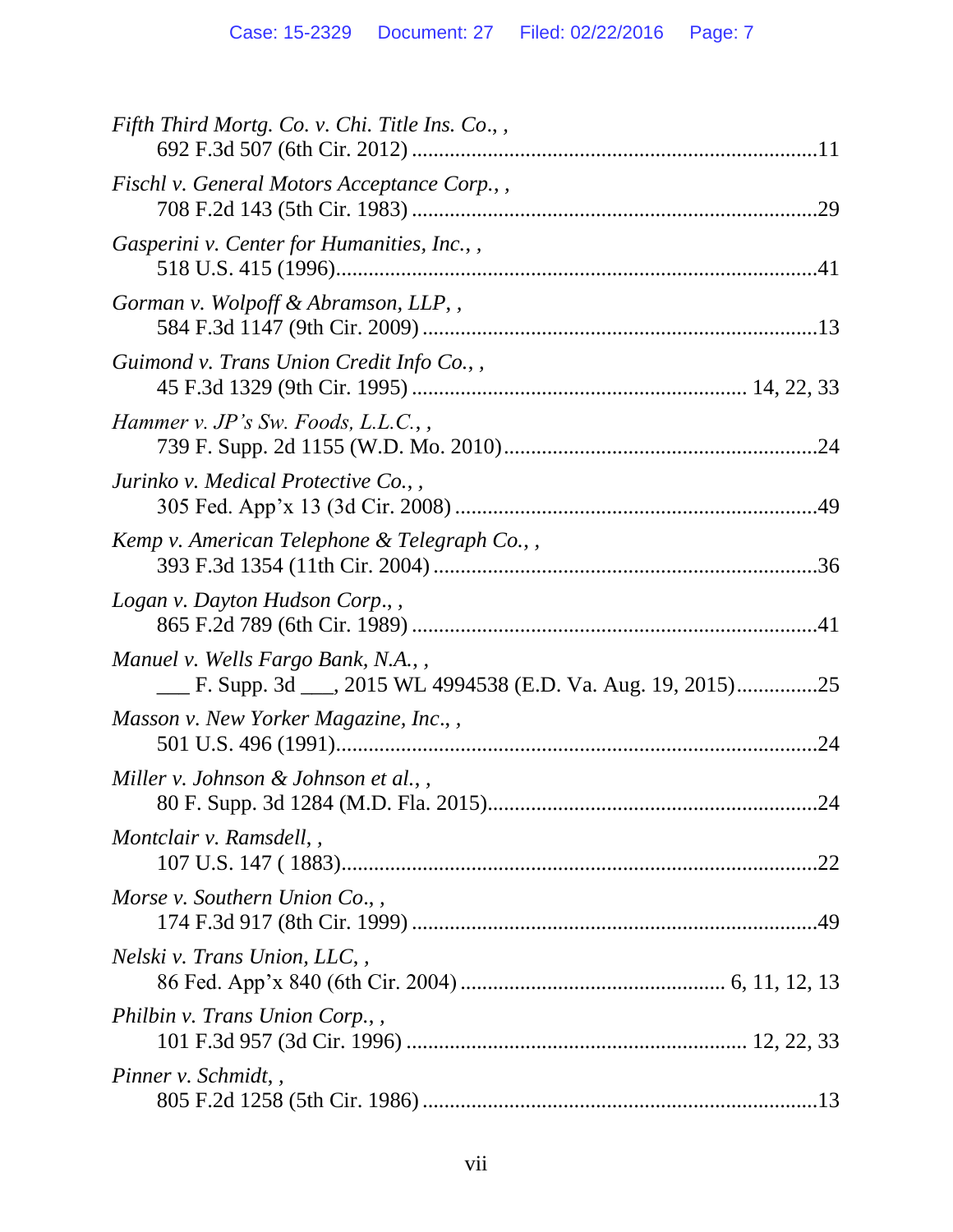*Fifth Third Mortg. Co. v. Chi. Title Ins. Co.*, ,
692 F.3d 507 (6th Cir. 2012) ..........................................................................11

*Fischl v. General Motors Acceptance Corp.*, ,
708 F.2d 143 (5th Cir. 1983) ..........................................................................29

*Gasperini v. Center for Humanities, Inc.*, ,
518 U.S. 415 (1996)........................................................................................41

*Gorman v. Wolpoff & Abramson, LLP*, ,
584 F.3d 1147 (9th Cir. 2009) ........................................................................13

*Guimond v. Trans Union Credit Info Co.*, ,
45 F.3d 1329 (9th Cir. 1995) ............................................................ 14, 22, 33

*Hammer v. JP's Sw. Foods, L.L.C.*, ,
739 F. Supp. 2d 1155 (W.D. Mo. 2010).........................................................24

*Jurinko v. Medical Protective Co.*, ,
305 Fed. App'x 13 (3d Cir. 2008) ..................................................................49

*Kemp v. American Telephone & Telegraph Co.*, ,
393 F.3d 1354 (11th Cir. 2004) ......................................................................36

*Logan v. Dayton Hudson Corp.*, ,
865 F.2d 789 (6th Cir. 1989) ..........................................................................41

*Manuel v. Wells Fargo Bank, N.A.*, ,
___ F. Supp. 3d ___, 2015 WL 4994538 (E.D. Va. Aug. 19, 2015)...............25

*Masson v. New Yorker Magazine, Inc.*, ,
501 U.S. 496 (1991)........................................................................................24

*Miller v. Johnson & Johnson et al.*, ,
80 F. Supp. 3d 1284 (M.D. Fla. 2015)............................................................24

*Montclair v. Ramsdell*, ,
107 U.S. 147 ( 1883)......................................................................................22

*Morse v. Southern Union Co.*, ,
174 F.3d 917 (8th Cir. 1999) ..........................................................................49

*Nelski v. Trans Union, LLC*, ,
86 Fed. App'x 840 (6th Cir. 2004) ................................................ 6, 11, 12, 13

*Philbin v. Trans Union Corp.*, ,
101 F.3d 957 (3d Cir. 1996) ............................................................. 12, 22, 33

*Pinner v. Schmidt*, ,
805 F.2d 1258 (5th Cir. 1986) ........................................................................13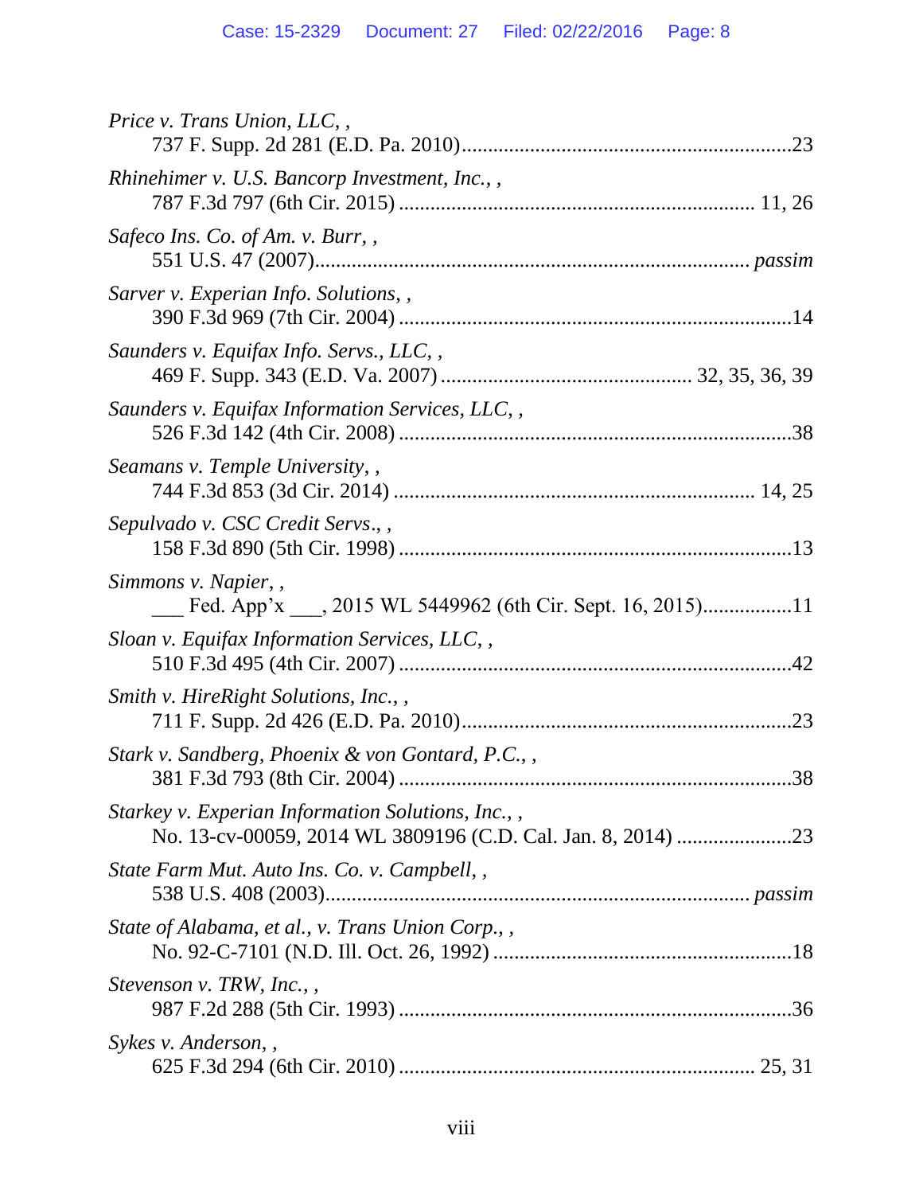*Price v. Trans Union, LLC*, ,
    737 F. Supp. 2d 281 (E.D. Pa. 2010)...............................................................23

*Rhinehimer v. U.S. Bancorp Investment, Inc.*, ,
    787 F.3d 797 (6th Cir. 2015) .................................................................. 11, 26

*Safeco Ins. Co. of Am. v. Burr*, ,
    551 U.S. 47 (2007)................................................................................ *passim*

*Sarver v. Experian Info. Solutions*, ,
    390 F.3d 969 (7th Cir. 2004) ..........................................................................14

*Saunders v. Equifax Info. Servs., LLC*, ,
    469 F. Supp. 343 (E.D. Va. 2007) ............................................... 32, 35, 36, 39

*Saunders v. Equifax Information Services, LLC*, ,
    526 F.3d 142 (4th Cir. 2008) ..........................................................................38

*Seamans v. Temple University*, ,
    744 F.3d 853 (3d Cir. 2014) .................................................................... 14, 25

*Sepulvado v. CSC Credit Servs*., ,
    158 F.3d 890 (5th Cir. 1998) ..........................................................................13

*Simmons v. Napier*, ,
    ___ Fed. App'x ___, 2015 WL 5449962 (6th Cir. Sept. 16, 2015).................11

*Sloan v. Equifax Information Services, LLC*, ,
    510 F.3d 495 (4th Cir. 2007) ..........................................................................42

*Smith v. HireRight Solutions, Inc.*, ,
    711 F. Supp. 2d 426 (E.D. Pa. 2010)...............................................................23

*Stark v. Sandberg, Phoenix & von Gontard, P.C.*, ,
    381 F.3d 793 (8th Cir. 2004) ..........................................................................38

*Starkey v. Experian Information Solutions, Inc.*, ,
    No. 13-cv-00059, 2014 WL 3809196 (C.D. Cal. Jan. 8, 2014) ......................23

*State Farm Mut. Auto Ins. Co. v. Campbell*, ,
    538 U.S. 408 (2003)............................................................................... *passim*

*State of Alabama, et al., v. Trans Union Corp.*, ,
    No. 92-C-7101 (N.D. Ill. Oct. 26, 1992) .........................................................18

*Stevenson v. TRW, Inc.*, ,
    987 F.2d 288 (5th Cir. 1993) ..........................................................................36

*Sykes v. Anderson*, ,
    625 F.3d 294 (6th Cir. 2010) .................................................................. 25, 31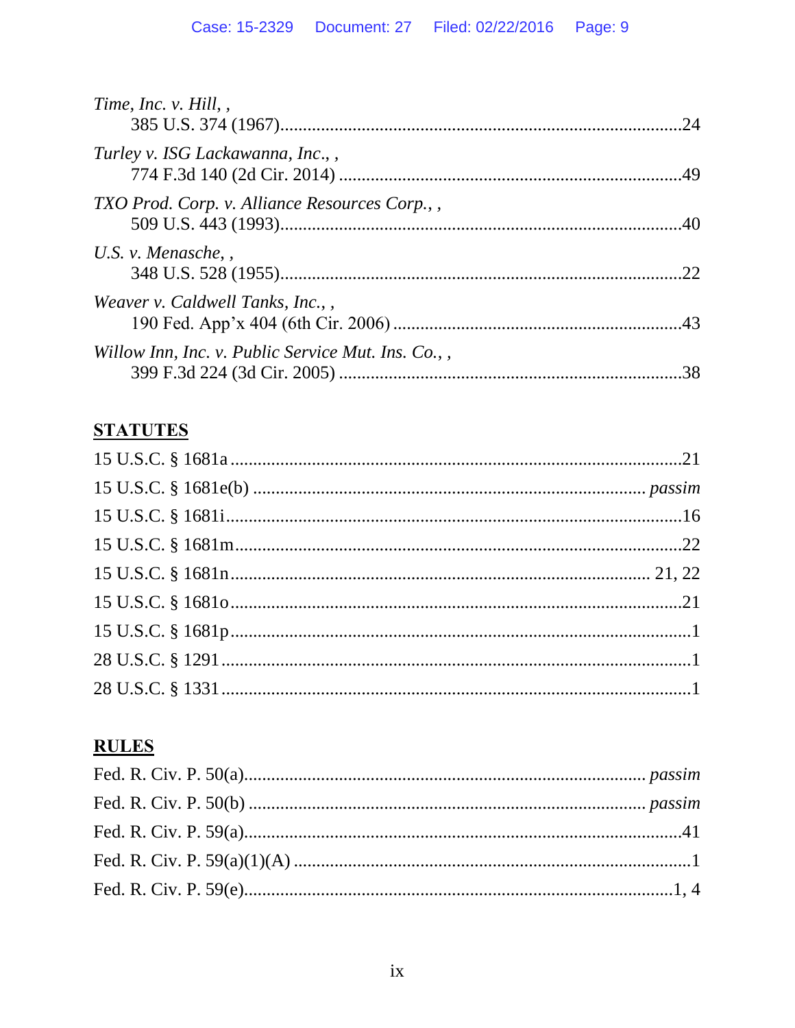*Time, Inc. v. Hill*, ,
385 U.S. 374 (1967)........................................................................................24

*Turley v. ISG Lackawanna, Inc*., ,
774 F.3d 140 (2d Cir. 2014) ............................................................................49

*TXO Prod. Corp. v. Alliance Resources Corp.*, ,
509 U.S. 443 (1993)........................................................................................40

*U.S. v. Menasche*, ,
348 U.S. 528 (1955)........................................................................................22

*Weaver v. Caldwell Tanks, Inc.*, ,
190 Fed. App'x 404 (6th Cir. 2006) ................................................................43

*Willow Inn, Inc. v. Public Service Mut. Ins. Co.*, ,
399 F.3d 224 (3d Cir. 2005) ............................................................................38

**STATUTES**

15 U.S.C. § 1681a .............................................................................................21

15 U.S.C. § 1681e(b) .................................................................................. *passim*

15 U.S.C. § 1681i...............................................................................................16

15 U.S.C. § 1681m.............................................................................................22

15 U.S.C. § 1681n......................................................................................... 21, 22

15 U.S.C. § 1681o..............................................................................................21

15 U.S.C. § 1681p................................................................................................1

28 U.S.C. § 1291..................................................................................................1

28 U.S.C. § 1331..................................................................................................1

**RULES**

Fed. R. Civ. P. 50(a)...................................................................................... *passim*

Fed. R. Civ. P. 50(b) ..................................................................................... *passim*

Fed. R. Civ. P. 59(a)............................................................................................41

Fed. R. Civ. P. 59(a)(1)(A) ...................................................................................1

Fed. R. Civ. P. 59(e)..........................................................................................1, 4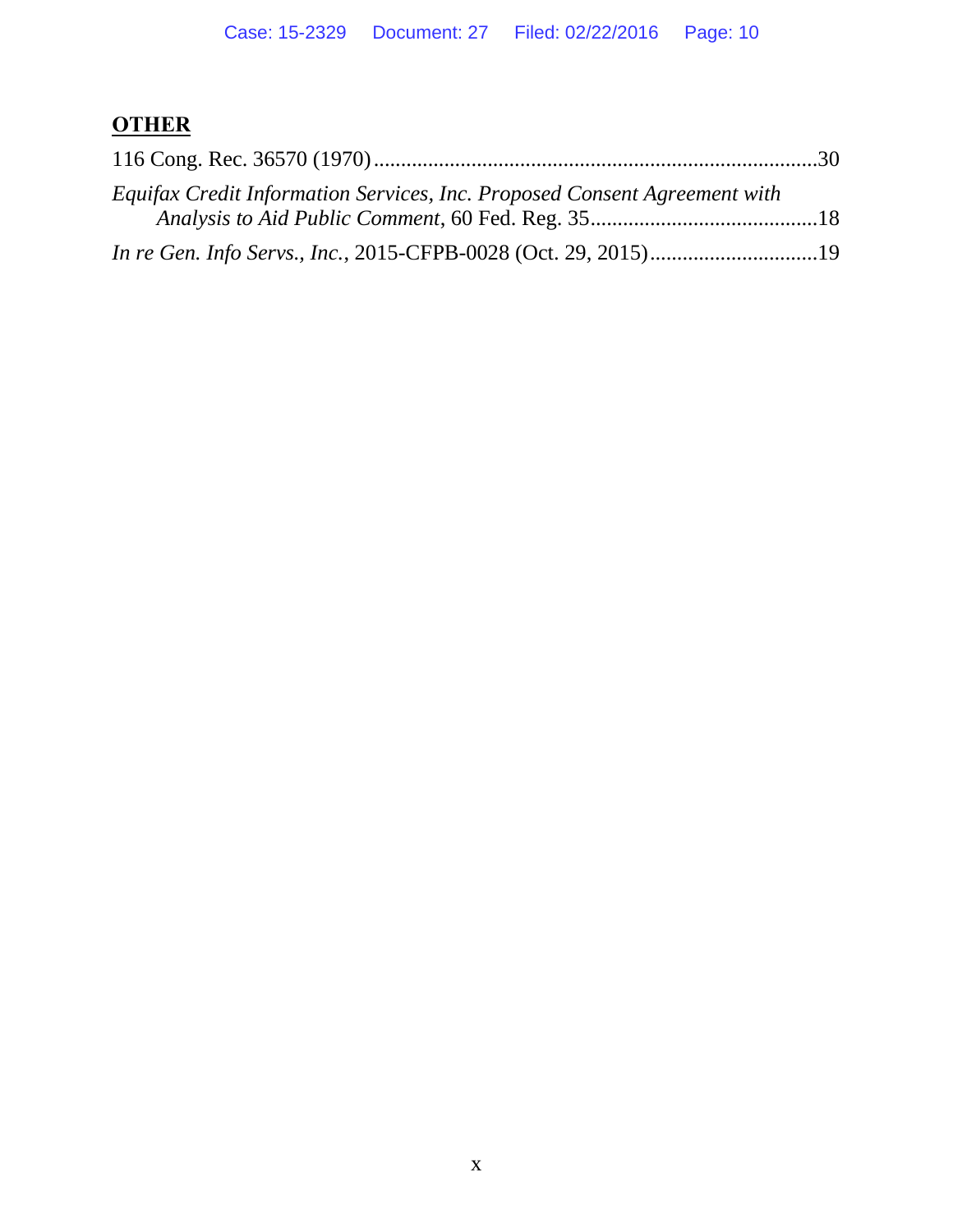**OTHER**

116 Cong. Rec. 36570 (1970) ..................................................................................30

*Equifax Credit Information Services, Inc. Proposed Consent Agreement with Analysis to Aid Public Comment*, 60 Fed. Reg. 35..........................................18

*In re Gen. Info Servs., Inc.*, 2015-CFPB-0028 (Oct. 29, 2015)...............................19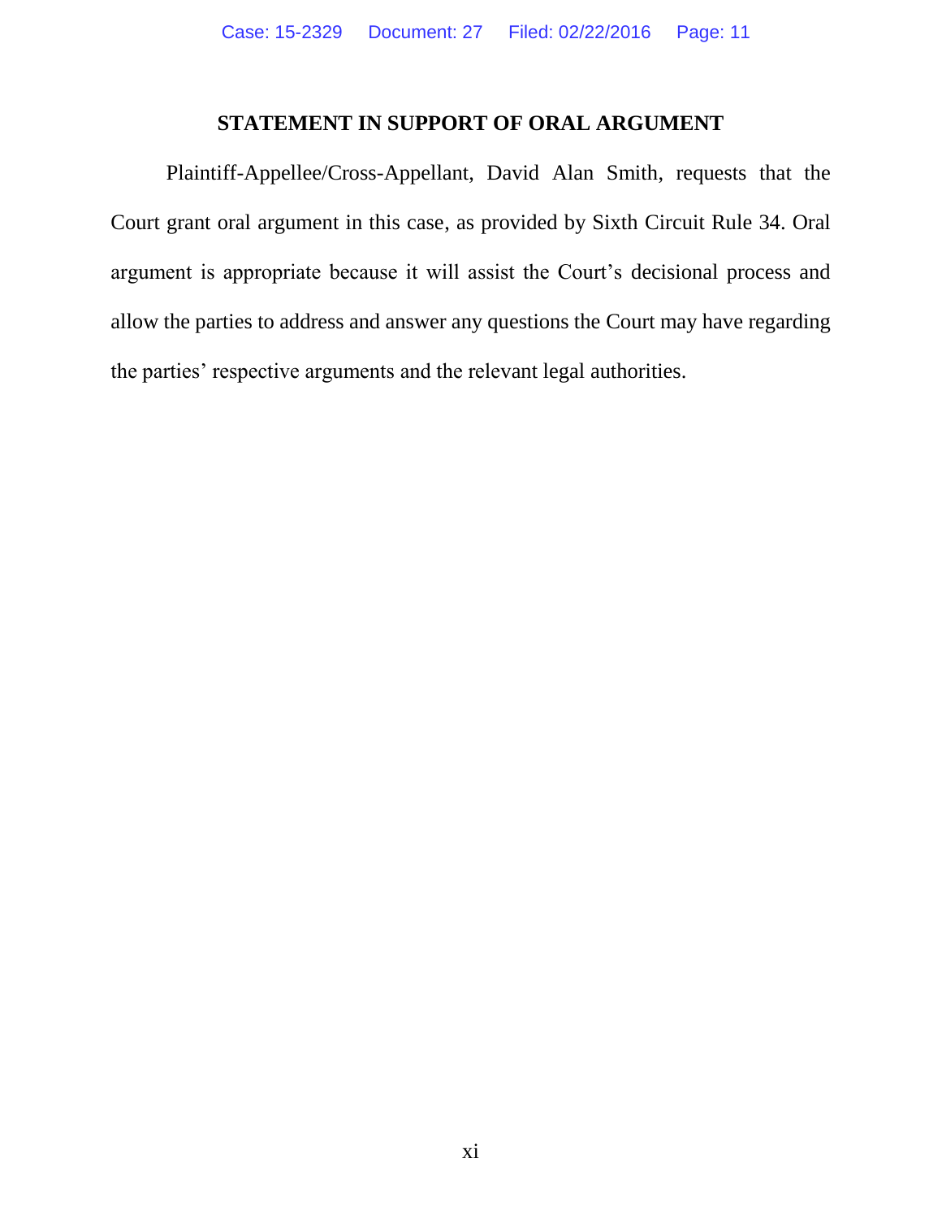## STATEMENT IN SUPPORT OF ORAL ARGUMENT

Plaintiff-Appellee/Cross-Appellant, David Alan Smith, requests that the Court grant oral argument in this case, as provided by Sixth Circuit Rule 34. Oral argument is appropriate because it will assist the Court's decisional process and allow the parties to address and answer any questions the Court may have regarding the parties' respective arguments and the relevant legal authorities.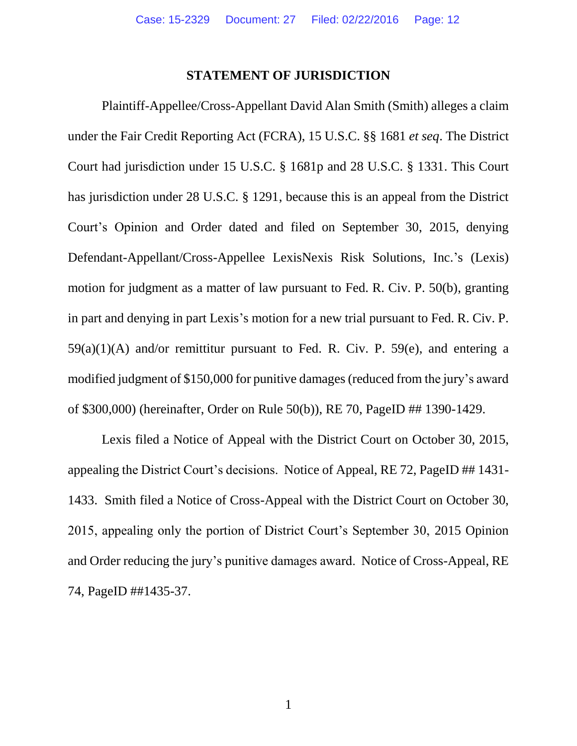## STATEMENT OF JURISDICTION

Plaintiff-Appellee/Cross-Appellant David Alan Smith (Smith) alleges a claim under the Fair Credit Reporting Act (FCRA), 15 U.S.C. §§ 1681 *et seq*. The District Court had jurisdiction under 15 U.S.C. § 1681p and 28 U.S.C. § 1331. This Court has jurisdiction under 28 U.S.C. § 1291, because this is an appeal from the District Court's Opinion and Order dated and filed on September 30, 2015, denying Defendant-Appellant/Cross-Appellee LexisNexis Risk Solutions, Inc.'s (Lexis) motion for judgment as a matter of law pursuant to Fed. R. Civ. P. 50(b), granting in part and denying in part Lexis's motion for a new trial pursuant to Fed. R. Civ. P. 59(a)(1)(A) and/or remittitur pursuant to Fed. R. Civ. P. 59(e), and entering a modified judgment of $150,000 for punitive damages (reduced from the jury's award of $300,000) (hereinafter, Order on Rule 50(b)), RE 70, PageID ## 1390-1429.

Lexis filed a Notice of Appeal with the District Court on October 30, 2015, appealing the District Court's decisions. Notice of Appeal, RE 72, PageID ## 1431-1433. Smith filed a Notice of Cross-Appeal with the District Court on October 30, 2015, appealing only the portion of District Court's September 30, 2015 Opinion and Order reducing the jury's punitive damages award. Notice of Cross-Appeal, RE 74, PageID ##1435-37.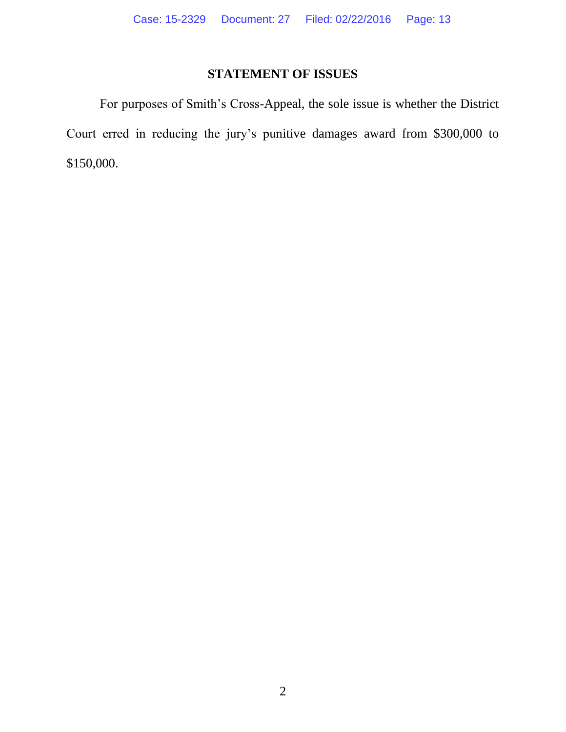## STATEMENT OF ISSUES

For purposes of Smith's Cross-Appeal, the sole issue is whether the District Court erred in reducing the jury's punitive damages award from $300,000 to $150,000.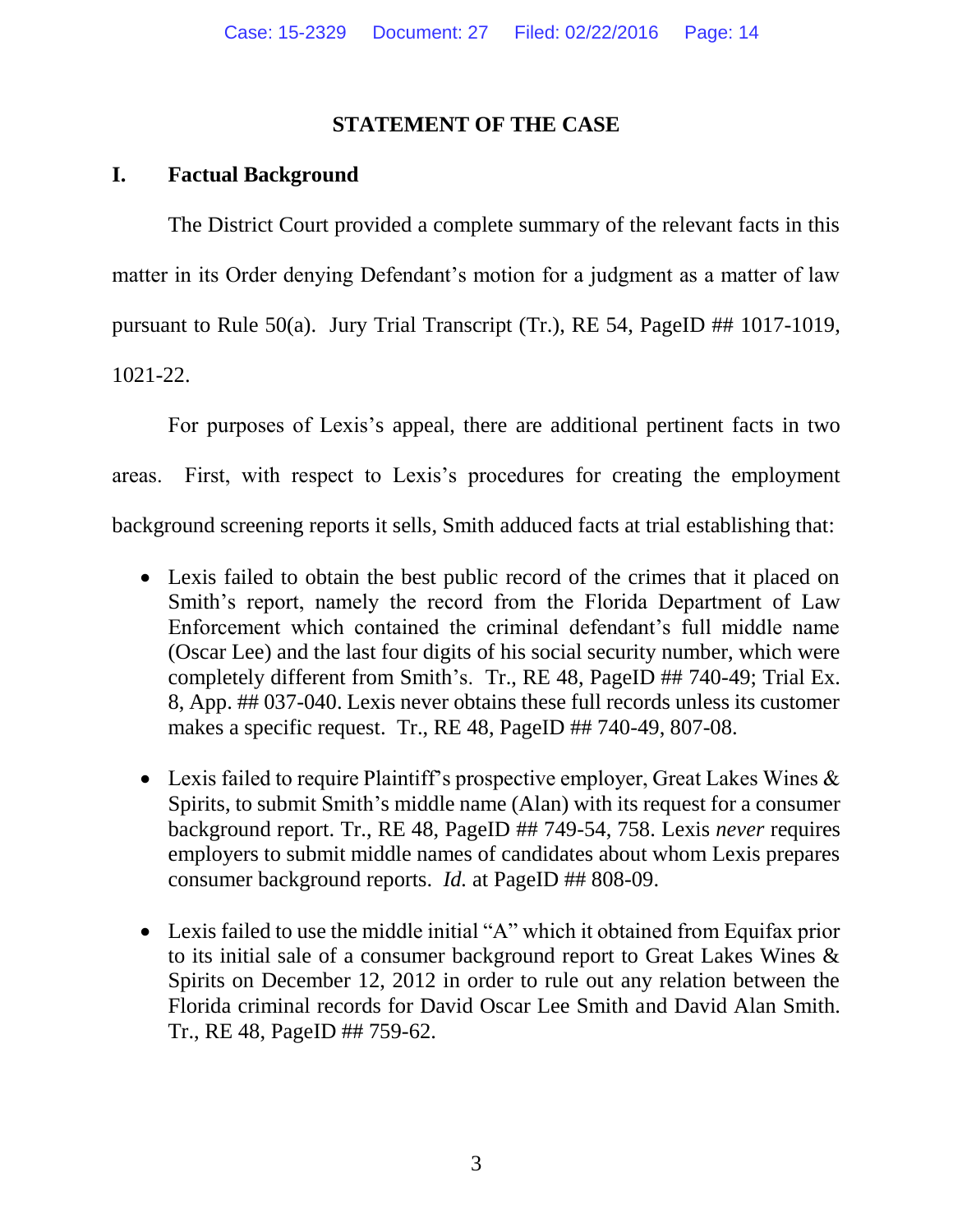## STATEMENT OF THE CASE

### I. Factual Background

The District Court provided a complete summary of the relevant facts in this matter in its Order denying Defendant's motion for a judgment as a matter of law pursuant to Rule 50(a). Jury Trial Transcript (Tr.), RE 54, PageID ## 1017-1019, 1021-22.

For purposes of Lexis's appeal, there are additional pertinent facts in two areas. First, with respect to Lexis's procedures for creating the employment background screening reports it sells, Smith adduced facts at trial establishing that:

- Lexis failed to obtain the best public record of the crimes that it placed on Smith's report, namely the record from the Florida Department of Law Enforcement which contained the criminal defendant's full middle name (Oscar Lee) and the last four digits of his social security number, which were completely different from Smith's. Tr., RE 48, PageID ## 740-49; Trial Ex. 8, App. ## 037-040. Lexis never obtains these full records unless its customer makes a specific request. Tr., RE 48, PageID ## 740-49, 807-08.

- Lexis failed to require Plaintiff's prospective employer, Great Lakes Wines & Spirits, to submit Smith's middle name (Alan) with its request for a consumer background report. Tr., RE 48, PageID ## 749-54, 758. Lexis *never* requires employers to submit middle names of candidates about whom Lexis prepares consumer background reports. *Id.* at PageID ## 808-09.

- Lexis failed to use the middle initial "A" which it obtained from Equifax prior to its initial sale of a consumer background report to Great Lakes Wines & Spirits on December 12, 2012 in order to rule out any relation between the Florida criminal records for David Oscar Lee Smith and David Alan Smith. Tr., RE 48, PageID ## 759-62.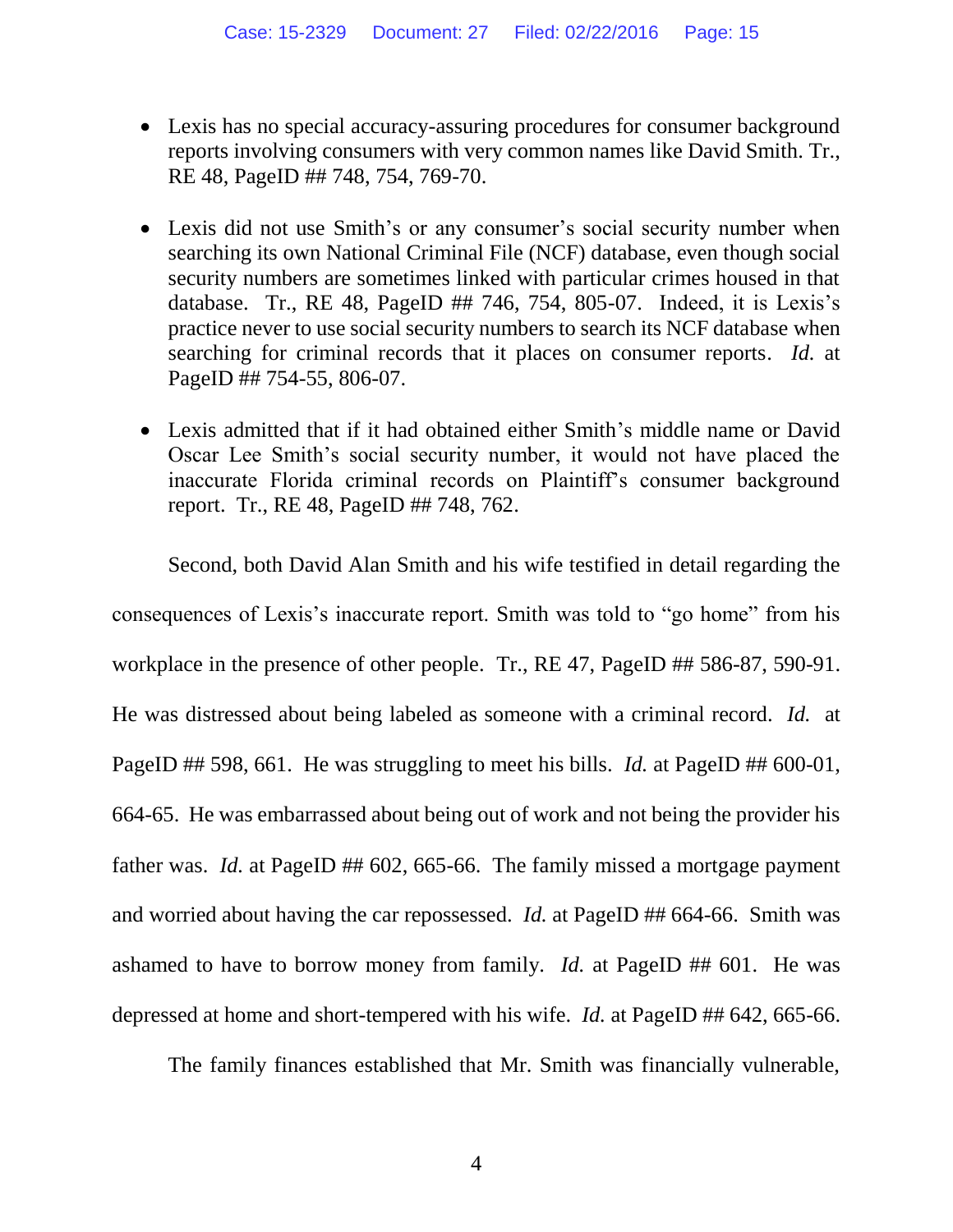- Lexis has no special accuracy-assuring procedures for consumer background reports involving consumers with very common names like David Smith. Tr., RE 48, PageID ## 748, 754, 769-70.

- Lexis did not use Smith's or any consumer's social security number when searching its own National Criminal File (NCF) database, even though social security numbers are sometimes linked with particular crimes housed in that database. Tr., RE 48, PageID ## 746, 754, 805-07. Indeed, it is Lexis's practice never to use social security numbers to search its NCF database when searching for criminal records that it places on consumer reports. *Id.* at PageID ## 754-55, 806-07.

- Lexis admitted that if it had obtained either Smith's middle name or David Oscar Lee Smith's social security number, it would not have placed the inaccurate Florida criminal records on Plaintiff's consumer background report. Tr., RE 48, PageID ## 748, 762.

Second, both David Alan Smith and his wife testified in detail regarding the consequences of Lexis's inaccurate report. Smith was told to "go home" from his workplace in the presence of other people. Tr., RE 47, PageID ## 586-87, 590-91. He was distressed about being labeled as someone with a criminal record. *Id.* at PageID ## 598, 661. He was struggling to meet his bills. *Id.* at PageID ## 600-01, 664-65. He was embarrassed about being out of work and not being the provider his father was. *Id.* at PageID ## 602, 665-66. The family missed a mortgage payment and worried about having the car repossessed. *Id.* at PageID ## 664-66. Smith was ashamed to have to borrow money from family. *Id.* at PageID ## 601. He was depressed at home and short-tempered with his wife. *Id.* at PageID ## 642, 665-66.

The family finances established that Mr. Smith was financially vulnerable,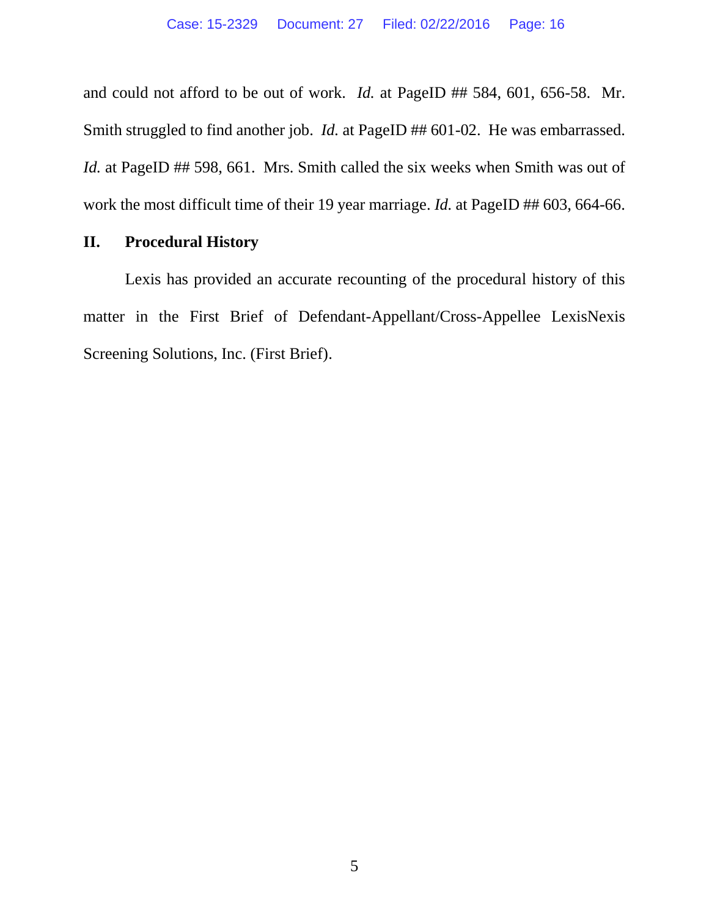and could not afford to be out of work. *Id.* at PageID ## 584, 601, 656-58. Mr. Smith struggled to find another job. *Id.* at PageID ## 601-02. He was embarrassed. *Id.* at PageID ## 598, 661. Mrs. Smith called the six weeks when Smith was out of work the most difficult time of their 19 year marriage. *Id.* at PageID ## 603, 664-66.

## II. Procedural History

Lexis has provided an accurate recounting of the procedural history of this matter in the First Brief of Defendant-Appellant/Cross-Appellee LexisNexis Screening Solutions, Inc. (First Brief).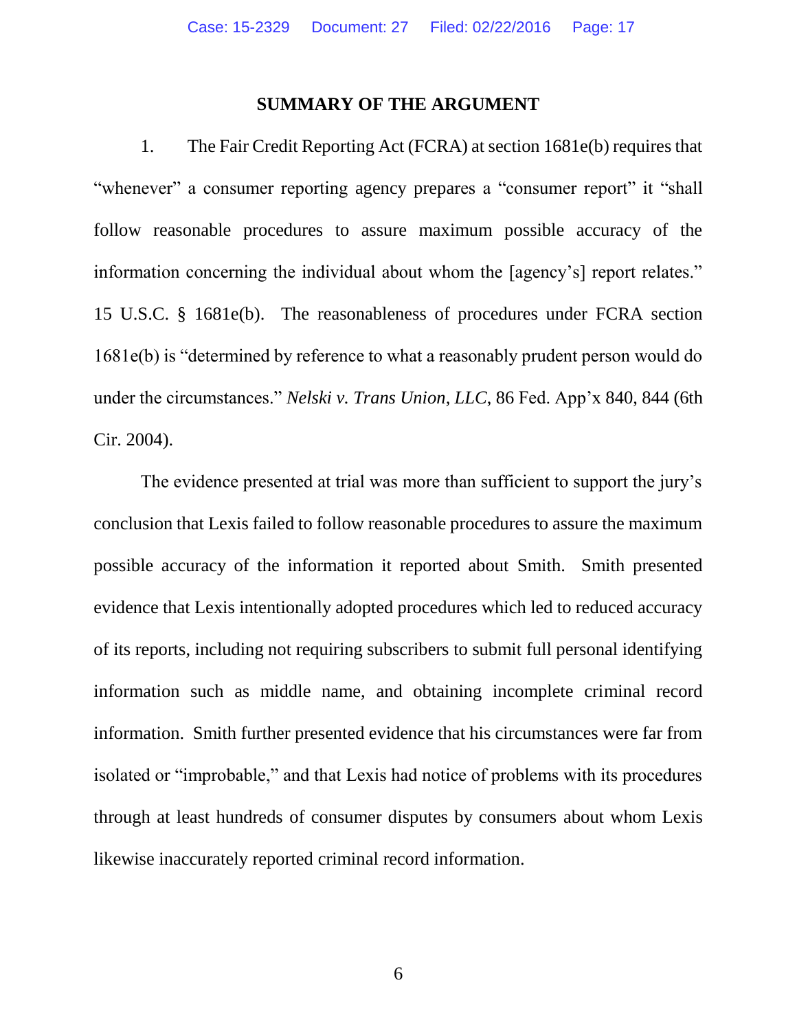## SUMMARY OF THE ARGUMENT

1. The Fair Credit Reporting Act (FCRA) at section 1681e(b) requires that "whenever" a consumer reporting agency prepares a "consumer report" it "shall follow reasonable procedures to assure maximum possible accuracy of the information concerning the individual about whom the [agency's] report relates." 15 U.S.C. § 1681e(b). The reasonableness of procedures under FCRA section 1681e(b) is "determined by reference to what a reasonably prudent person would do under the circumstances." *Nelski v. Trans Union, LLC*, 86 Fed. App'x 840, 844 (6th Cir. 2004).

The evidence presented at trial was more than sufficient to support the jury's conclusion that Lexis failed to follow reasonable procedures to assure the maximum possible accuracy of the information it reported about Smith. Smith presented evidence that Lexis intentionally adopted procedures which led to reduced accuracy of its reports, including not requiring subscribers to submit full personal identifying information such as middle name, and obtaining incomplete criminal record information. Smith further presented evidence that his circumstances were far from isolated or "improbable," and that Lexis had notice of problems with its procedures through at least hundreds of consumer disputes by consumers about whom Lexis likewise inaccurately reported criminal record information.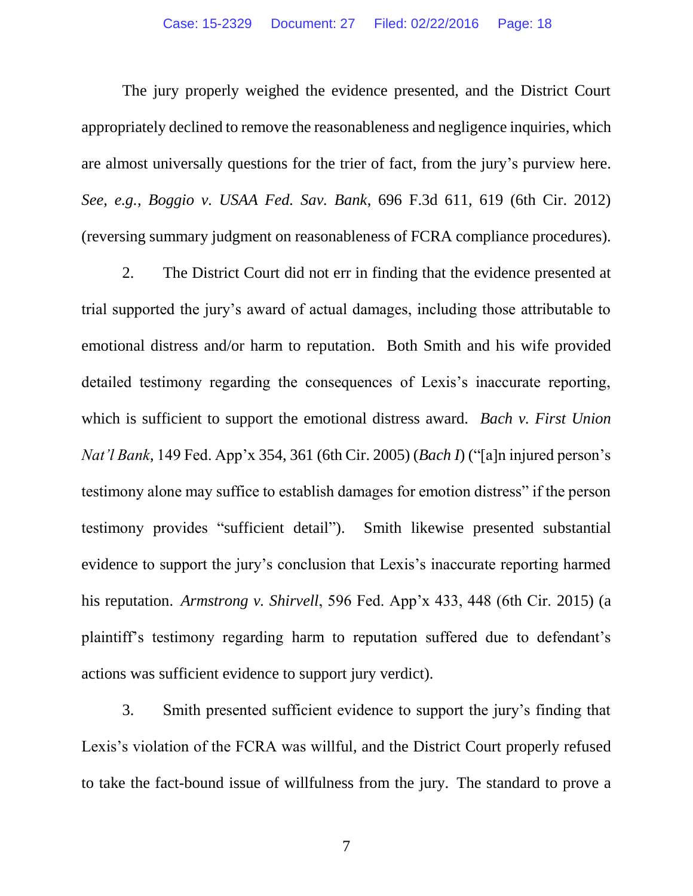The jury properly weighed the evidence presented, and the District Court appropriately declined to remove the reasonableness and negligence inquiries, which are almost universally questions for the trier of fact, from the jury's purview here. *See, e.g.*, *Boggio v. USAA Fed. Sav. Bank*, 696 F.3d 611, 619 (6th Cir. 2012) (reversing summary judgment on reasonableness of FCRA compliance procedures).

2. The District Court did not err in finding that the evidence presented at trial supported the jury's award of actual damages, including those attributable to emotional distress and/or harm to reputation. Both Smith and his wife provided detailed testimony regarding the consequences of Lexis's inaccurate reporting, which is sufficient to support the emotional distress award. *Bach v. First Union Nat'l Bank*, 149 Fed. App'x 354, 361 (6th Cir. 2005) (*Bach I*) ("[a]n injured person's testimony alone may suffice to establish damages for emotion distress" if the person testimony provides "sufficient detail"). Smith likewise presented substantial evidence to support the jury's conclusion that Lexis's inaccurate reporting harmed his reputation. *Armstrong v. Shirvell*, 596 Fed. App'x 433, 448 (6th Cir. 2015) (a plaintiff's testimony regarding harm to reputation suffered due to defendant's actions was sufficient evidence to support jury verdict).

3. Smith presented sufficient evidence to support the jury's finding that Lexis's violation of the FCRA was willful, and the District Court properly refused to take the fact-bound issue of willfulness from the jury. The standard to prove a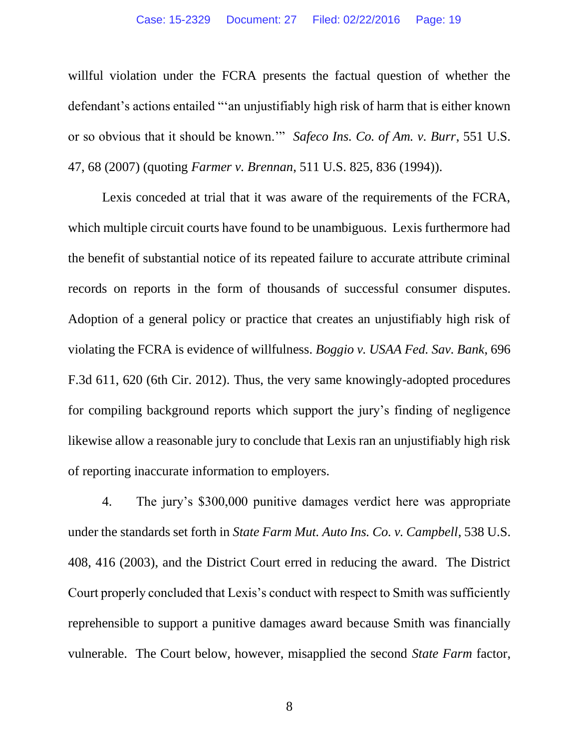willful violation under the FCRA presents the factual question of whether the defendant's actions entailed "'an unjustifiably high risk of harm that is either known or so obvious that it should be known.'" *Safeco Ins. Co. of Am. v. Burr*, 551 U.S. 47, 68 (2007) (quoting *Farmer v. Brennan*, 511 U.S. 825, 836 (1994)).

Lexis conceded at trial that it was aware of the requirements of the FCRA, which multiple circuit courts have found to be unambiguous. Lexis furthermore had the benefit of substantial notice of its repeated failure to accurate attribute criminal records on reports in the form of thousands of successful consumer disputes. Adoption of a general policy or practice that creates an unjustifiably high risk of violating the FCRA is evidence of willfulness. *Boggio v. USAA Fed. Sav. Bank*, 696 F.3d 611, 620 (6th Cir. 2012). Thus, the very same knowingly-adopted procedures for compiling background reports which support the jury's finding of negligence likewise allow a reasonable jury to conclude that Lexis ran an unjustifiably high risk of reporting inaccurate information to employers.

4. The jury's $300,000 punitive damages verdict here was appropriate under the standards set forth in *State Farm Mut. Auto Ins. Co. v. Campbell*, 538 U.S. 408, 416 (2003), and the District Court erred in reducing the award. The District Court properly concluded that Lexis's conduct with respect to Smith was sufficiently reprehensible to support a punitive damages award because Smith was financially vulnerable. The Court below, however, misapplied the second *State Farm* factor,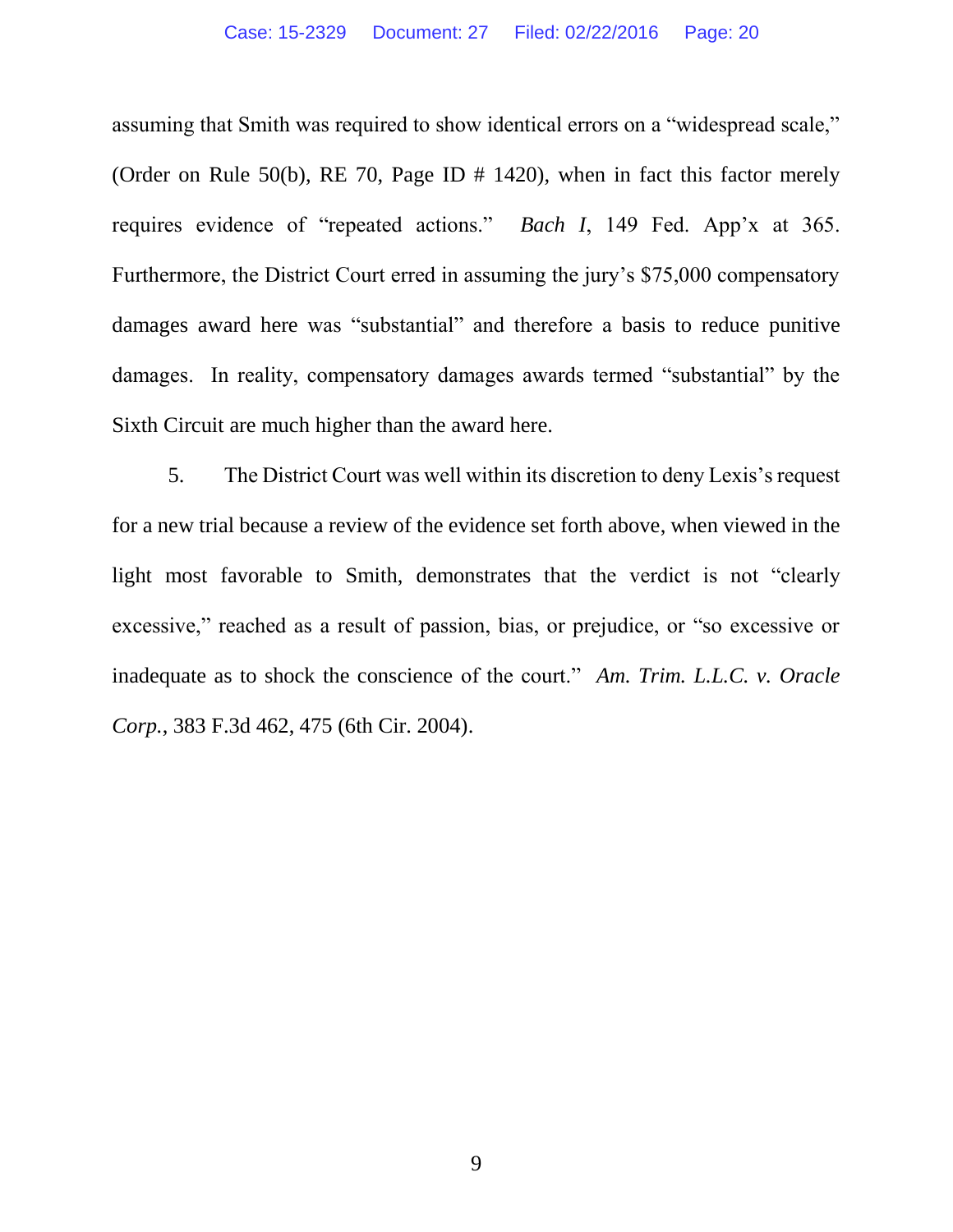assuming that Smith was required to show identical errors on a "widespread scale," (Order on Rule 50(b), RE 70, Page ID # 1420), when in fact this factor merely requires evidence of "repeated actions." *Bach I*, 149 Fed. App'x at 365. Furthermore, the District Court erred in assuming the jury's $75,000 compensatory damages award here was "substantial" and therefore a basis to reduce punitive damages. In reality, compensatory damages awards termed "substantial" by the Sixth Circuit are much higher than the award here.

5. The District Court was well within its discretion to deny Lexis's request for a new trial because a review of the evidence set forth above, when viewed in the light most favorable to Smith, demonstrates that the verdict is not "clearly excessive," reached as a result of passion, bias, or prejudice, or "so excessive or inadequate as to shock the conscience of the court." *Am. Trim. L.L.C. v. Oracle Corp.*, 383 F.3d 462, 475 (6th Cir. 2004).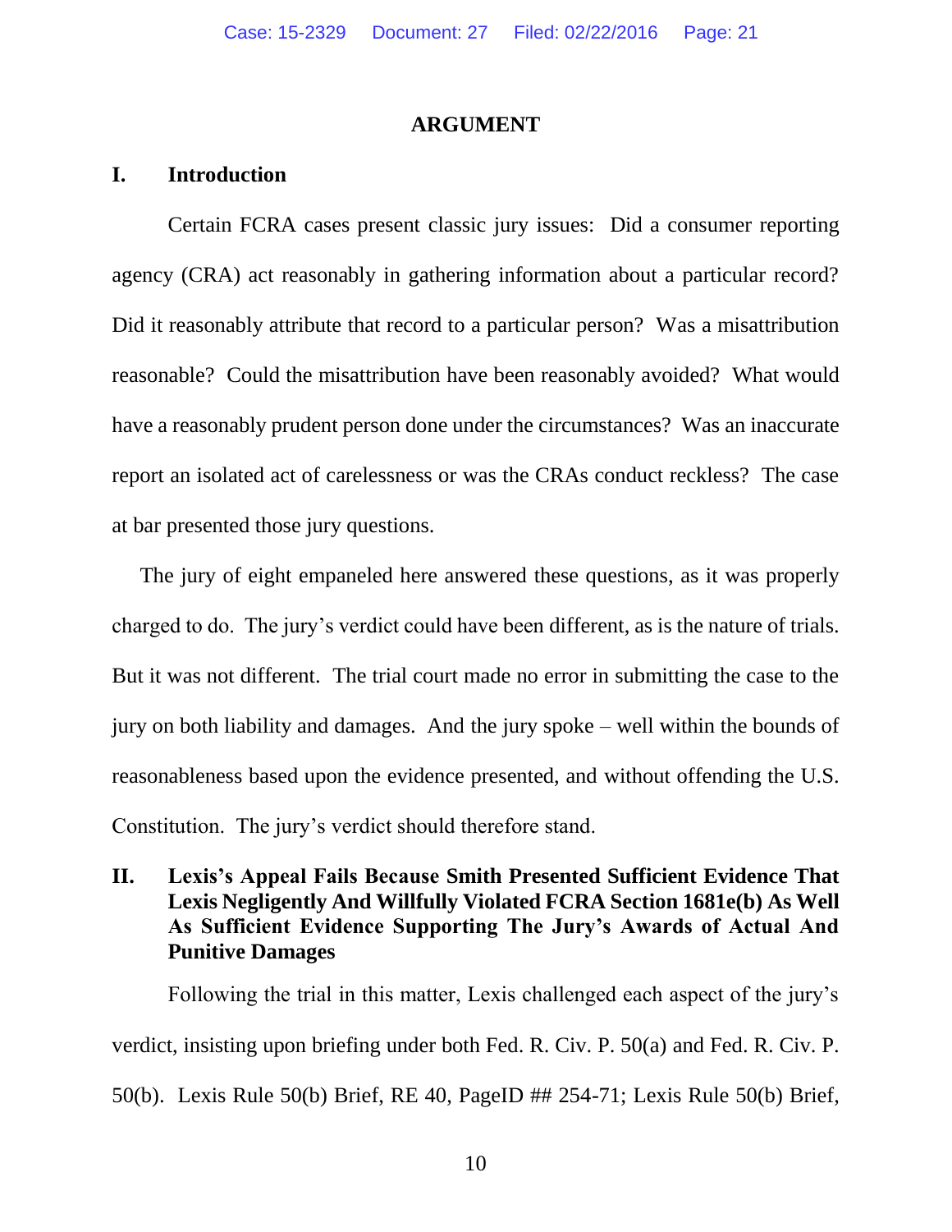## ARGUMENT

### I. Introduction

Certain FCRA cases present classic jury issues: Did a consumer reporting agency (CRA) act reasonably in gathering information about a particular record? Did it reasonably attribute that record to a particular person? Was a misattribution reasonable? Could the misattribution have been reasonably avoided? What would have a reasonably prudent person done under the circumstances? Was an inaccurate report an isolated act of carelessness or was the CRAs conduct reckless? The case at bar presented those jury questions.

The jury of eight empaneled here answered these questions, as it was properly charged to do. The jury's verdict could have been different, as is the nature of trials. But it was not different. The trial court made no error in submitting the case to the jury on both liability and damages. And the jury spoke – well within the bounds of reasonableness based upon the evidence presented, and without offending the U.S. Constitution. The jury's verdict should therefore stand.

### II. Lexis's Appeal Fails Because Smith Presented Sufficient Evidence That Lexis Negligently And Willfully Violated FCRA Section 1681e(b) As Well As Sufficient Evidence Supporting The Jury's Awards of Actual And Punitive Damages

Following the trial in this matter, Lexis challenged each aspect of the jury's verdict, insisting upon briefing under both Fed. R. Civ. P. 50(a) and Fed. R. Civ. P. 50(b). Lexis Rule 50(b) Brief, RE 40, PageID ## 254-71; Lexis Rule 50(b) Brief,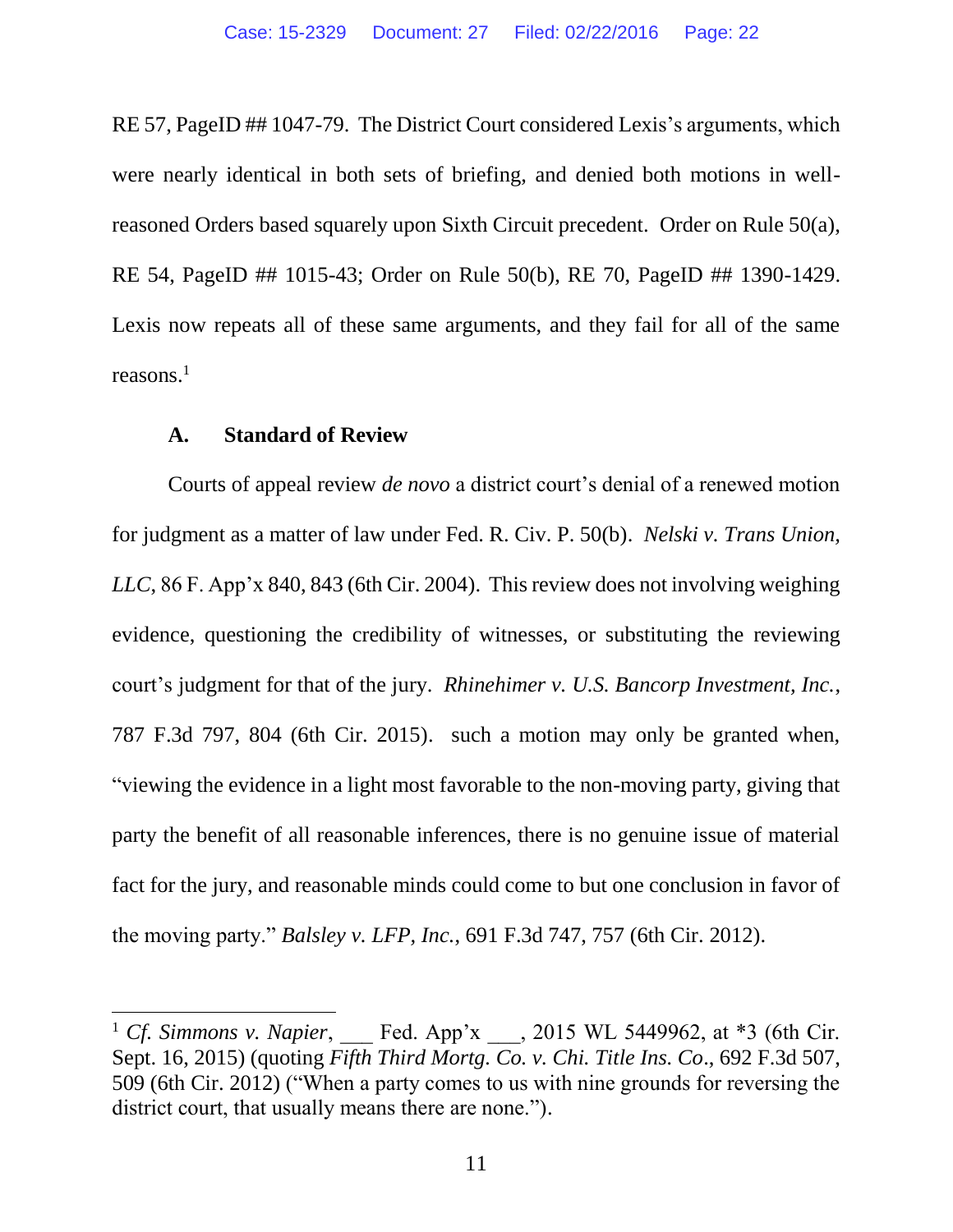RE 57, PageID ## 1047-79. The District Court considered Lexis's arguments, which were nearly identical in both sets of briefing, and denied both motions in well-reasoned Orders based squarely upon Sixth Circuit precedent. Order on Rule 50(a), RE 54, PageID ## 1015-43; Order on Rule 50(b), RE 70, PageID ## 1390-1429. Lexis now repeats all of these same arguments, and they fail for all of the same reasons.[1]

### A. Standard of Review

Courts of appeal review *de novo* a district court's denial of a renewed motion for judgment as a matter of law under Fed. R. Civ. P. 50(b). *Nelski v. Trans Union, LLC*, 86 F. App'x 840, 843 (6th Cir. 2004). This review does not involving weighing evidence, questioning the credibility of witnesses, or substituting the reviewing court's judgment for that of the jury. *Rhinehimer v. U.S. Bancorp Investment, Inc.*, 787 F.3d 797, 804 (6th Cir. 2015). such a motion may only be granted when, "viewing the evidence in a light most favorable to the non-moving party, giving that party the benefit of all reasonable inferences, there is no genuine issue of material fact for the jury, and reasonable minds could come to but one conclusion in favor of the moving party." *Balsley v. LFP, Inc.*, 691 F.3d 747, 757 (6th Cir. 2012).

---

[1] *Cf. Simmons v. Napier*, ___ Fed. App'x ___, 2015 WL 5449962, at *3 (6th Cir. Sept. 16, 2015) (quoting *Fifth Third Mortg. Co. v. Chi. Title Ins. Co*., 692 F.3d 507, 509 (6th Cir. 2012) ("When a party comes to us with nine grounds for reversing the district court, that usually means there are none.").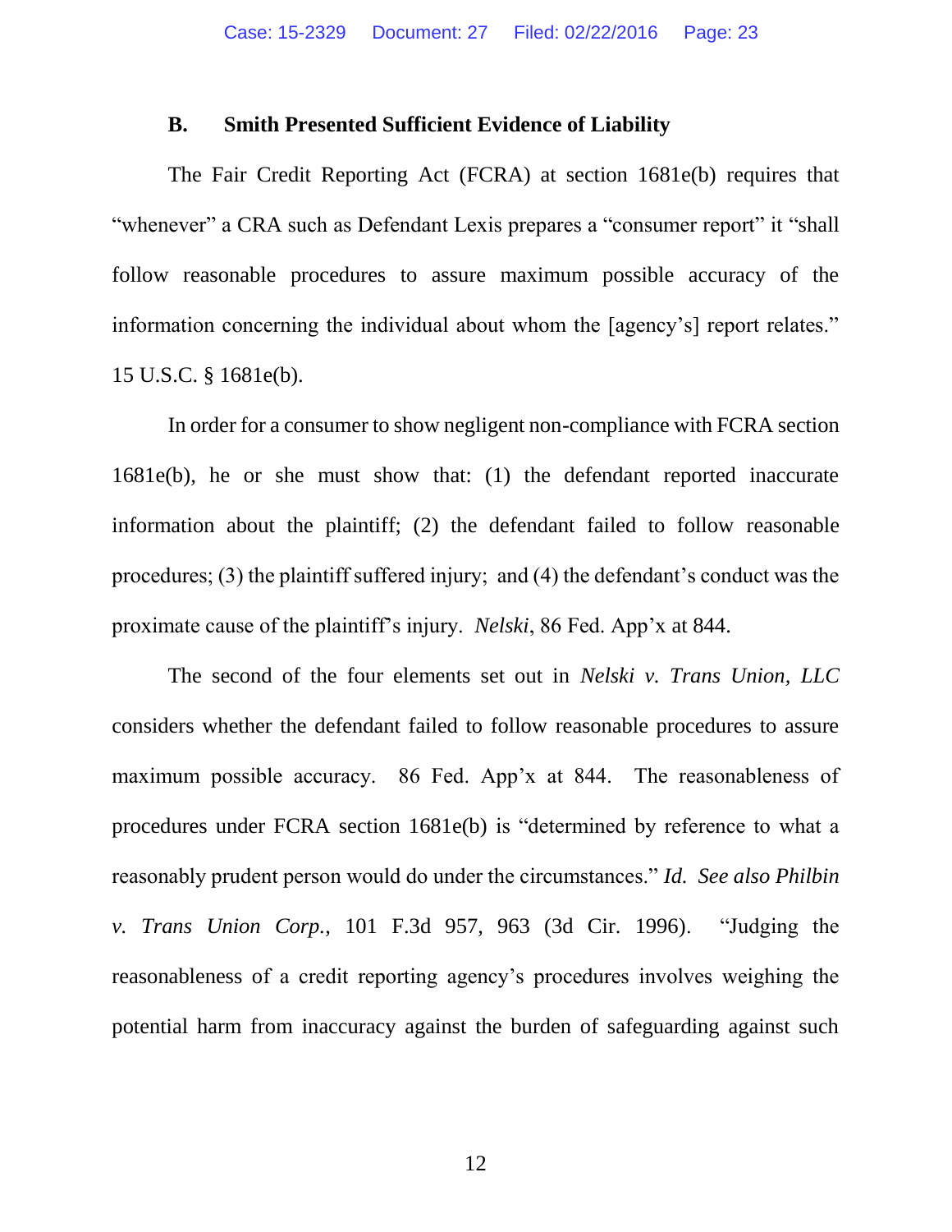### B. Smith Presented Sufficient Evidence of Liability

The Fair Credit Reporting Act (FCRA) at section 1681e(b) requires that "whenever" a CRA such as Defendant Lexis prepares a "consumer report" it "shall follow reasonable procedures to assure maximum possible accuracy of the information concerning the individual about whom the [agency's] report relates." 15 U.S.C. § 1681e(b).

In order for a consumer to show negligent non-compliance with FCRA section 1681e(b), he or she must show that: (1) the defendant reported inaccurate information about the plaintiff; (2) the defendant failed to follow reasonable procedures; (3) the plaintiff suffered injury; and (4) the defendant's conduct was the proximate cause of the plaintiff's injury. *Nelski*, 86 Fed. App'x at 844.

The second of the four elements set out in *Nelski v. Trans Union, LLC* considers whether the defendant failed to follow reasonable procedures to assure maximum possible accuracy. 86 Fed. App'x at 844. The reasonableness of procedures under FCRA section 1681e(b) is "determined by reference to what a reasonably prudent person would do under the circumstances." *Id. See also Philbin v. Trans Union Corp.*, 101 F.3d 957, 963 (3d Cir. 1996). "Judging the reasonableness of a credit reporting agency's procedures involves weighing the potential harm from inaccuracy against the burden of safeguarding against such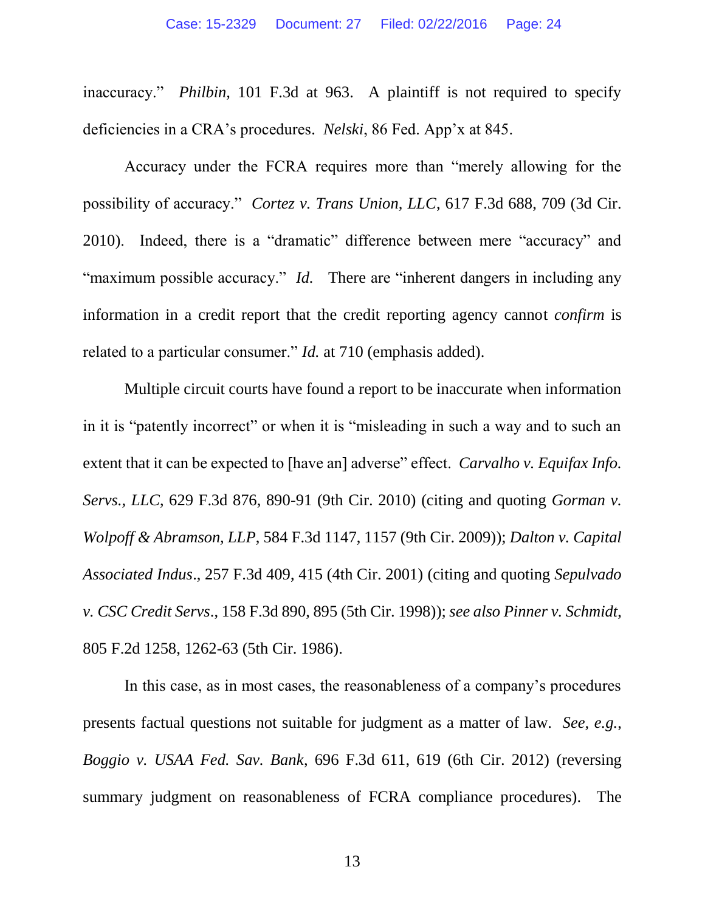inaccuracy." *Philbin,* 101 F.3d at 963. A plaintiff is not required to specify deficiencies in a CRA's procedures. *Nelski*, 86 Fed. App'x at 845.

Accuracy under the FCRA requires more than "merely allowing for the possibility of accuracy." *Cortez v. Trans Union, LLC*, 617 F.3d 688, 709 (3d Cir. 2010). Indeed, there is a "dramatic" difference between mere "accuracy" and "maximum possible accuracy." *Id.* There are "inherent dangers in including any information in a credit report that the credit reporting agency cannot *confirm* is related to a particular consumer." *Id.* at 710 (emphasis added).

Multiple circuit courts have found a report to be inaccurate when information in it is "patently incorrect" or when it is "misleading in such a way and to such an extent that it can be expected to [have an] adverse" effect. *Carvalho v. Equifax Info. Servs., LLC*, 629 F.3d 876, 890-91 (9th Cir. 2010) (citing and quoting *Gorman v. Wolpoff & Abramson, LLP*, 584 F.3d 1147, 1157 (9th Cir. 2009)); *Dalton v. Capital Associated Indus*., 257 F.3d 409, 415 (4th Cir. 2001) (citing and quoting *Sepulvado v. CSC Credit Servs*., 158 F.3d 890, 895 (5th Cir. 1998)); *see also Pinner v. Schmidt*, 805 F.2d 1258, 1262-63 (5th Cir. 1986).

In this case, as in most cases, the reasonableness of a company's procedures presents factual questions not suitable for judgment as a matter of law. *See, e.g.*, *Boggio v. USAA Fed. Sav. Bank*, 696 F.3d 611, 619 (6th Cir. 2012) (reversing summary judgment on reasonableness of FCRA compliance procedures). The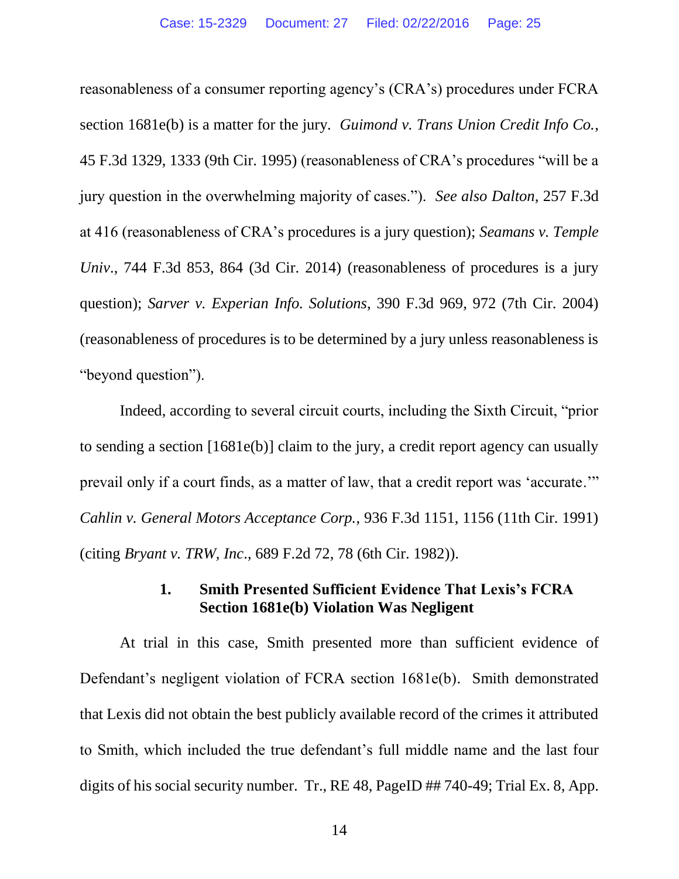reasonableness of a consumer reporting agency's (CRA's) procedures under FCRA section 1681e(b) is a matter for the jury. *Guimond v. Trans Union Credit Info Co.*, 45 F.3d 1329, 1333 (9th Cir. 1995) (reasonableness of CRA's procedures "will be a jury question in the overwhelming majority of cases."). *See also Dalton*, 257 F.3d at 416 (reasonableness of CRA's procedures is a jury question); *Seamans v. Temple Univ*., 744 F.3d 853, 864 (3d Cir. 2014) (reasonableness of procedures is a jury question); *Sarver v. Experian Info. Solutions*, 390 F.3d 969, 972 (7th Cir. 2004) (reasonableness of procedures is to be determined by a jury unless reasonableness is "beyond question").

Indeed, according to several circuit courts, including the Sixth Circuit, "prior to sending a section [1681e(b)] claim to the jury, a credit report agency can usually prevail only if a court finds, as a matter of law, that a credit report was 'accurate.'" *Cahlin v. General Motors Acceptance Corp.*, 936 F.3d 1151, 1156 (11th Cir. 1991) (citing *Bryant v. TRW, Inc*., 689 F.2d 72, 78 (6th Cir. 1982)).

### 1. Smith Presented Sufficient Evidence That Lexis's FCRA Section 1681e(b) Violation Was Negligent

At trial in this case, Smith presented more than sufficient evidence of Defendant's negligent violation of FCRA section 1681e(b). Smith demonstrated that Lexis did not obtain the best publicly available record of the crimes it attributed to Smith, which included the true defendant's full middle name and the last four digits of his social security number. Tr., RE 48, PageID ## 740-49; Trial Ex. 8, App.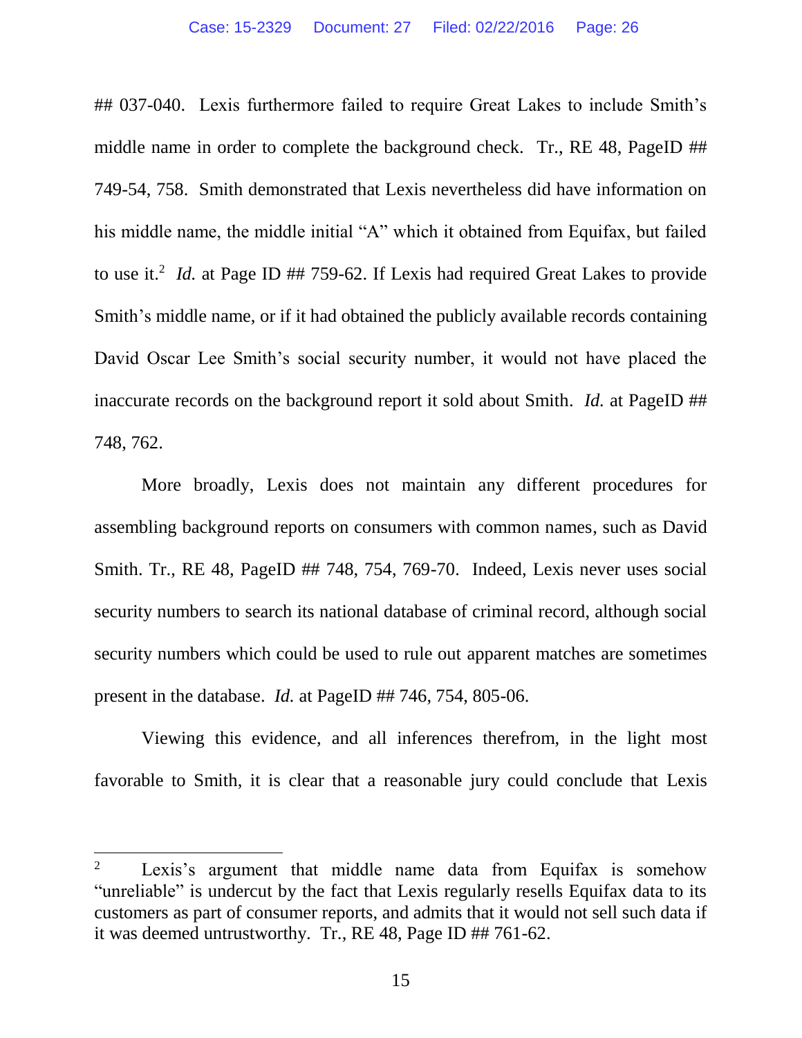## 037-040. Lexis furthermore failed to require Great Lakes to include Smith's middle name in order to complete the background check. Tr., RE 48, PageID ## 749-54, 758. Smith demonstrated that Lexis nevertheless did have information on his middle name, the middle initial "A" which it obtained from Equifax, but failed to use it.[2] *Id.* at Page ID ## 759-62. If Lexis had required Great Lakes to provide Smith's middle name, or if it had obtained the publicly available records containing David Oscar Lee Smith's social security number, it would not have placed the inaccurate records on the background report it sold about Smith. *Id.* at PageID ## 748, 762.

More broadly, Lexis does not maintain any different procedures for assembling background reports on consumers with common names, such as David Smith. Tr., RE 48, PageID ## 748, 754, 769-70. Indeed, Lexis never uses social security numbers to search its national database of criminal record, although social security numbers which could be used to rule out apparent matches are sometimes present in the database. *Id.* at PageID ## 746, 754, 805-06.

Viewing this evidence, and all inferences therefrom, in the light most favorable to Smith, it is clear that a reasonable jury could conclude that Lexis

---

[2] Lexis's argument that middle name data from Equifax is somehow "unreliable" is undercut by the fact that Lexis regularly resells Equifax data to its customers as part of consumer reports, and admits that it would not sell such data if it was deemed untrustworthy. Tr., RE 48, Page ID ## 761-62.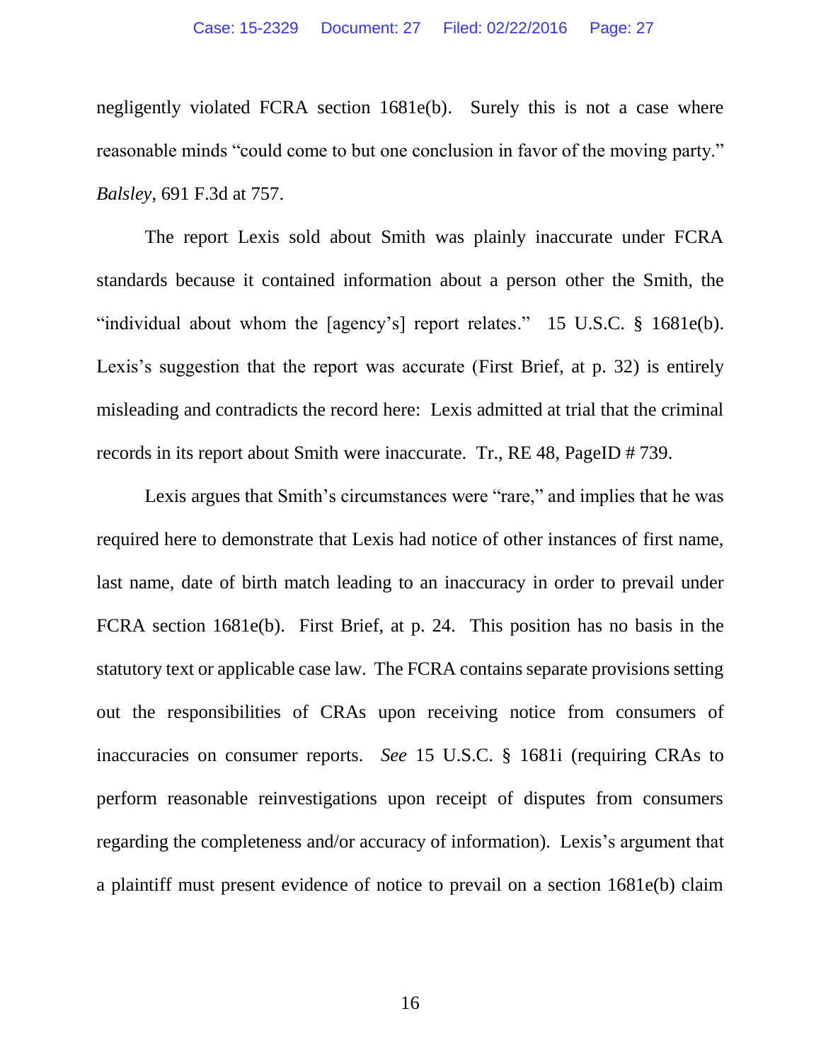negligently violated FCRA section 1681e(b). Surely this is not a case where reasonable minds "could come to but one conclusion in favor of the moving party." *Balsley*, 691 F.3d at 757.

The report Lexis sold about Smith was plainly inaccurate under FCRA standards because it contained information about a person other the Smith, the "individual about whom the [agency's] report relates." 15 U.S.C. § 1681e(b). Lexis's suggestion that the report was accurate (First Brief, at p. 32) is entirely misleading and contradicts the record here: Lexis admitted at trial that the criminal records in its report about Smith were inaccurate. Tr., RE 48, PageID # 739.

Lexis argues that Smith's circumstances were "rare," and implies that he was required here to demonstrate that Lexis had notice of other instances of first name, last name, date of birth match leading to an inaccuracy in order to prevail under FCRA section 1681e(b). First Brief, at p. 24. This position has no basis in the statutory text or applicable case law. The FCRA contains separate provisions setting out the responsibilities of CRAs upon receiving notice from consumers of inaccuracies on consumer reports. *See* 15 U.S.C. § 1681i (requiring CRAs to perform reasonable reinvestigations upon receipt of disputes from consumers regarding the completeness and/or accuracy of information). Lexis's argument that a plaintiff must present evidence of notice to prevail on a section 1681e(b) claim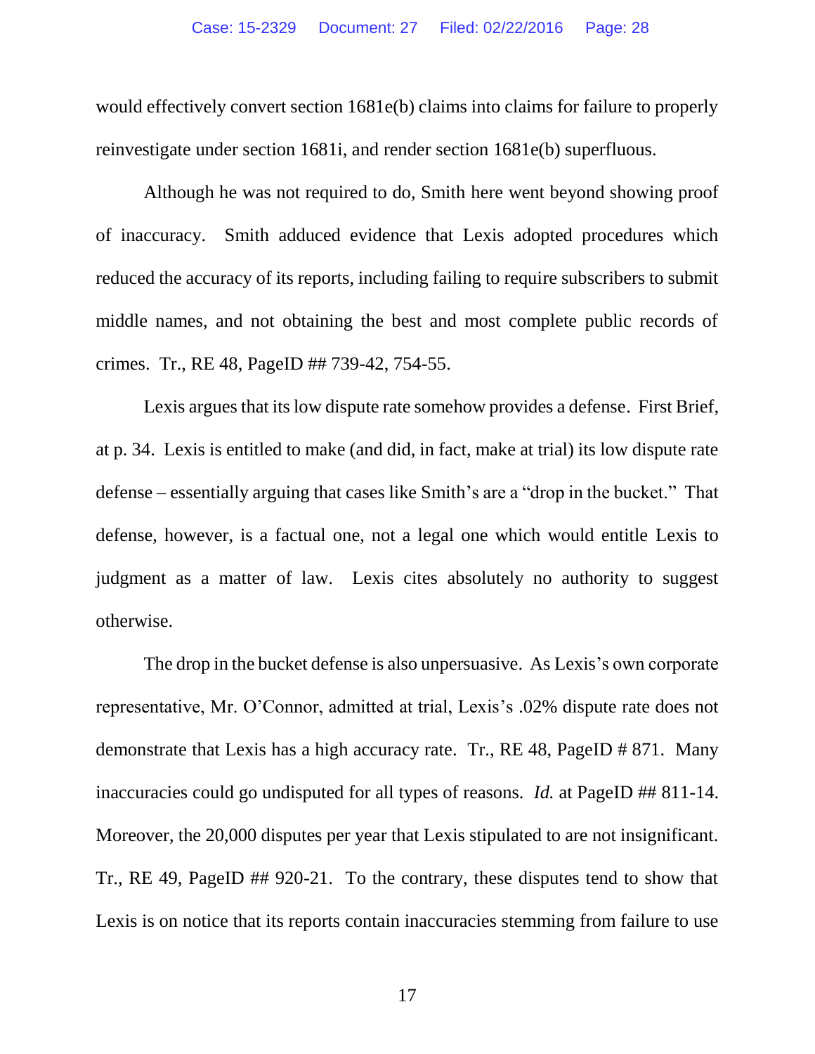would effectively convert section 1681e(b) claims into claims for failure to properly reinvestigate under section 1681i, and render section 1681e(b) superfluous.

Although he was not required to do, Smith here went beyond showing proof of inaccuracy. Smith adduced evidence that Lexis adopted procedures which reduced the accuracy of its reports, including failing to require subscribers to submit middle names, and not obtaining the best and most complete public records of crimes. Tr., RE 48, PageID ## 739-42, 754-55.

Lexis argues that its low dispute rate somehow provides a defense. First Brief, at p. 34. Lexis is entitled to make (and did, in fact, make at trial) its low dispute rate defense – essentially arguing that cases like Smith's are a "drop in the bucket." That defense, however, is a factual one, not a legal one which would entitle Lexis to judgment as a matter of law. Lexis cites absolutely no authority to suggest otherwise.

The drop in the bucket defense is also unpersuasive. As Lexis's own corporate representative, Mr. O'Connor, admitted at trial, Lexis's .02% dispute rate does not demonstrate that Lexis has a high accuracy rate. Tr., RE 48, PageID # 871. Many inaccuracies could go undisputed for all types of reasons. *Id.* at PageID ## 811-14. Moreover, the 20,000 disputes per year that Lexis stipulated to are not insignificant. Tr., RE 49, PageID ## 920-21. To the contrary, these disputes tend to show that Lexis is on notice that its reports contain inaccuracies stemming from failure to use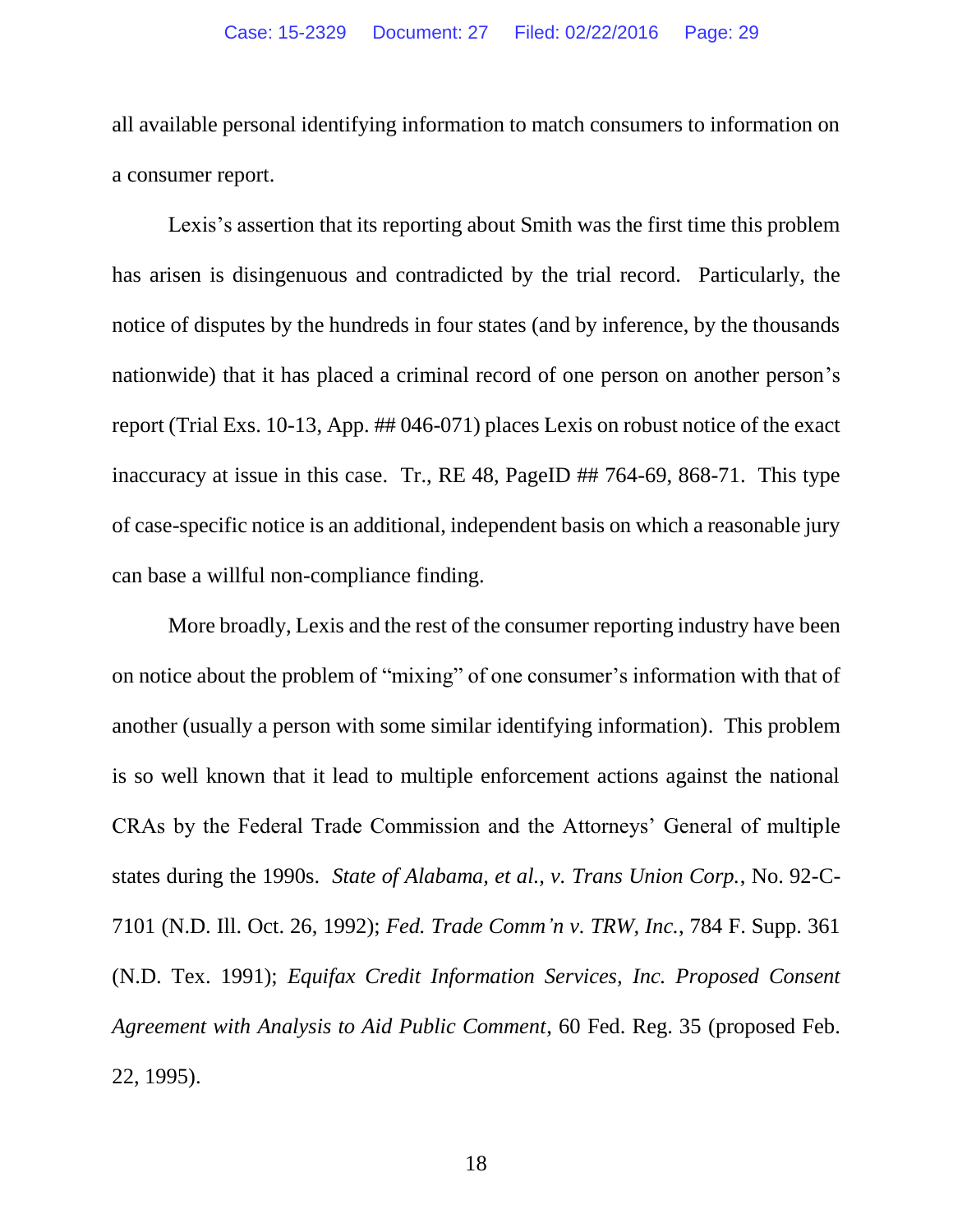all available personal identifying information to match consumers to information on a consumer report.

Lexis's assertion that its reporting about Smith was the first time this problem has arisen is disingenuous and contradicted by the trial record. Particularly, the notice of disputes by the hundreds in four states (and by inference, by the thousands nationwide) that it has placed a criminal record of one person on another person's report (Trial Exs. 10-13, App. ## 046-071) places Lexis on robust notice of the exact inaccuracy at issue in this case. Tr., RE 48, PageID ## 764-69, 868-71. This type of case-specific notice is an additional, independent basis on which a reasonable jury can base a willful non-compliance finding.

More broadly, Lexis and the rest of the consumer reporting industry have been on notice about the problem of "mixing" of one consumer's information with that of another (usually a person with some similar identifying information). This problem is so well known that it lead to multiple enforcement actions against the national CRAs by the Federal Trade Commission and the Attorneys' General of multiple states during the 1990s. *State of Alabama, et al., v. Trans Union Corp.*, No. 92-C-7101 (N.D. Ill. Oct. 26, 1992); *Fed. Trade Comm'n v. TRW, Inc.*, 784 F. Supp. 361 (N.D. Tex. 1991); *Equifax Credit Information Services, Inc. Proposed Consent Agreement with Analysis to Aid Public Comment*, 60 Fed. Reg. 35 (proposed Feb. 22, 1995).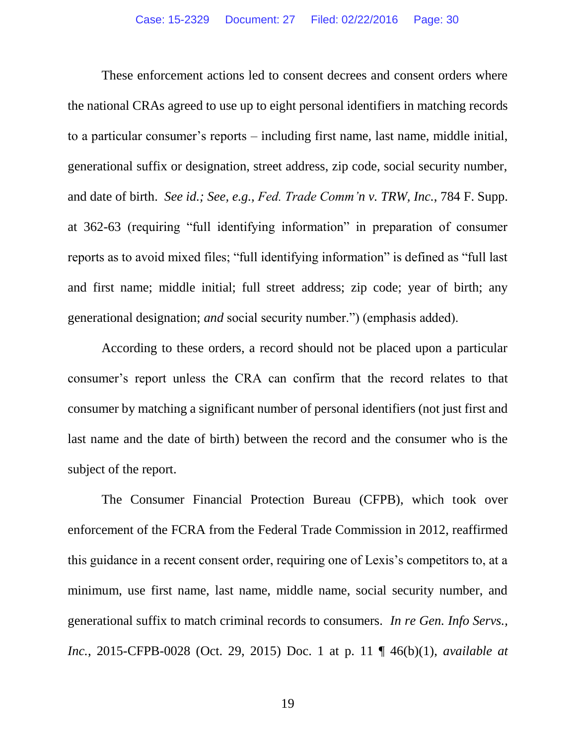These enforcement actions led to consent decrees and consent orders where the national CRAs agreed to use up to eight personal identifiers in matching records to a particular consumer's reports – including first name, last name, middle initial, generational suffix or designation, street address, zip code, social security number, and date of birth. *See id.; See, e.g.*, *Fed. Trade Comm'n v. TRW, Inc.*, 784 F. Supp. at 362-63 (requiring "full identifying information" in preparation of consumer reports as to avoid mixed files; "full identifying information" is defined as "full last and first name; middle initial; full street address; zip code; year of birth; any generational designation; *and* social security number.") (emphasis added).

According to these orders, a record should not be placed upon a particular consumer's report unless the CRA can confirm that the record relates to that consumer by matching a significant number of personal identifiers (not just first and last name and the date of birth) between the record and the consumer who is the subject of the report.

The Consumer Financial Protection Bureau (CFPB), which took over enforcement of the FCRA from the Federal Trade Commission in 2012, reaffirmed this guidance in a recent consent order, requiring one of Lexis's competitors to, at a minimum, use first name, last name, middle name, social security number, and generational suffix to match criminal records to consumers. *In re Gen. Info Servs., Inc.*, 2015-CFPB-0028 (Oct. 29, 2015) Doc. 1 at p. 11 ¶ 46(b)(1), *available at*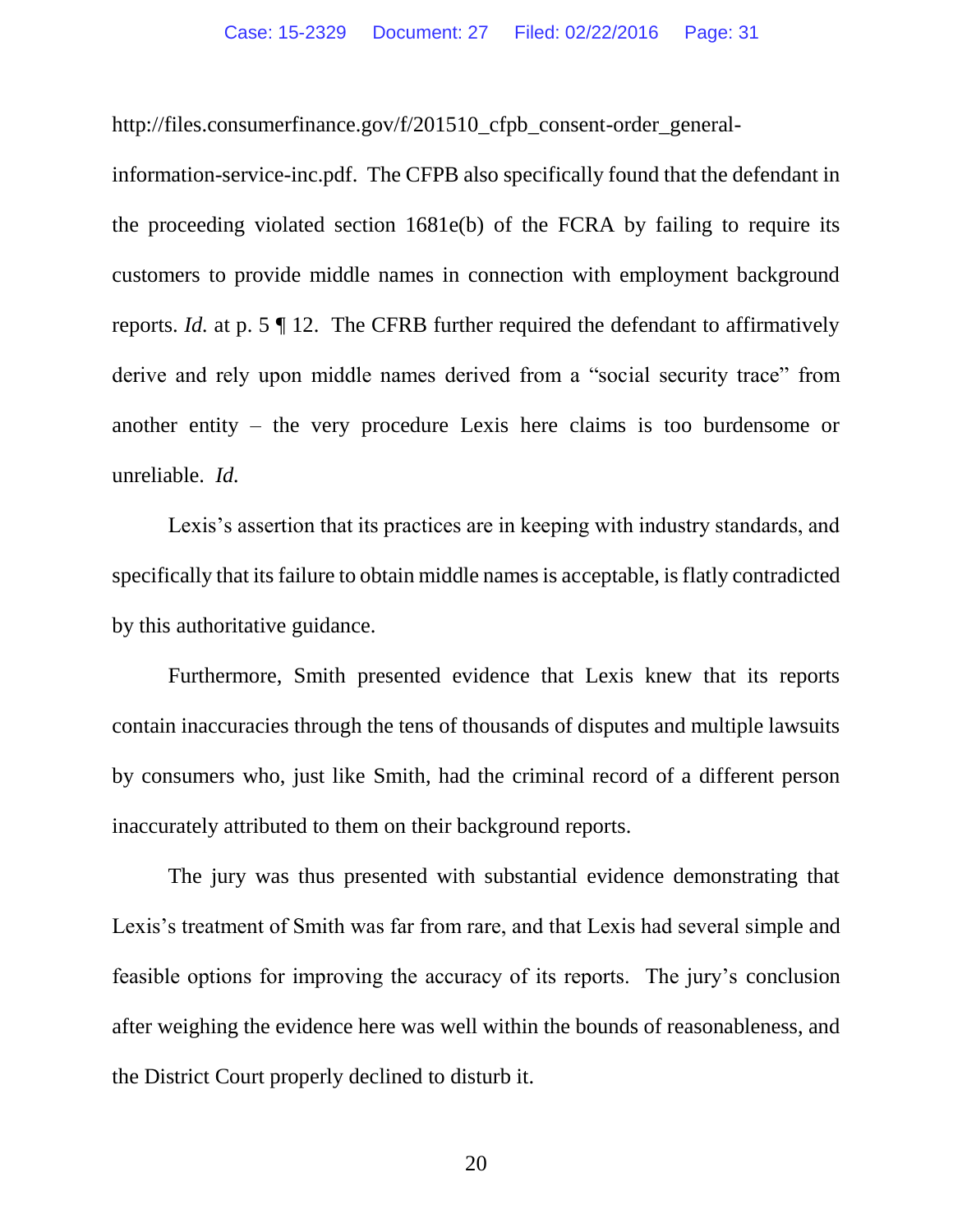http://files.consumerfinance.gov/f/201510_cfpb_consent-order_general-information-service-inc.pdf. The CFPB also specifically found that the defendant in the proceeding violated section 1681e(b) of the FCRA by failing to require its customers to provide middle names in connection with employment background reports. *Id.* at p. 5 ¶ 12. The CFRB further required the defendant to affirmatively derive and rely upon middle names derived from a "social security trace" from another entity – the very procedure Lexis here claims is too burdensome or unreliable. *Id.*

Lexis's assertion that its practices are in keeping with industry standards, and specifically that its failure to obtain middle names is acceptable, is flatly contradicted by this authoritative guidance.

Furthermore, Smith presented evidence that Lexis knew that its reports contain inaccuracies through the tens of thousands of disputes and multiple lawsuits by consumers who, just like Smith, had the criminal record of a different person inaccurately attributed to them on their background reports.

The jury was thus presented with substantial evidence demonstrating that Lexis's treatment of Smith was far from rare, and that Lexis had several simple and feasible options for improving the accuracy of its reports. The jury's conclusion after weighing the evidence here was well within the bounds of reasonableness, and the District Court properly declined to disturb it.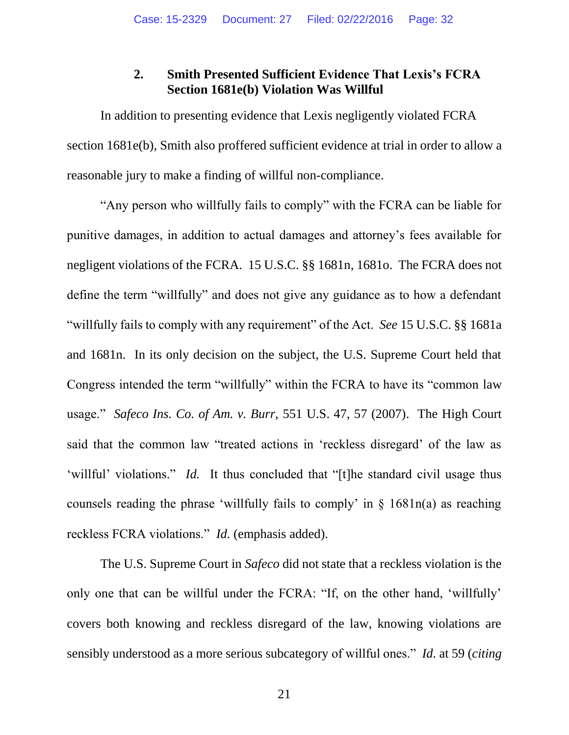### 2. Smith Presented Sufficient Evidence That Lexis's FCRA Section 1681e(b) Violation Was Willful

In addition to presenting evidence that Lexis negligently violated FCRA section 1681e(b), Smith also proffered sufficient evidence at trial in order to allow a reasonable jury to make a finding of willful non-compliance.

"Any person who willfully fails to comply" with the FCRA can be liable for punitive damages, in addition to actual damages and attorney's fees available for negligent violations of the FCRA. 15 U.S.C. §§ 1681n, 1681o. The FCRA does not define the term "willfully" and does not give any guidance as to how a defendant "willfully fails to comply with any requirement" of the Act. *See* 15 U.S.C. §§ 1681a and 1681n. In its only decision on the subject, the U.S. Supreme Court held that Congress intended the term "willfully" within the FCRA to have its "common law usage." *Safeco Ins. Co. of Am. v. Burr,* 551 U.S. 47, 57 (2007). The High Court said that the common law "treated actions in 'reckless disregard' of the law as 'willful' violations." *Id.* It thus concluded that "[t]he standard civil usage thus counsels reading the phrase 'willfully fails to comply' in § 1681n(a) as reaching reckless FCRA violations." *Id.* (emphasis added).

The U.S. Supreme Court in *Safeco* did not state that a reckless violation is the only one that can be willful under the FCRA: "If, on the other hand, 'willfully' covers both knowing and reckless disregard of the law, knowing violations are sensibly understood as a more serious subcategory of willful ones." *Id.* at 59 (*citing*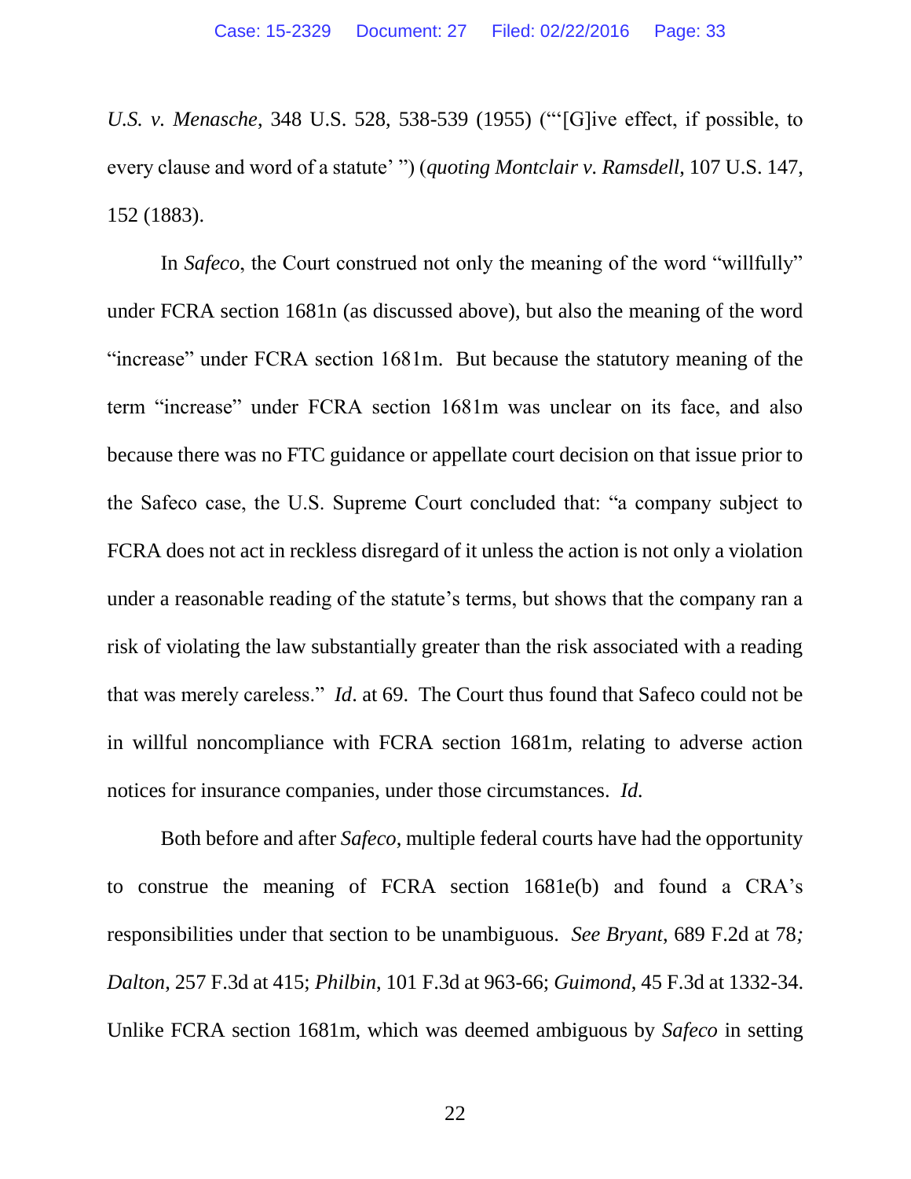*U.S. v. Menasche*, 348 U.S. 528, 538-539 (1955) ("'[G]ive effect, if possible, to every clause and word of a statute' ") (*quoting Montclair v. Ramsdell*, 107 U.S. 147, 152 (1883).

In *Safeco*, the Court construed not only the meaning of the word "willfully" under FCRA section 1681n (as discussed above), but also the meaning of the word "increase" under FCRA section 1681m. But because the statutory meaning of the term "increase" under FCRA section 1681m was unclear on its face, and also because there was no FTC guidance or appellate court decision on that issue prior to the Safeco case, the U.S. Supreme Court concluded that: "a company subject to FCRA does not act in reckless disregard of it unless the action is not only a violation under a reasonable reading of the statute's terms, but shows that the company ran a risk of violating the law substantially greater than the risk associated with a reading that was merely careless." *Id*. at 69. The Court thus found that Safeco could not be in willful noncompliance with FCRA section 1681m, relating to adverse action notices for insurance companies, under those circumstances. *Id.*

Both before and after *Safeco*, multiple federal courts have had the opportunity to construe the meaning of FCRA section 1681e(b) and found a CRA's responsibilities under that section to be unambiguous. *See Bryant*, 689 F.2d at 78*; Dalton*, 257 F.3d at 415; *Philbin*, 101 F.3d at 963-66; *Guimond*, 45 F.3d at 1332-34. Unlike FCRA section 1681m, which was deemed ambiguous by *Safeco* in setting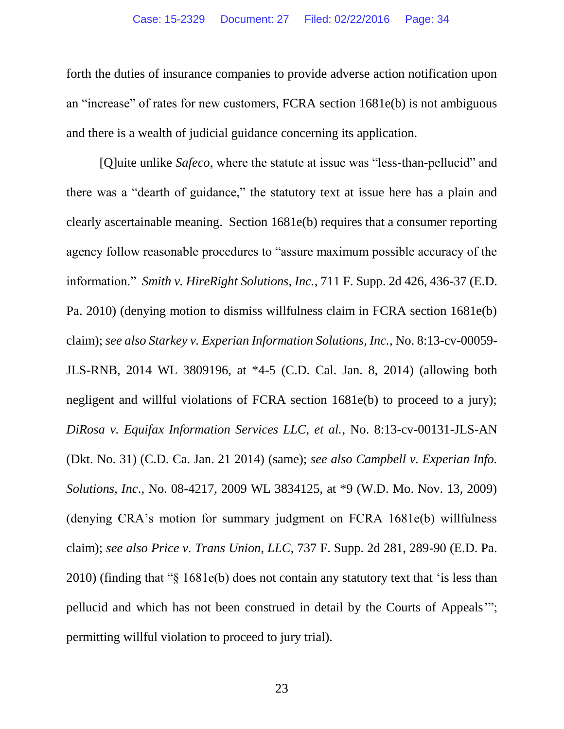forth the duties of insurance companies to provide adverse action notification upon an "increase" of rates for new customers, FCRA section 1681e(b) is not ambiguous and there is a wealth of judicial guidance concerning its application.

[Q]uite unlike *Safeco*, where the statute at issue was "less-than-pellucid" and there was a "dearth of guidance," the statutory text at issue here has a plain and clearly ascertainable meaning. Section 1681e(b) requires that a consumer reporting agency follow reasonable procedures to "assure maximum possible accuracy of the information." *Smith v. HireRight Solutions, Inc.*, 711 F. Supp. 2d 426, 436-37 (E.D. Pa. 2010) (denying motion to dismiss willfulness claim in FCRA section 1681e(b) claim); *see also Starkey v. Experian Information Solutions, Inc.*, No. 8:13-cv-00059-JLS-RNB, 2014 WL 3809196, at *4-5 (C.D. Cal. Jan. 8, 2014) (allowing both negligent and willful violations of FCRA section 1681e(b) to proceed to a jury); *DiRosa v. Equifax Information Services LLC, et al.*, No. 8:13-cv-00131-JLS-AN (Dkt. No. 31) (C.D. Ca. Jan. 21 2014) (same); *see also Campbell v. Experian Info. Solutions, Inc*., No. 08-4217, 2009 WL 3834125, at *9 (W.D. Mo. Nov. 13, 2009) (denying CRA's motion for summary judgment on FCRA 1681e(b) willfulness claim); *see also Price v. Trans Union, LLC*, 737 F. Supp. 2d 281, 289-90 (E.D. Pa. 2010) (finding that "§ 1681e(b) does not contain any statutory text that 'is less than pellucid and which has not been construed in detail by the Courts of Appeals'"; permitting willful violation to proceed to jury trial).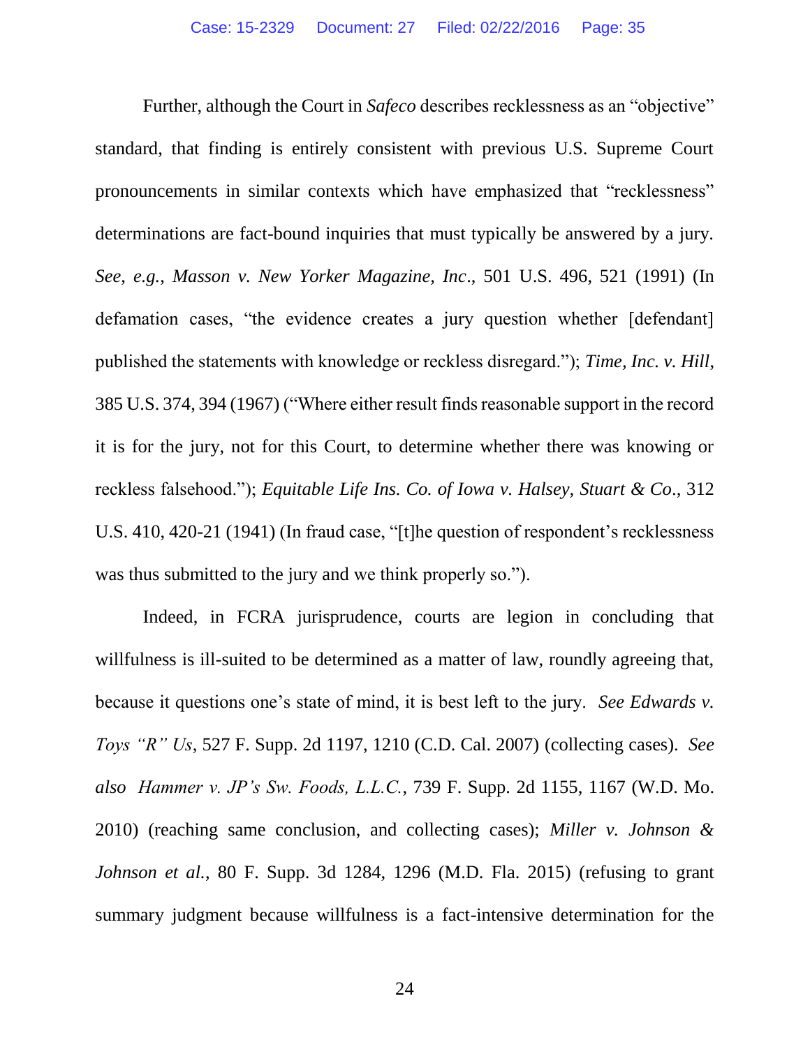Further, although the Court in *Safeco* describes recklessness as an "objective" standard, that finding is entirely consistent with previous U.S. Supreme Court pronouncements in similar contexts which have emphasized that "recklessness" determinations are fact-bound inquiries that must typically be answered by a jury. *See, e.g., Masson v. New Yorker Magazine, Inc*., 501 U.S. 496, 521 (1991) (In defamation cases, "the evidence creates a jury question whether [defendant] published the statements with knowledge or reckless disregard."); *Time, Inc. v. Hill*, 385 U.S. 374, 394 (1967) ("Where either result finds reasonable support in the record it is for the jury, not for this Court, to determine whether there was knowing or reckless falsehood."); *Equitable Life Ins. Co. of Iowa v. Halsey, Stuart & Co*., 312 U.S. 410, 420-21 (1941) (In fraud case, "[t]he question of respondent's recklessness was thus submitted to the jury and we think properly so.").

Indeed, in FCRA jurisprudence, courts are legion in concluding that willfulness is ill-suited to be determined as a matter of law, roundly agreeing that, because it questions one's state of mind, it is best left to the jury. *See Edwards v. Toys "R" Us*, 527 F. Supp. 2d 1197, 1210 (C.D. Cal. 2007) (collecting cases). *See also Hammer v. JP's Sw. Foods, L.L.C.*, 739 F. Supp. 2d 1155, 1167 (W.D. Mo. 2010) (reaching same conclusion, and collecting cases); *Miller v. Johnson & Johnson et al.*, 80 F. Supp. 3d 1284, 1296 (M.D. Fla. 2015) (refusing to grant summary judgment because willfulness is a fact-intensive determination for the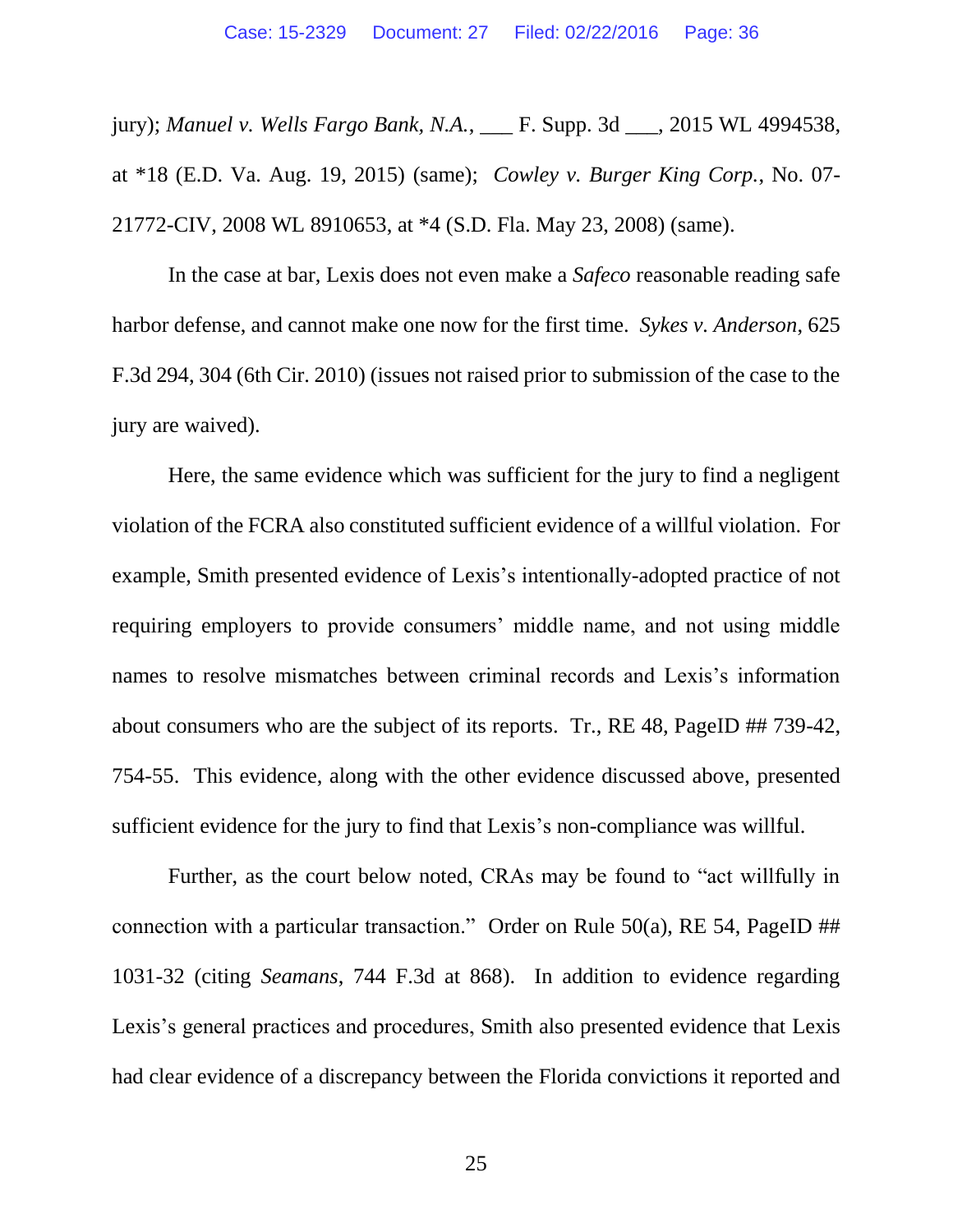jury); *Manuel v. Wells Fargo Bank, N.A.*, ___ F. Supp. 3d ___, 2015 WL 4994538, at *18 (E.D. Va. Aug. 19, 2015) (same); *Cowley v. Burger King Corp.*, No. 07-21772-CIV, 2008 WL 8910653, at *4 (S.D. Fla. May 23, 2008) (same).

In the case at bar, Lexis does not even make a *Safeco* reasonable reading safe harbor defense, and cannot make one now for the first time. *Sykes v. Anderson*, 625 F.3d 294, 304 (6th Cir. 2010) (issues not raised prior to submission of the case to the jury are waived).

Here, the same evidence which was sufficient for the jury to find a negligent violation of the FCRA also constituted sufficient evidence of a willful violation. For example, Smith presented evidence of Lexis's intentionally-adopted practice of not requiring employers to provide consumers' middle name, and not using middle names to resolve mismatches between criminal records and Lexis's information about consumers who are the subject of its reports. Tr., RE 48, PageID ## 739-42, 754-55. This evidence, along with the other evidence discussed above, presented sufficient evidence for the jury to find that Lexis's non-compliance was willful.

Further, as the court below noted, CRAs may be found to "act willfully in connection with a particular transaction." Order on Rule 50(a), RE 54, PageID ## 1031-32 (citing *Seamans*, 744 F.3d at 868). In addition to evidence regarding Lexis's general practices and procedures, Smith also presented evidence that Lexis had clear evidence of a discrepancy between the Florida convictions it reported and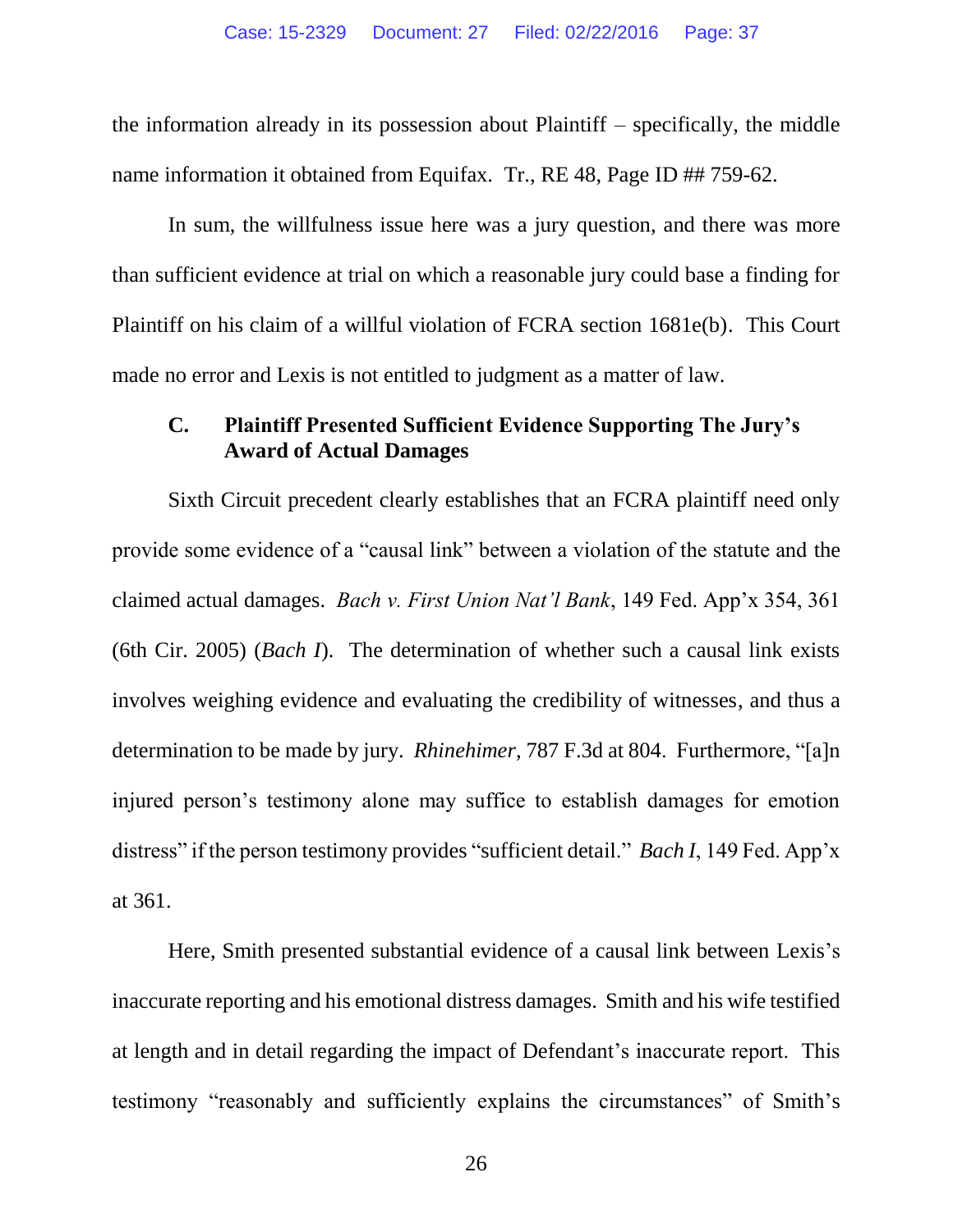the information already in its possession about Plaintiff – specifically, the middle name information it obtained from Equifax. Tr., RE 48, Page ID ## 759-62.

In sum, the willfulness issue here was a jury question, and there was more than sufficient evidence at trial on which a reasonable jury could base a finding for Plaintiff on his claim of a willful violation of FCRA section 1681e(b). This Court made no error and Lexis is not entitled to judgment as a matter of law.

### C. Plaintiff Presented Sufficient Evidence Supporting The Jury's Award of Actual Damages

Sixth Circuit precedent clearly establishes that an FCRA plaintiff need only provide some evidence of a "causal link" between a violation of the statute and the claimed actual damages. *Bach v. First Union Nat'l Bank*, 149 Fed. App'x 354, 361 (6th Cir. 2005) (*Bach I*). The determination of whether such a causal link exists involves weighing evidence and evaluating the credibility of witnesses, and thus a determination to be made by jury. *Rhinehimer*, 787 F.3d at 804. Furthermore, "[a]n injured person's testimony alone may suffice to establish damages for emotion distress" if the person testimony provides "sufficient detail." *Bach I*, 149 Fed. App'x at 361.

Here, Smith presented substantial evidence of a causal link between Lexis's inaccurate reporting and his emotional distress damages. Smith and his wife testified at length and in detail regarding the impact of Defendant's inaccurate report. This testimony "reasonably and sufficiently explains the circumstances" of Smith's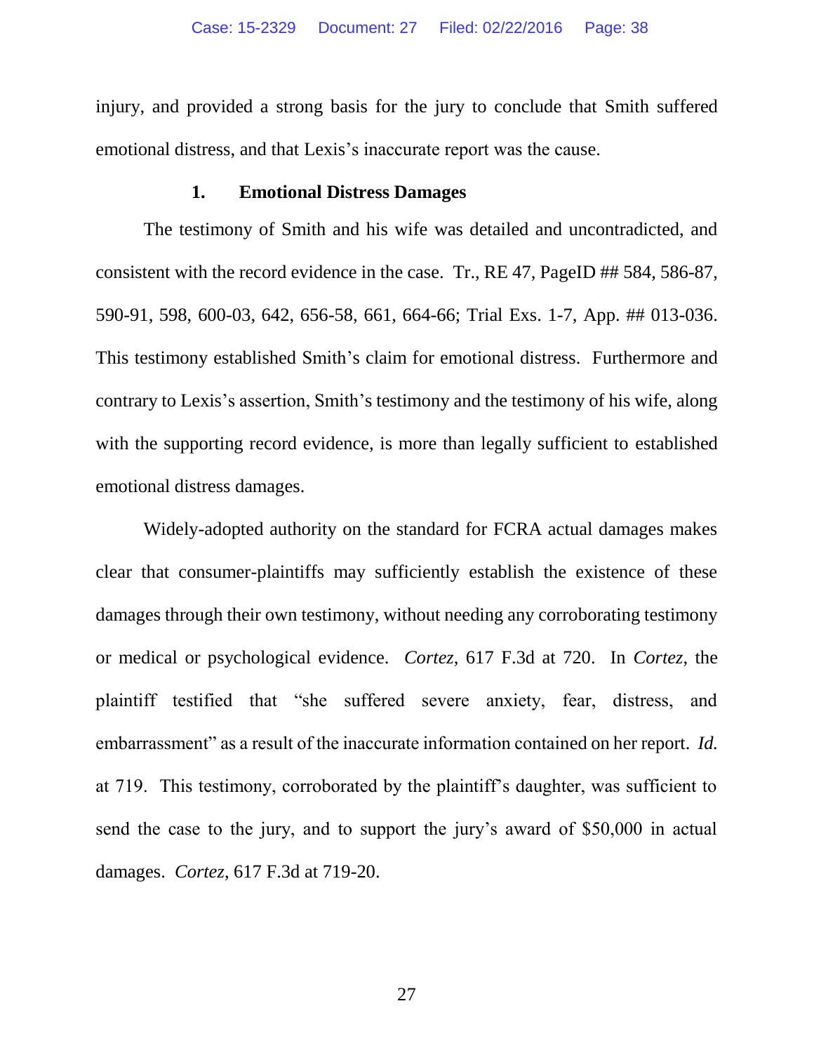injury, and provided a strong basis for the jury to conclude that Smith suffered emotional distress, and that Lexis's inaccurate report was the cause.

### 1. Emotional Distress Damages

The testimony of Smith and his wife was detailed and uncontradicted, and consistent with the record evidence in the case. Tr., RE 47, PageID ## 584, 586-87, 590-91, 598, 600-03, 642, 656-58, 661, 664-66; Trial Exs. 1-7, App. ## 013-036. This testimony established Smith's claim for emotional distress. Furthermore and contrary to Lexis's assertion, Smith's testimony and the testimony of his wife, along with the supporting record evidence, is more than legally sufficient to established emotional distress damages.

Widely-adopted authority on the standard for FCRA actual damages makes clear that consumer-plaintiffs may sufficiently establish the existence of these damages through their own testimony, without needing any corroborating testimony or medical or psychological evidence. *Cortez*, 617 F.3d at 720. In *Cortez*, the plaintiff testified that "she suffered severe anxiety, fear, distress, and embarrassment" as a result of the inaccurate information contained on her report. *Id.* at 719. This testimony, corroborated by the plaintiff's daughter, was sufficient to send the case to the jury, and to support the jury's award of $50,000 in actual damages. *Cortez*, 617 F.3d at 719-20.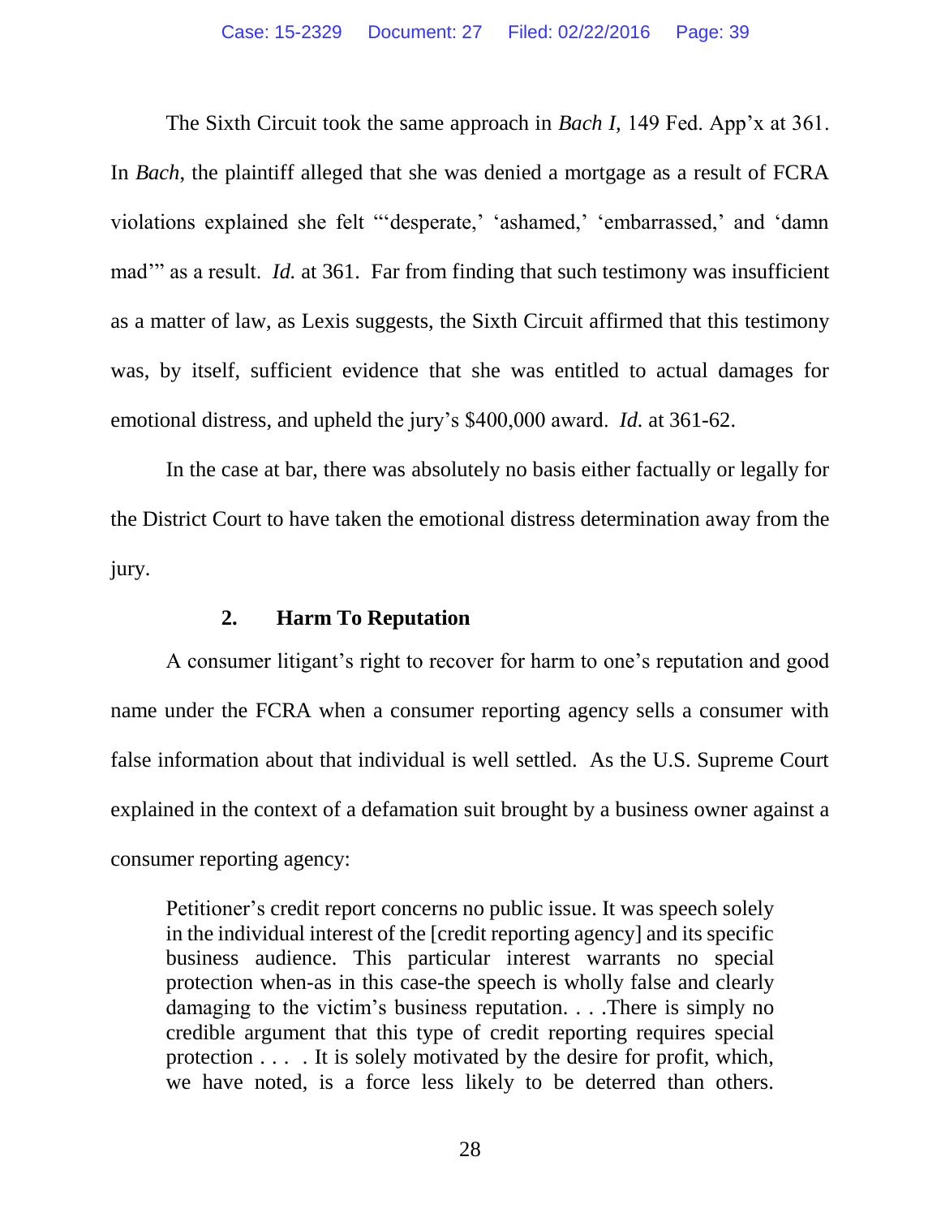The Sixth Circuit took the same approach in *Bach I,* 149 Fed. App'x at 361. In *Bach*, the plaintiff alleged that she was denied a mortgage as a result of FCRA violations explained she felt "'desperate,' 'ashamed,' 'embarrassed,' and 'damn mad'" as a result. *Id.* at 361. Far from finding that such testimony was insufficient as a matter of law, as Lexis suggests, the Sixth Circuit affirmed that this testimony was, by itself, sufficient evidence that she was entitled to actual damages for emotional distress, and upheld the jury's $400,000 award. *Id.* at 361-62.

In the case at bar, there was absolutely no basis either factually or legally for the District Court to have taken the emotional distress determination away from the jury.

### 2. Harm To Reputation

A consumer litigant's right to recover for harm to one's reputation and good name under the FCRA when a consumer reporting agency sells a consumer with false information about that individual is well settled. As the U.S. Supreme Court explained in the context of a defamation suit brought by a business owner against a consumer reporting agency:

> Petitioner's credit report concerns no public issue. It was speech solely in the individual interest of the [credit reporting agency] and its specific business audience. This particular interest warrants no special protection when-as in this case-the speech is wholly false and clearly damaging to the victim's business reputation. . . .There is simply no credible argument that this type of credit reporting requires special protection . . . . It is solely motivated by the desire for profit, which, we have noted, is a force less likely to be deterred than others.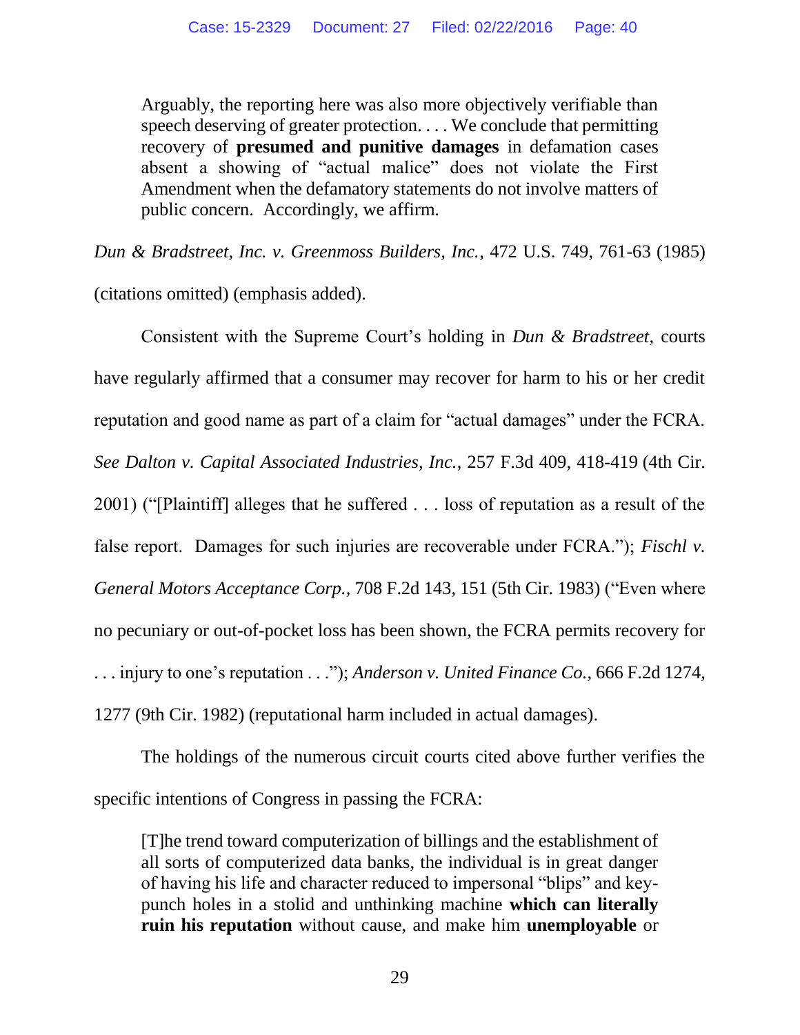> Arguably, the reporting here was also more objectively verifiable than speech deserving of greater protection. . . . We conclude that permitting recovery of **presumed and punitive damages** in defamation cases absent a showing of "actual malice" does not violate the First Amendment when the defamatory statements do not involve matters of public concern. Accordingly, we affirm.

*Dun & Bradstreet, Inc. v. Greenmoss Builders, Inc.*, 472 U.S. 749, 761-63 (1985) (citations omitted) (emphasis added).

Consistent with the Supreme Court's holding in *Dun & Bradstreet*, courts have regularly affirmed that a consumer may recover for harm to his or her credit reputation and good name as part of a claim for "actual damages" under the FCRA. *See Dalton v. Capital Associated Industries, Inc.*, 257 F.3d 409, 418-419 (4th Cir. 2001) ("[Plaintiff] alleges that he suffered . . . loss of reputation as a result of the false report. Damages for such injuries are recoverable under FCRA."); *Fischl v. General Motors Acceptance Corp.*, 708 F.2d 143, 151 (5th Cir. 1983) ("Even where no pecuniary or out-of-pocket loss has been shown, the FCRA permits recovery for . . . injury to one's reputation . . ."); *Anderson v. United Finance Co.*, 666 F.2d 1274, 1277 (9th Cir. 1982) (reputational harm included in actual damages).

The holdings of the numerous circuit courts cited above further verifies the specific intentions of Congress in passing the FCRA:

> [T]he trend toward computerization of billings and the establishment of all sorts of computerized data banks, the individual is in great danger of having his life and character reduced to impersonal "blips" and key-punch holes in a stolid and unthinking machine **which can literally ruin his reputation** without cause, and make him **unemployable** or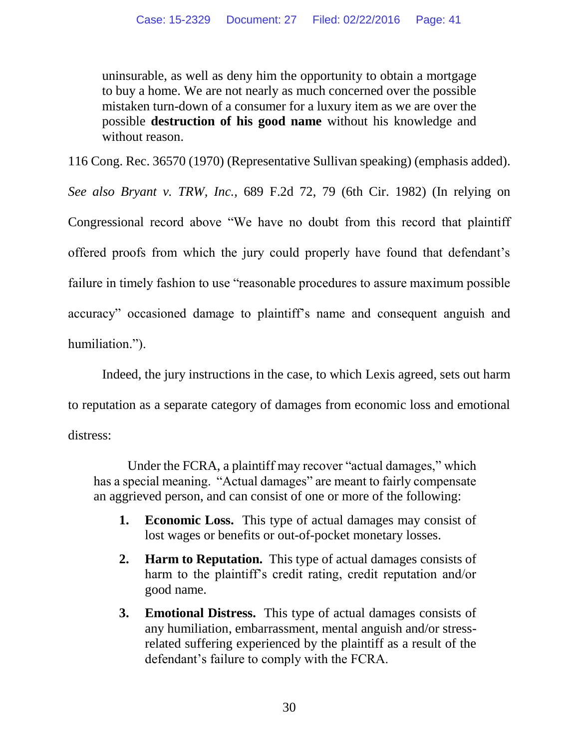> uninsurable, as well as deny him the opportunity to obtain a mortgage to buy a home. We are not nearly as much concerned over the possible mistaken turn-down of a consumer for a luxury item as we are over the possible **destruction of his good name** without his knowledge and without reason.

116 Cong. Rec. 36570 (1970) (Representative Sullivan speaking) (emphasis added). *See also Bryant v. TRW, Inc.*, 689 F.2d 72, 79 (6th Cir. 1982) (In relying on Congressional record above "We have no doubt from this record that plaintiff offered proofs from which the jury could properly have found that defendant's failure in timely fashion to use "reasonable procedures to assure maximum possible accuracy" occasioned damage to plaintiff's name and consequent anguish and humiliation.").

Indeed, the jury instructions in the case, to which Lexis agreed, sets out harm to reputation as a separate category of damages from economic loss and emotional distress:

> Under the FCRA, a plaintiff may recover "actual damages," which has a special meaning. "Actual damages" are meant to fairly compensate an aggrieved person, and can consist of one or more of the following:
>
> 1. **Economic Loss.** This type of actual damages may consist of lost wages or benefits or out-of-pocket monetary losses.
> 2. **Harm to Reputation.** This type of actual damages consists of harm to the plaintiff's credit rating, credit reputation and/or good name.
> 3. **Emotional Distress.** This type of actual damages consists of any humiliation, embarrassment, mental anguish and/or stress-related suffering experienced by the plaintiff as a result of the defendant's failure to comply with the FCRA.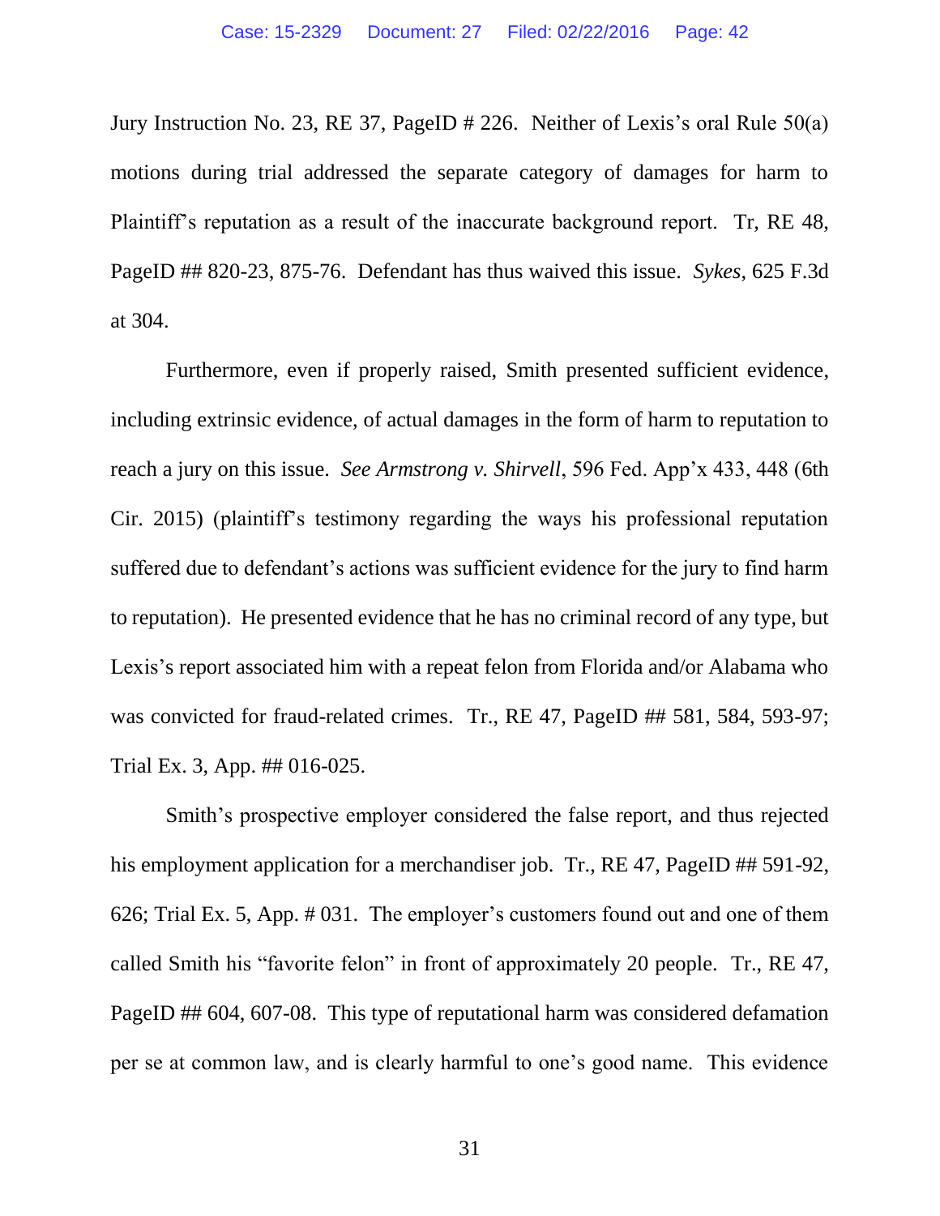Jury Instruction No. 23, RE 37, PageID # 226. Neither of Lexis's oral Rule 50(a) motions during trial addressed the separate category of damages for harm to Plaintiff's reputation as a result of the inaccurate background report. Tr, RE 48, PageID ## 820-23, 875-76. Defendant has thus waived this issue. *Sykes*, 625 F.3d at 304.

Furthermore, even if properly raised, Smith presented sufficient evidence, including extrinsic evidence, of actual damages in the form of harm to reputation to reach a jury on this issue. *See Armstrong v. Shirvell*, 596 Fed. App'x 433, 448 (6th Cir. 2015) (plaintiff's testimony regarding the ways his professional reputation suffered due to defendant's actions was sufficient evidence for the jury to find harm to reputation). He presented evidence that he has no criminal record of any type, but Lexis's report associated him with a repeat felon from Florida and/or Alabama who was convicted for fraud-related crimes. Tr., RE 47, PageID ## 581, 584, 593-97; Trial Ex. 3, App. ## 016-025.

Smith's prospective employer considered the false report, and thus rejected his employment application for a merchandiser job. Tr., RE 47, PageID ## 591-92, 626; Trial Ex. 5, App. # 031. The employer's customers found out and one of them called Smith his "favorite felon" in front of approximately 20 people. Tr., RE 47, PageID ## 604, 607-08. This type of reputational harm was considered defamation per se at common law, and is clearly harmful to one's good name. This evidence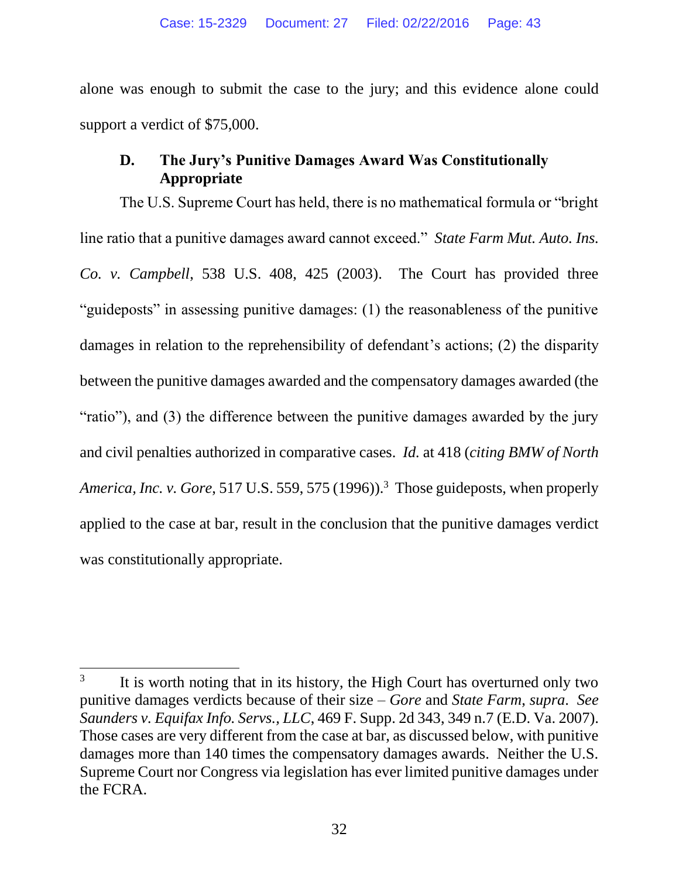alone was enough to submit the case to the jury; and this evidence alone could support a verdict of $75,000.

### D. The Jury's Punitive Damages Award Was Constitutionally Appropriate

The U.S. Supreme Court has held, there is no mathematical formula or "bright line ratio that a punitive damages award cannot exceed." *State Farm Mut. Auto. Ins. Co. v. Campbell*, 538 U.S. 408, 425 (2003). The Court has provided three "guideposts" in assessing punitive damages: (1) the reasonableness of the punitive damages in relation to the reprehensibility of defendant's actions; (2) the disparity between the punitive damages awarded and the compensatory damages awarded (the "ratio"), and (3) the difference between the punitive damages awarded by the jury and civil penalties authorized in comparative cases. *Id.* at 418 (*citing BMW of North America, Inc. v. Gore*, 517 U.S. 559, 575 (1996)).[3] Those guideposts, when properly applied to the case at bar, result in the conclusion that the punitive damages verdict was constitutionally appropriate.

---

[3] It is worth noting that in its history, the High Court has overturned only two punitive damages verdicts because of their size – *Gore* and *State Farm*, *supra*. *See Saunders v. Equifax Info. Servs., LLC*, 469 F. Supp. 2d 343, 349 n.7 (E.D. Va. 2007). Those cases are very different from the case at bar, as discussed below, with punitive damages more than 140 times the compensatory damages awards. Neither the U.S. Supreme Court nor Congress via legislation has ever limited punitive damages under the FCRA.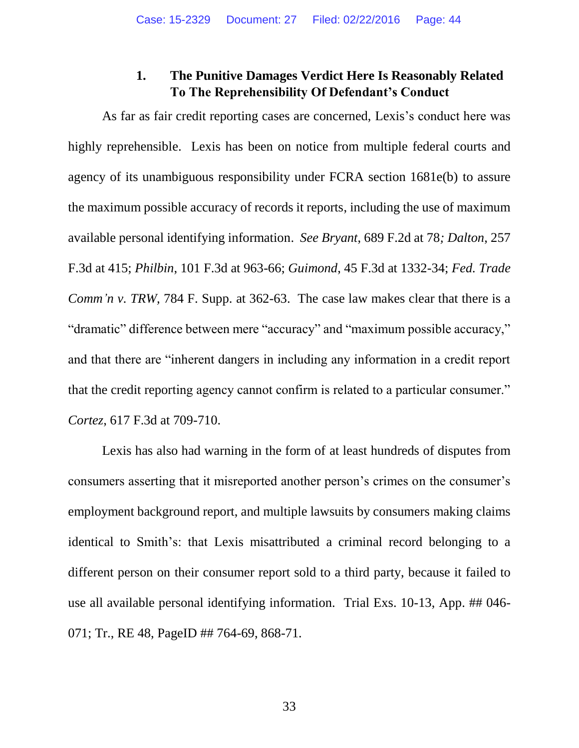### 1. The Punitive Damages Verdict Here Is Reasonably Related To The Reprehensibility Of Defendant's Conduct

As far as fair credit reporting cases are concerned, Lexis's conduct here was highly reprehensible. Lexis has been on notice from multiple federal courts and agency of its unambiguous responsibility under FCRA section 1681e(b) to assure the maximum possible accuracy of records it reports, including the use of maximum available personal identifying information. *See Bryant*, 689 F.2d at 78*; Dalton*, 257 F.3d at 415; *Philbin*, 101 F.3d at 963-66; *Guimond*, 45 F.3d at 1332-34; *Fed. Trade Comm'n v. TRW,* 784 F. Supp. at 362-63. The case law makes clear that there is a "dramatic" difference between mere "accuracy" and "maximum possible accuracy," and that there are "inherent dangers in including any information in a credit report that the credit reporting agency cannot confirm is related to a particular consumer." *Cortez*, 617 F.3d at 709-710.

Lexis has also had warning in the form of at least hundreds of disputes from consumers asserting that it misreported another person's crimes on the consumer's employment background report, and multiple lawsuits by consumers making claims identical to Smith's: that Lexis misattributed a criminal record belonging to a different person on their consumer report sold to a third party, because it failed to use all available personal identifying information. Trial Exs. 10-13, App. ## 046-071; Tr., RE 48, PageID ## 764-69, 868-71.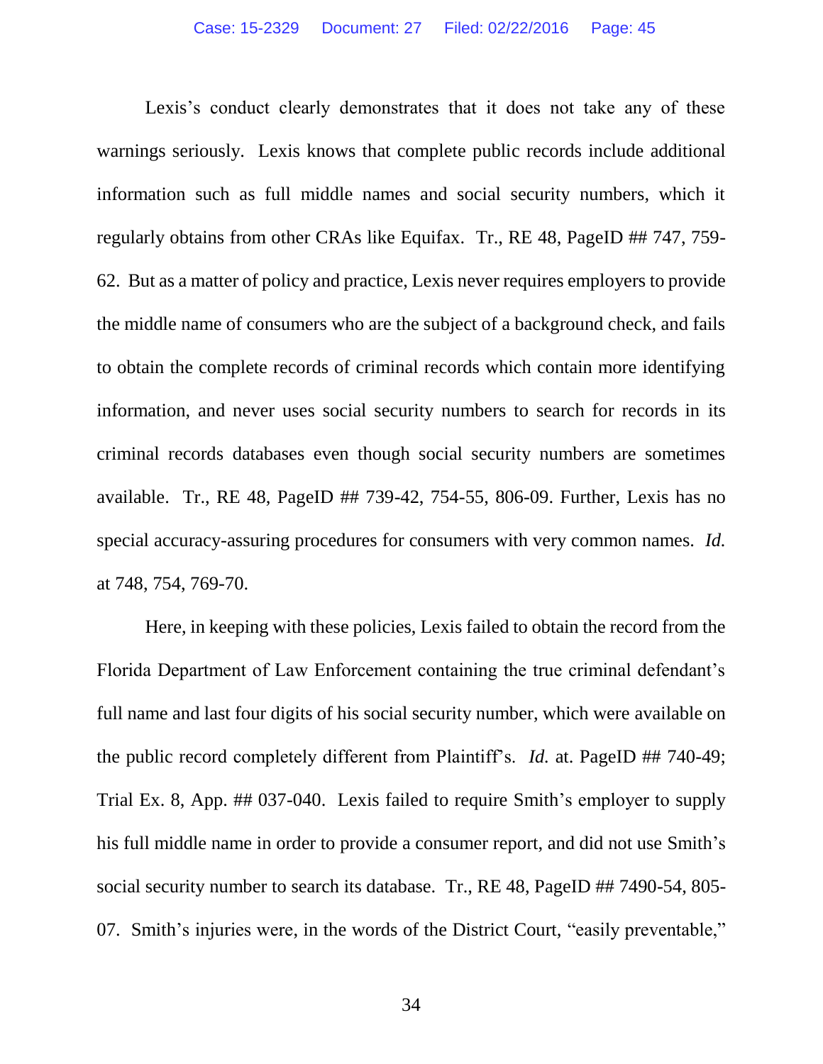Lexis's conduct clearly demonstrates that it does not take any of these warnings seriously. Lexis knows that complete public records include additional information such as full middle names and social security numbers, which it regularly obtains from other CRAs like Equifax. Tr., RE 48, PageID ## 747, 759-62. But as a matter of policy and practice, Lexis never requires employers to provide the middle name of consumers who are the subject of a background check, and fails to obtain the complete records of criminal records which contain more identifying information, and never uses social security numbers to search for records in its criminal records databases even though social security numbers are sometimes available. Tr., RE 48, PageID ## 739-42, 754-55, 806-09. Further, Lexis has no special accuracy-assuring procedures for consumers with very common names. *Id.* at 748, 754, 769-70.

Here, in keeping with these policies, Lexis failed to obtain the record from the Florida Department of Law Enforcement containing the true criminal defendant's full name and last four digits of his social security number, which were available on the public record completely different from Plaintiff's. *Id.* at. PageID ## 740-49; Trial Ex. 8, App. ## 037-040. Lexis failed to require Smith's employer to supply his full middle name in order to provide a consumer report, and did not use Smith's social security number to search its database. Tr., RE 48, PageID ## 7490-54, 805-07. Smith's injuries were, in the words of the District Court, "easily preventable,"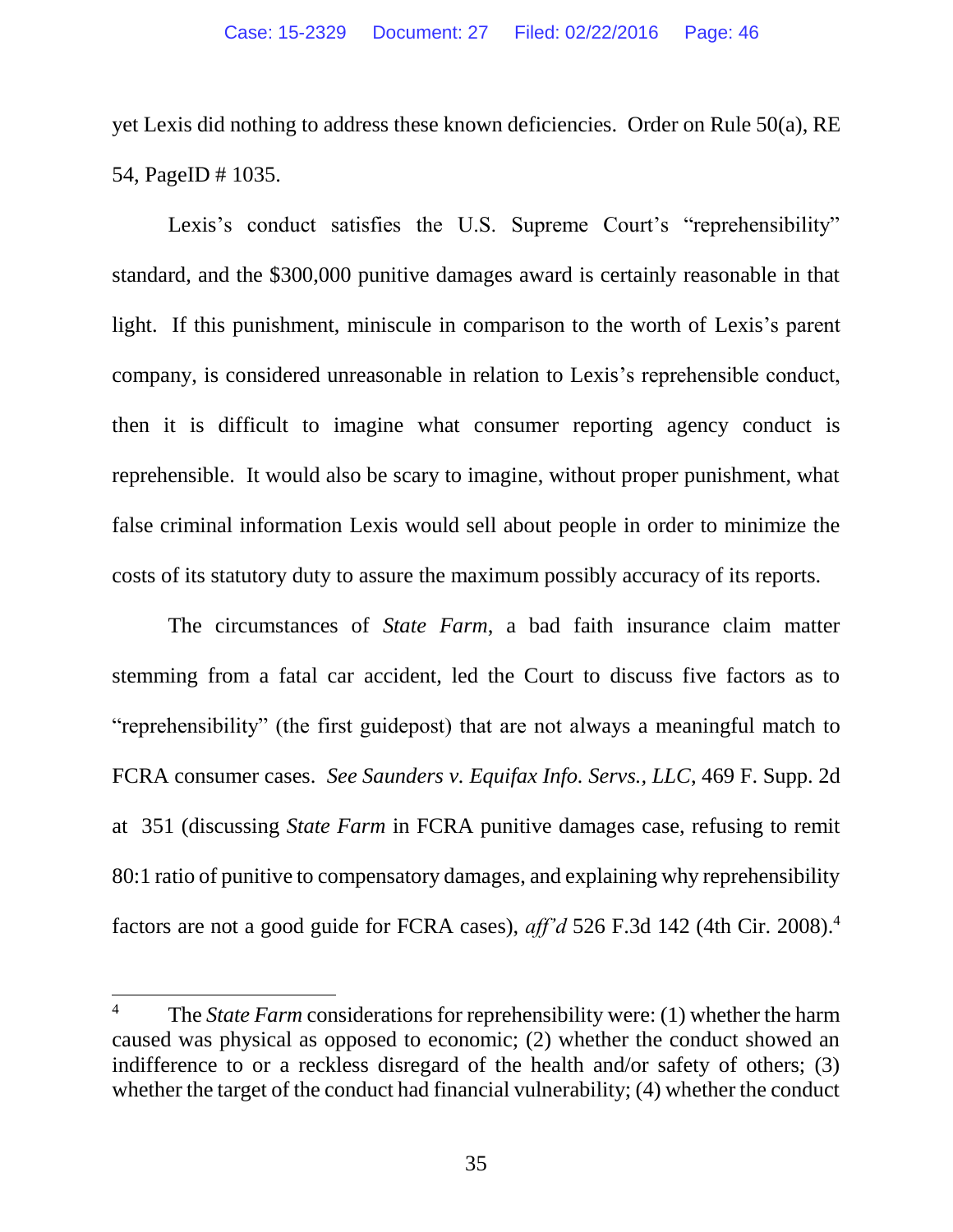yet Lexis did nothing to address these known deficiencies. Order on Rule 50(a), RE 54, PageID # 1035.

Lexis's conduct satisfies the U.S. Supreme Court's "reprehensibility" standard, and the $300,000 punitive damages award is certainly reasonable in that light. If this punishment, miniscule in comparison to the worth of Lexis's parent company, is considered unreasonable in relation to Lexis's reprehensible conduct, then it is difficult to imagine what consumer reporting agency conduct is reprehensible. It would also be scary to imagine, without proper punishment, what false criminal information Lexis would sell about people in order to minimize the costs of its statutory duty to assure the maximum possibly accuracy of its reports.

The circumstances of *State Farm*, a bad faith insurance claim matter stemming from a fatal car accident, led the Court to discuss five factors as to "reprehensibility" (the first guidepost) that are not always a meaningful match to FCRA consumer cases. *See Saunders v. Equifax Info. Servs., LLC*, 469 F. Supp. 2d at 351 (discussing *State Farm* in FCRA punitive damages case, refusing to remit 80:1 ratio of punitive to compensatory damages, and explaining why reprehensibility factors are not a good guide for FCRA cases), *aff'd* 526 F.3d 142 (4th Cir. 2008).[4]

---

[4] The *State Farm* considerations for reprehensibility were: (1) whether the harm caused was physical as opposed to economic; (2) whether the conduct showed an indifference to or a reckless disregard of the health and/or safety of others; (3) whether the target of the conduct had financial vulnerability; (4) whether the conduct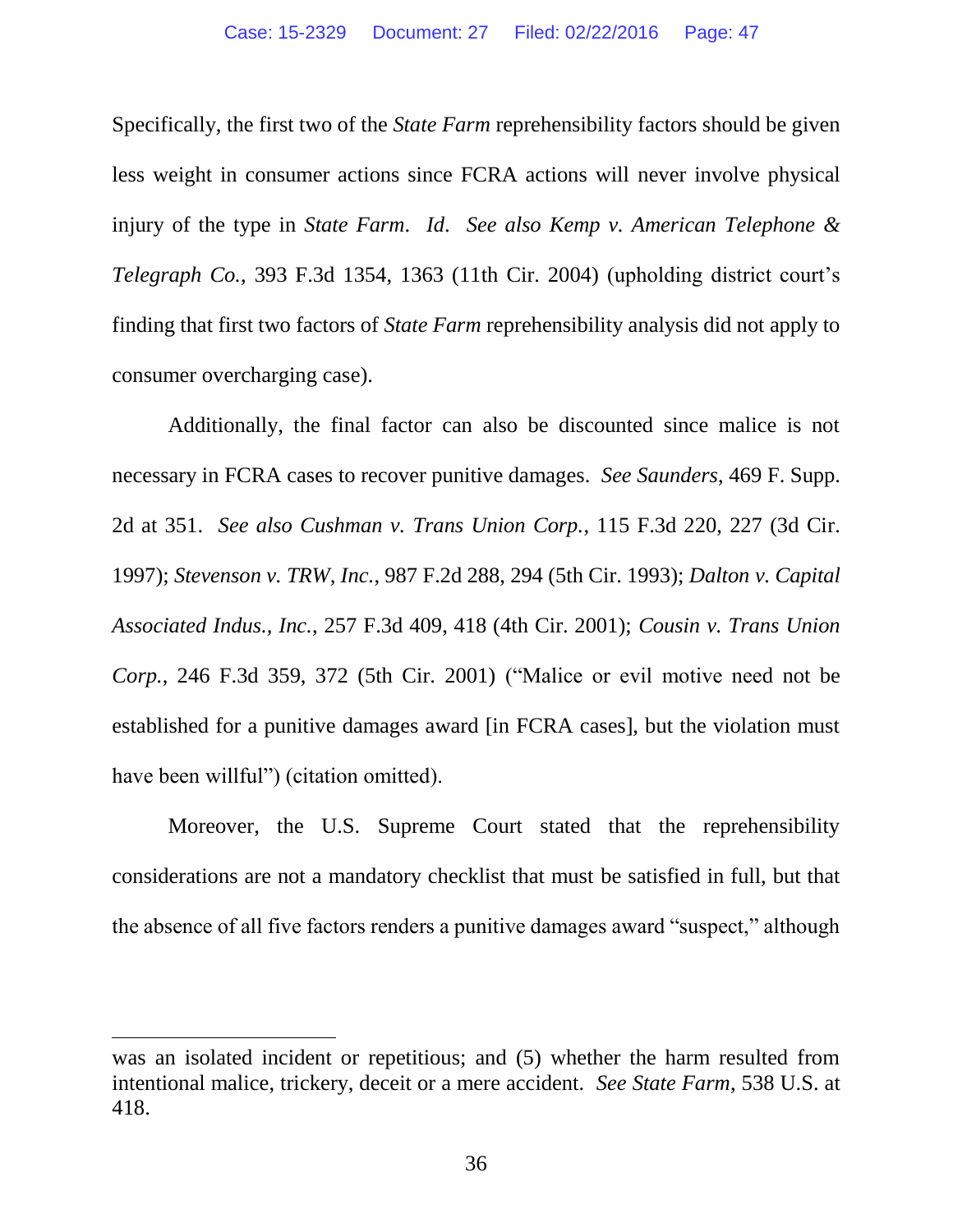Specifically, the first two of the *State Farm* reprehensibility factors should be given less weight in consumer actions since FCRA actions will never involve physical injury of the type in *State Farm*. *Id*. *See also Kemp v. American Telephone & Telegraph Co.*, 393 F.3d 1354, 1363 (11th Cir. 2004) (upholding district court's finding that first two factors of *State Farm* reprehensibility analysis did not apply to consumer overcharging case).

Additionally, the final factor can also be discounted since malice is not necessary in FCRA cases to recover punitive damages. *See Saunders*, 469 F. Supp. 2d at 351. *See also Cushman v. Trans Union Corp.*, 115 F.3d 220, 227 (3d Cir. 1997); *Stevenson v. TRW, Inc.*, 987 F.2d 288, 294 (5th Cir. 1993); *Dalton v. Capital Associated Indus., Inc.*, 257 F.3d 409, 418 (4th Cir. 2001); *Cousin v. Trans Union Corp.*, 246 F.3d 359, 372 (5th Cir. 2001) ("Malice or evil motive need not be established for a punitive damages award [in FCRA cases], but the violation must have been willful") (citation omitted).

Moreover, the U.S. Supreme Court stated that the reprehensibility considerations are not a mandatory checklist that must be satisfied in full, but that the absence of all five factors renders a punitive damages award "suspect," although

---

was an isolated incident or repetitious; and (5) whether the harm resulted from intentional malice, trickery, deceit or a mere accident. *See State Farm*, 538 U.S. at 418.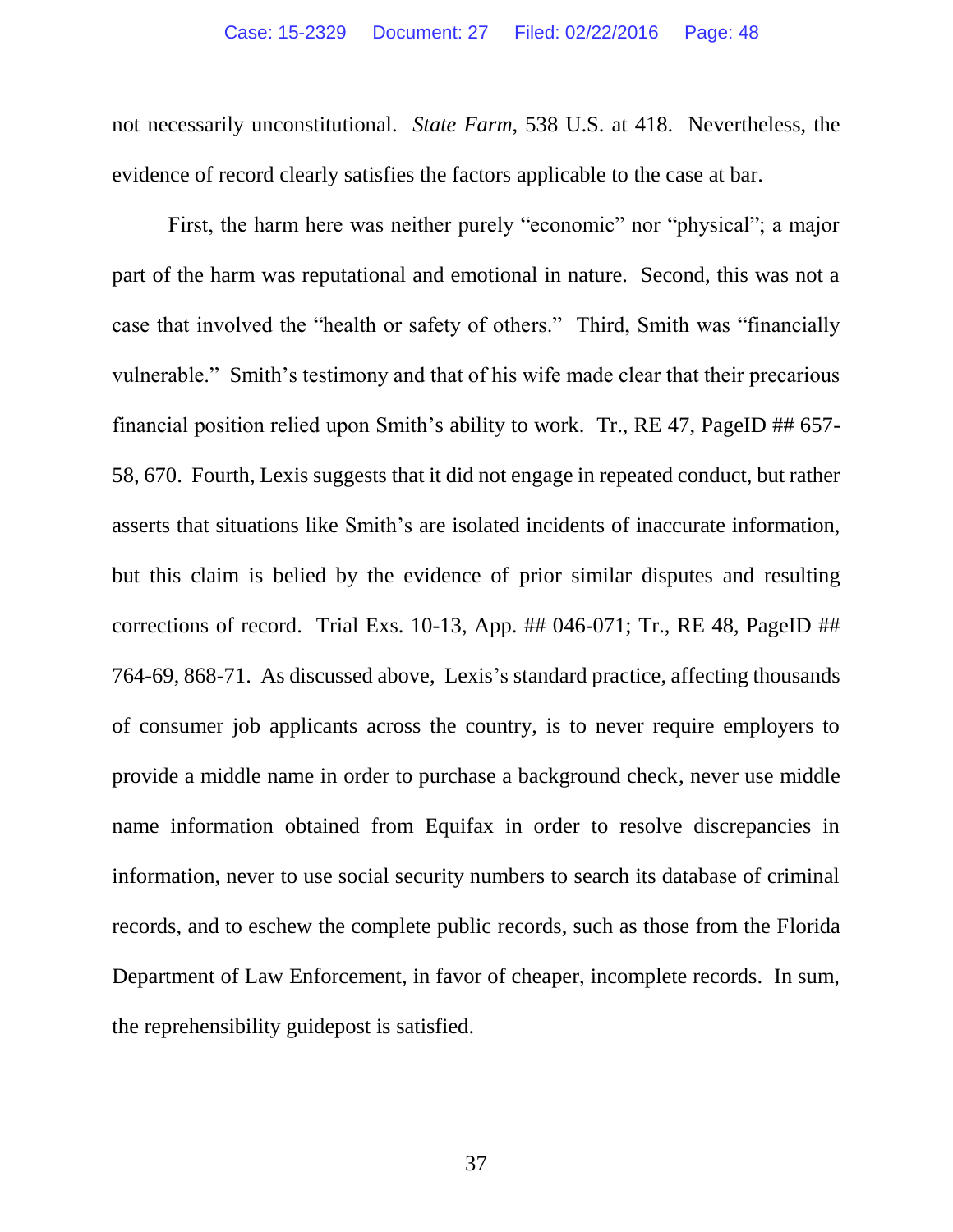not necessarily unconstitutional. *State Farm*, 538 U.S. at 418. Nevertheless, the evidence of record clearly satisfies the factors applicable to the case at bar.

First, the harm here was neither purely "economic" nor "physical"; a major part of the harm was reputational and emotional in nature. Second, this was not a case that involved the "health or safety of others." Third, Smith was "financially vulnerable." Smith's testimony and that of his wife made clear that their precarious financial position relied upon Smith's ability to work. Tr., RE 47, PageID ## 657-58, 670. Fourth, Lexis suggests that it did not engage in repeated conduct, but rather asserts that situations like Smith's are isolated incidents of inaccurate information, but this claim is belied by the evidence of prior similar disputes and resulting corrections of record. Trial Exs. 10-13, App. ## 046-071; Tr., RE 48, PageID ## 764-69, 868-71. As discussed above, Lexis's standard practice, affecting thousands of consumer job applicants across the country, is to never require employers to provide a middle name in order to purchase a background check, never use middle name information obtained from Equifax in order to resolve discrepancies in information, never to use social security numbers to search its database of criminal records, and to eschew the complete public records, such as those from the Florida Department of Law Enforcement, in favor of cheaper, incomplete records. In sum, the reprehensibility guidepost is satisfied.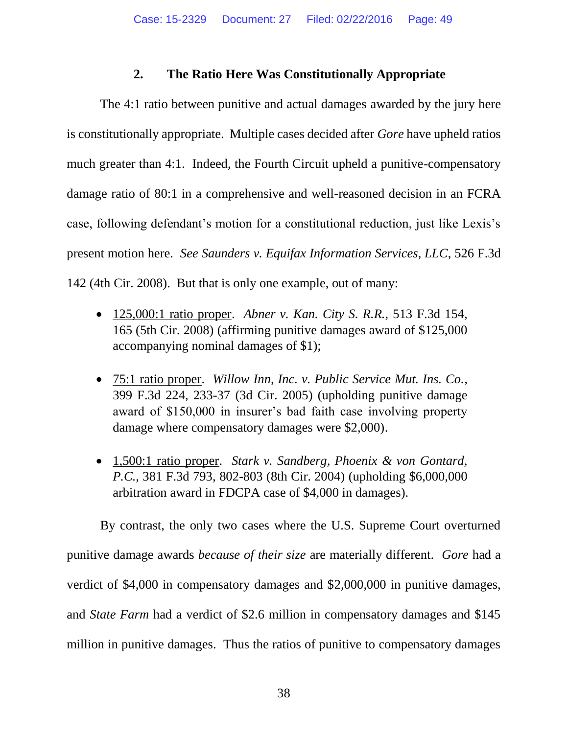### 2. The Ratio Here Was Constitutionally Appropriate

The 4:1 ratio between punitive and actual damages awarded by the jury here is constitutionally appropriate. Multiple cases decided after *Gore* have upheld ratios much greater than 4:1. Indeed, the Fourth Circuit upheld a punitive-compensatory damage ratio of 80:1 in a comprehensive and well-reasoned decision in an FCRA case, following defendant's motion for a constitutional reduction, just like Lexis's present motion here. *See Saunders v. Equifax Information Services, LLC*, 526 F.3d 142 (4th Cir. 2008). But that is only one example, out of many:

- <u>125,000:1 ratio proper</u>. *Abner v. Kan. City S. R.R.*, 513 F.3d 154, 165 (5th Cir. 2008) (affirming punitive damages award of $125,000 accompanying nominal damages of $1);

- <u>75:1 ratio proper</u>. *Willow Inn, Inc. v. Public Service Mut. Ins. Co.*, 399 F.3d 224, 233-37 (3d Cir. 2005) (upholding punitive damage award of $150,000 in insurer's bad faith case involving property damage where compensatory damages were $2,000).

- <u>1,500:1 ratio proper</u>. *Stark v. Sandberg, Phoenix & von Gontard, P.C.*, 381 F.3d 793, 802-803 (8th Cir. 2004) (upholding $6,000,000 arbitration award in FDCPA case of $4,000 in damages).

By contrast, the only two cases where the U.S. Supreme Court overturned punitive damage awards *because of their size* are materially different. *Gore* had a verdict of $4,000 in compensatory damages and $2,000,000 in punitive damages, and *State Farm* had a verdict of $2.6 million in compensatory damages and $145 million in punitive damages. Thus the ratios of punitive to compensatory damages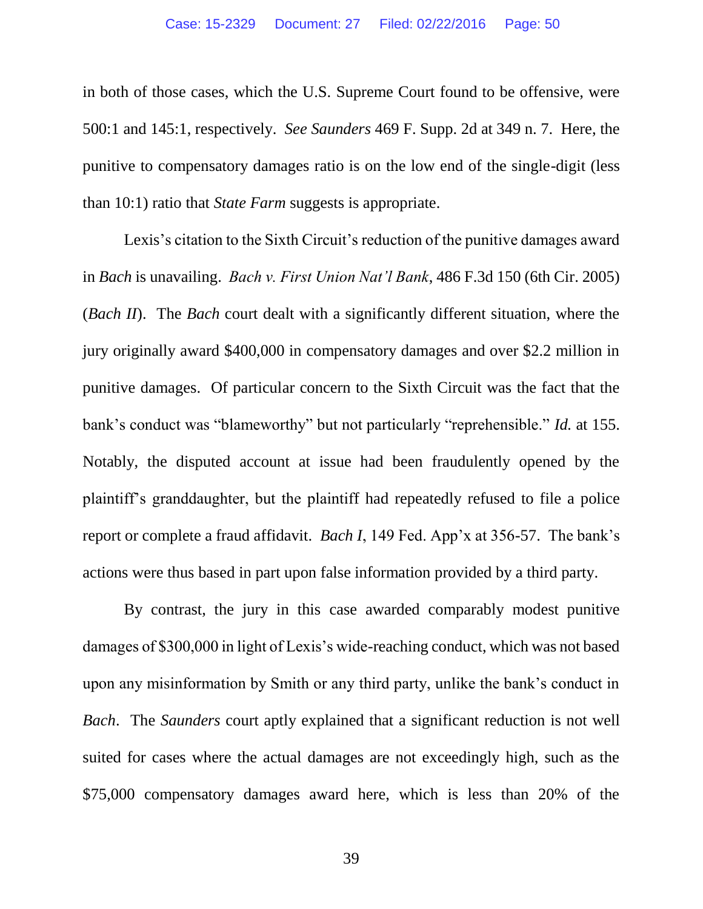in both of those cases, which the U.S. Supreme Court found to be offensive, were 500:1 and 145:1, respectively. *See Saunders* 469 F. Supp. 2d at 349 n. 7. Here, the punitive to compensatory damages ratio is on the low end of the single-digit (less than 10:1) ratio that *State Farm* suggests is appropriate.

Lexis's citation to the Sixth Circuit's reduction of the punitive damages award in *Bach* is unavailing. *Bach v. First Union Nat'l Bank*, 486 F.3d 150 (6th Cir. 2005) (*Bach II*). The *Bach* court dealt with a significantly different situation, where the jury originally award $400,000 in compensatory damages and over $2.2 million in punitive damages. Of particular concern to the Sixth Circuit was the fact that the bank's conduct was "blameworthy" but not particularly "reprehensible." *Id.* at 155. Notably, the disputed account at issue had been fraudulently opened by the plaintiff's granddaughter, but the plaintiff had repeatedly refused to file a police report or complete a fraud affidavit. *Bach I*, 149 Fed. App'x at 356-57. The bank's actions were thus based in part upon false information provided by a third party.

By contrast, the jury in this case awarded comparably modest punitive damages of $300,000 in light of Lexis's wide-reaching conduct, which was not based upon any misinformation by Smith or any third party, unlike the bank's conduct in *Bach*. The *Saunders* court aptly explained that a significant reduction is not well suited for cases where the actual damages are not exceedingly high, such as the $75,000 compensatory damages award here, which is less than 20% of the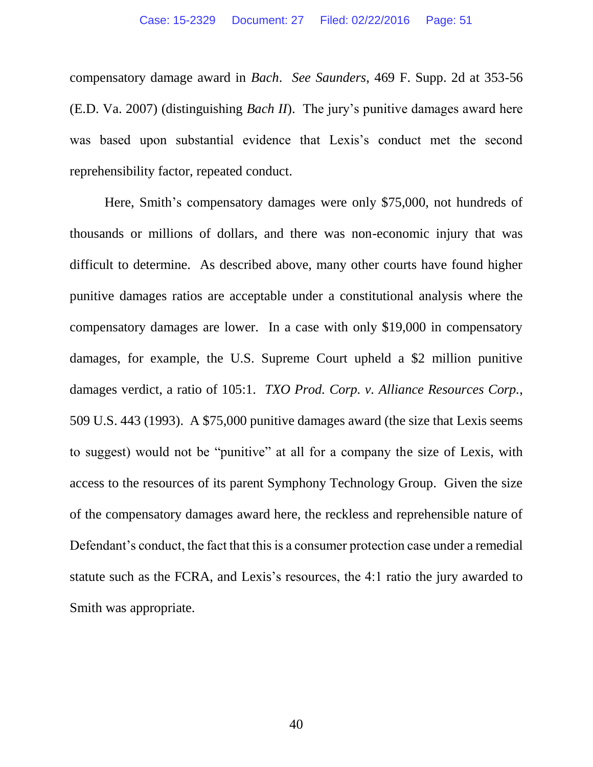compensatory damage award in *Bach*. *See Saunders*, 469 F. Supp. 2d at 353-56 (E.D. Va. 2007) (distinguishing *Bach II*). The jury's punitive damages award here was based upon substantial evidence that Lexis's conduct met the second reprehensibility factor, repeated conduct.

Here, Smith's compensatory damages were only $75,000, not hundreds of thousands or millions of dollars, and there was non-economic injury that was difficult to determine. As described above, many other courts have found higher punitive damages ratios are acceptable under a constitutional analysis where the compensatory damages are lower. In a case with only $19,000 in compensatory damages, for example, the U.S. Supreme Court upheld a $2 million punitive damages verdict, a ratio of 105:1. *TXO Prod. Corp. v. Alliance Resources Corp.*, 509 U.S. 443 (1993). A $75,000 punitive damages award (the size that Lexis seems to suggest) would not be "punitive" at all for a company the size of Lexis, with access to the resources of its parent Symphony Technology Group. Given the size of the compensatory damages award here, the reckless and reprehensible nature of Defendant's conduct, the fact that this is a consumer protection case under a remedial statute such as the FCRA, and Lexis's resources, the 4:1 ratio the jury awarded to Smith was appropriate.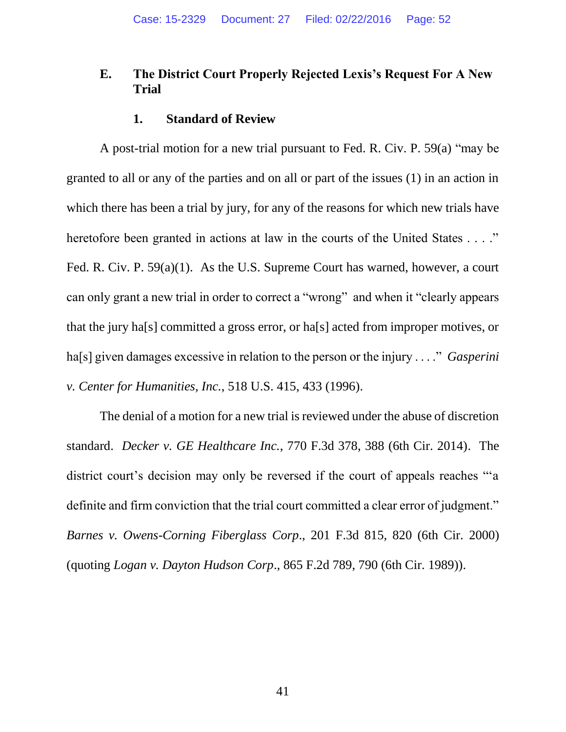### E. The District Court Properly Rejected Lexis's Request For A New Trial

#### 1. Standard of Review

A post-trial motion for a new trial pursuant to Fed. R. Civ. P. 59(a) "may be granted to all or any of the parties and on all or part of the issues (1) in an action in which there has been a trial by jury, for any of the reasons for which new trials have heretofore been granted in actions at law in the courts of the United States . . . ." Fed. R. Civ. P. 59(a)(1). As the U.S. Supreme Court has warned, however, a court can only grant a new trial in order to correct a "wrong" and when it "clearly appears that the jury ha[s] committed a gross error, or ha[s] acted from improper motives, or ha[s] given damages excessive in relation to the person or the injury . . . ." *Gasperini v. Center for Humanities, Inc.*, 518 U.S. 415, 433 (1996).

The denial of a motion for a new trial is reviewed under the abuse of discretion standard. *Decker v. GE Healthcare Inc.*, 770 F.3d 378, 388 (6th Cir. 2014). The district court's decision may only be reversed if the court of appeals reaches "'a definite and firm conviction that the trial court committed a clear error of judgment." *Barnes v. Owens-Corning Fiberglass Corp.*, 201 F.3d 815, 820 (6th Cir. 2000) (quoting *Logan v. Dayton Hudson Corp.*, 865 F.2d 789, 790 (6th Cir. 1989)).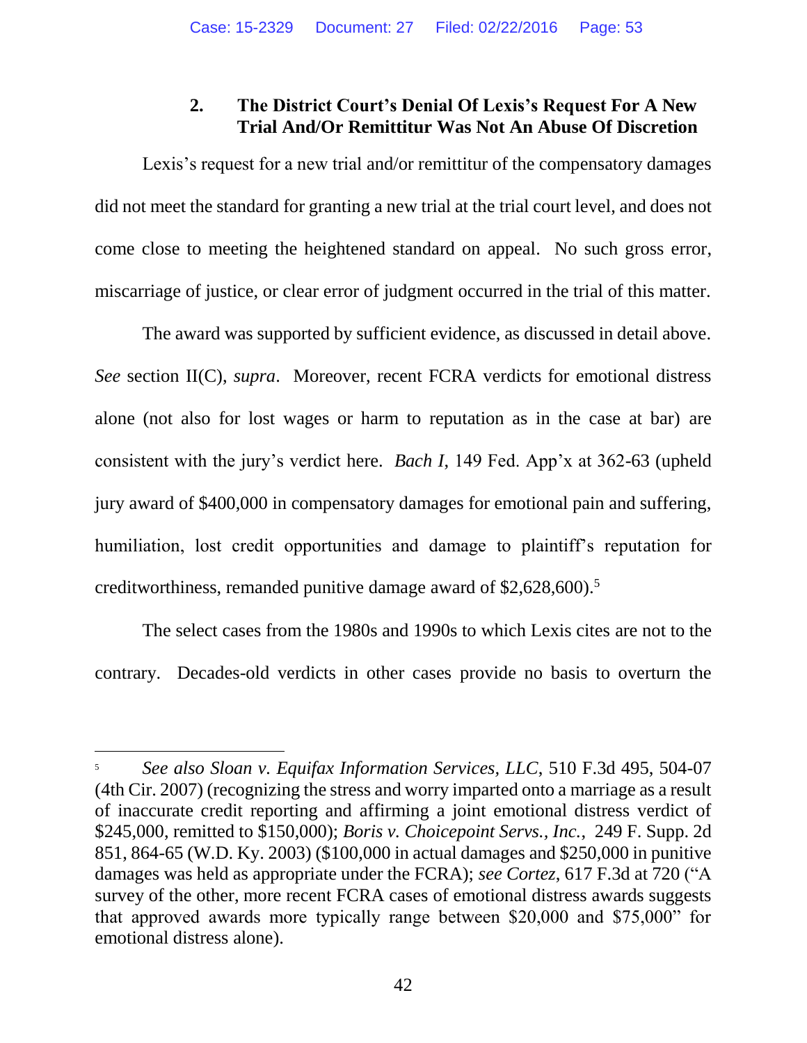### 2. The District Court's Denial Of Lexis's Request For A New Trial And/Or Remittitur Was Not An Abuse Of Discretion

Lexis's request for a new trial and/or remittitur of the compensatory damages did not meet the standard for granting a new trial at the trial court level, and does not come close to meeting the heightened standard on appeal. No such gross error, miscarriage of justice, or clear error of judgment occurred in the trial of this matter.

The award was supported by sufficient evidence, as discussed in detail above. *See* section II(C), *supra*. Moreover, recent FCRA verdicts for emotional distress alone (not also for lost wages or harm to reputation as in the case at bar) are consistent with the jury's verdict here. *Bach I*, 149 Fed. App'x at 362-63 (upheld jury award of $400,000 in compensatory damages for emotional pain and suffering, humiliation, lost credit opportunities and damage to plaintiff's reputation for creditworthiness, remanded punitive damage award of $2,628,600).[5]

The select cases from the 1980s and 1990s to which Lexis cites are not to the contrary. Decades-old verdicts in other cases provide no basis to overturn the

---

[5] *See also Sloan v. Equifax Information Services, LLC*, 510 F.3d 495, 504-07 (4th Cir. 2007) (recognizing the stress and worry imparted onto a marriage as a result of inaccurate credit reporting and affirming a joint emotional distress verdict of $245,000, remitted to $150,000); *Boris v. Choicepoint Servs., Inc.*, 249 F. Supp. 2d 851, 864-65 (W.D. Ky. 2003) ($100,000 in actual damages and $250,000 in punitive damages was held as appropriate under the FCRA); *see Cortez*, 617 F.3d at 720 ("A survey of the other, more recent FCRA cases of emotional distress awards suggests that approved awards more typically range between $20,000 and $75,000" for emotional distress alone).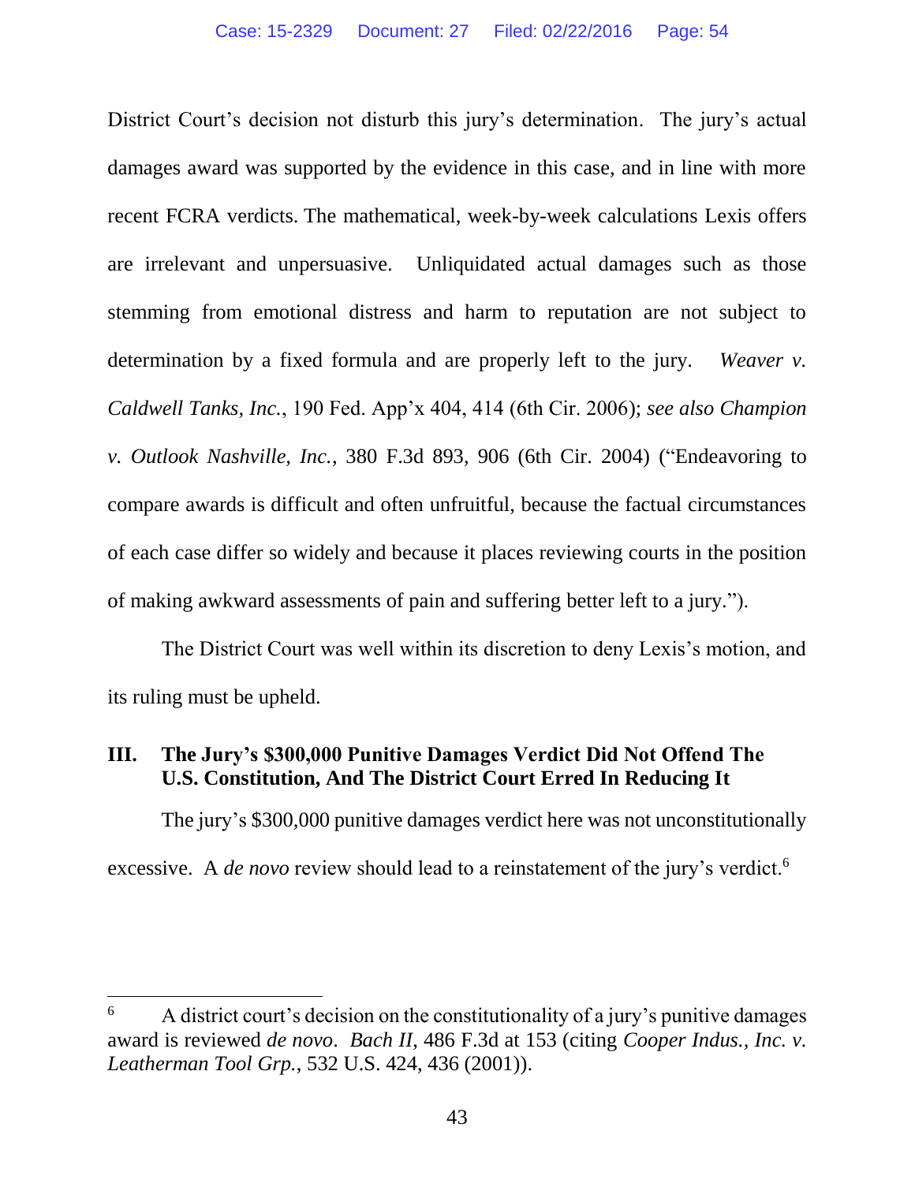District Court's decision not disturb this jury's determination. The jury's actual damages award was supported by the evidence in this case, and in line with more recent FCRA verdicts. The mathematical, week-by-week calculations Lexis offers are irrelevant and unpersuasive. Unliquidated actual damages such as those stemming from emotional distress and harm to reputation are not subject to determination by a fixed formula and are properly left to the jury. *Weaver v. Caldwell Tanks, Inc.*, 190 Fed. App'x 404, 414 (6th Cir. 2006); *see also Champion v. Outlook Nashville, Inc.*, 380 F.3d 893, 906 (6th Cir. 2004) ("Endeavoring to compare awards is difficult and often unfruitful, because the factual circumstances of each case differ so widely and because it places reviewing courts in the position of making awkward assessments of pain and suffering better left to a jury.").

The District Court was well within its discretion to deny Lexis's motion, and its ruling must be upheld.

## III. The Jury's $300,000 Punitive Damages Verdict Did Not Offend The U.S. Constitution, And The District Court Erred In Reducing It

The jury's $300,000 punitive damages verdict here was not unconstitutionally excessive. A *de novo* review should lead to a reinstatement of the jury's verdict.[6]

---

[6] A district court's decision on the constitutionality of a jury's punitive damages award is reviewed *de novo*. *Bach II*, 486 F.3d at 153 (citing *Cooper Indus., Inc. v. Leatherman Tool Grp.*, 532 U.S. 424, 436 (2001)).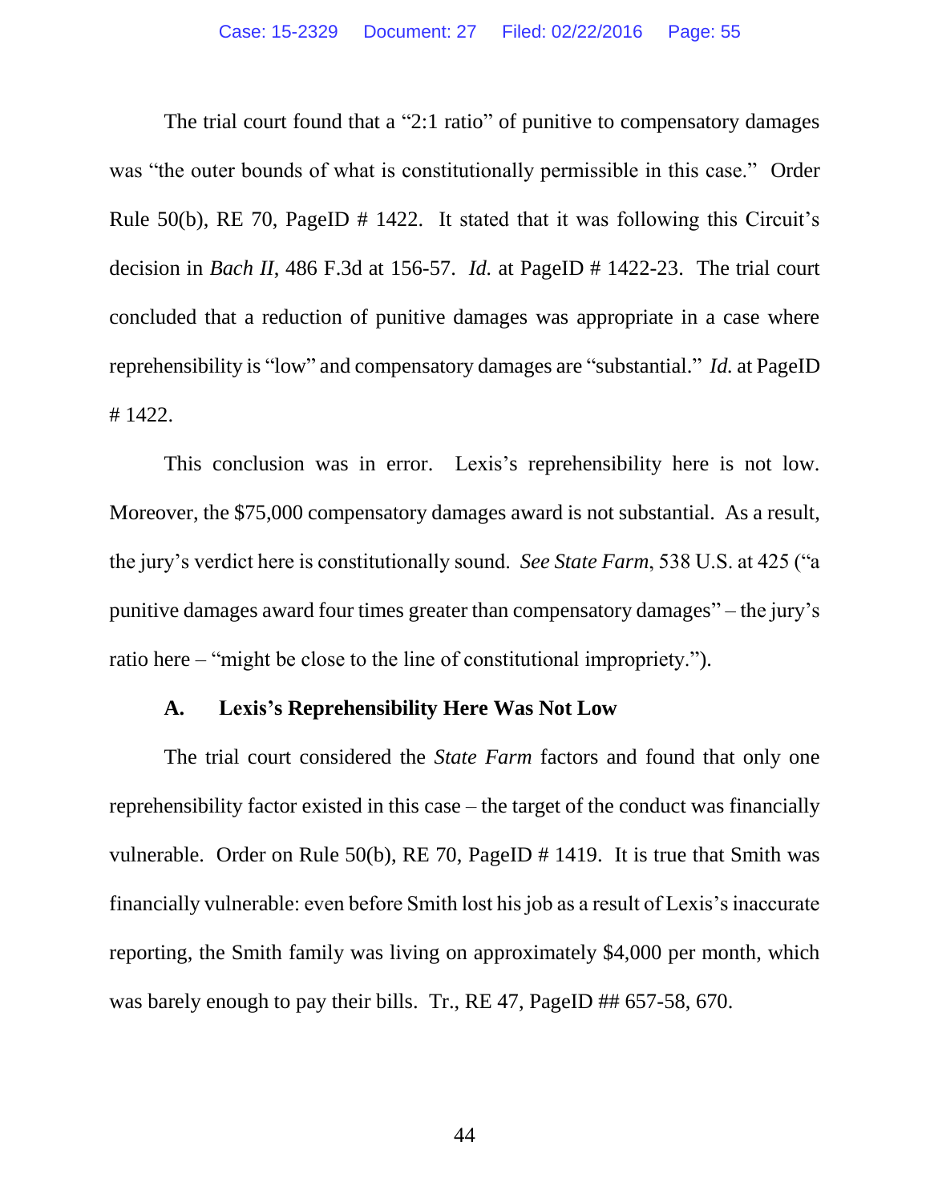The trial court found that a "2:1 ratio" of punitive to compensatory damages was "the outer bounds of what is constitutionally permissible in this case." Order Rule 50(b), RE 70, PageID # 1422. It stated that it was following this Circuit's decision in *Bach II*, 486 F.3d at 156-57. *Id.* at PageID # 1422-23. The trial court concluded that a reduction of punitive damages was appropriate in a case where reprehensibility is "low" and compensatory damages are "substantial." *Id.* at PageID # 1422.

This conclusion was in error. Lexis's reprehensibility here is not low. Moreover, the $75,000 compensatory damages award is not substantial. As a result, the jury's verdict here is constitutionally sound. *See State Farm*, 538 U.S. at 425 ("a punitive damages award four times greater than compensatory damages" – the jury's ratio here – "might be close to the line of constitutional impropriety.").

### A. Lexis's Reprehensibility Here Was Not Low

The trial court considered the *State Farm* factors and found that only one reprehensibility factor existed in this case – the target of the conduct was financially vulnerable. Order on Rule 50(b), RE 70, PageID # 1419. It is true that Smith was financially vulnerable: even before Smith lost his job as a result of Lexis's inaccurate reporting, the Smith family was living on approximately $4,000 per month, which was barely enough to pay their bills. Tr., RE 47, PageID ## 657-58, 670.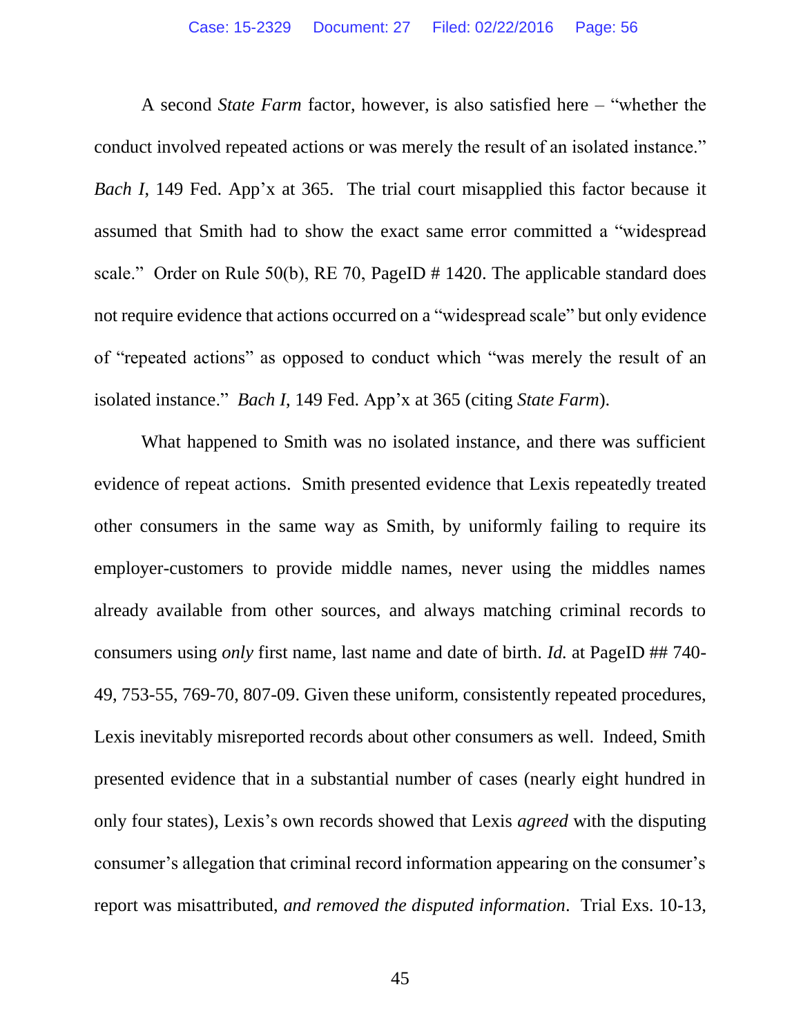A second *State Farm* factor, however, is also satisfied here – "whether the conduct involved repeated actions or was merely the result of an isolated instance." *Bach I*, 149 Fed. App'x at 365. The trial court misapplied this factor because it assumed that Smith had to show the exact same error committed a "widespread scale." Order on Rule 50(b), RE 70, PageID # 1420. The applicable standard does not require evidence that actions occurred on a "widespread scale" but only evidence of "repeated actions" as opposed to conduct which "was merely the result of an isolated instance." *Bach I*, 149 Fed. App'x at 365 (citing *State Farm*).

What happened to Smith was no isolated instance, and there was sufficient evidence of repeat actions. Smith presented evidence that Lexis repeatedly treated other consumers in the same way as Smith, by uniformly failing to require its employer-customers to provide middle names, never using the middles names already available from other sources, and always matching criminal records to consumers using *only* first name, last name and date of birth. *Id.* at PageID ## 740-49, 753-55, 769-70, 807-09. Given these uniform, consistently repeated procedures, Lexis inevitably misreported records about other consumers as well. Indeed, Smith presented evidence that in a substantial number of cases (nearly eight hundred in only four states), Lexis's own records showed that Lexis *agreed* with the disputing consumer's allegation that criminal record information appearing on the consumer's report was misattributed, *and removed the disputed information*. Trial Exs. 10-13,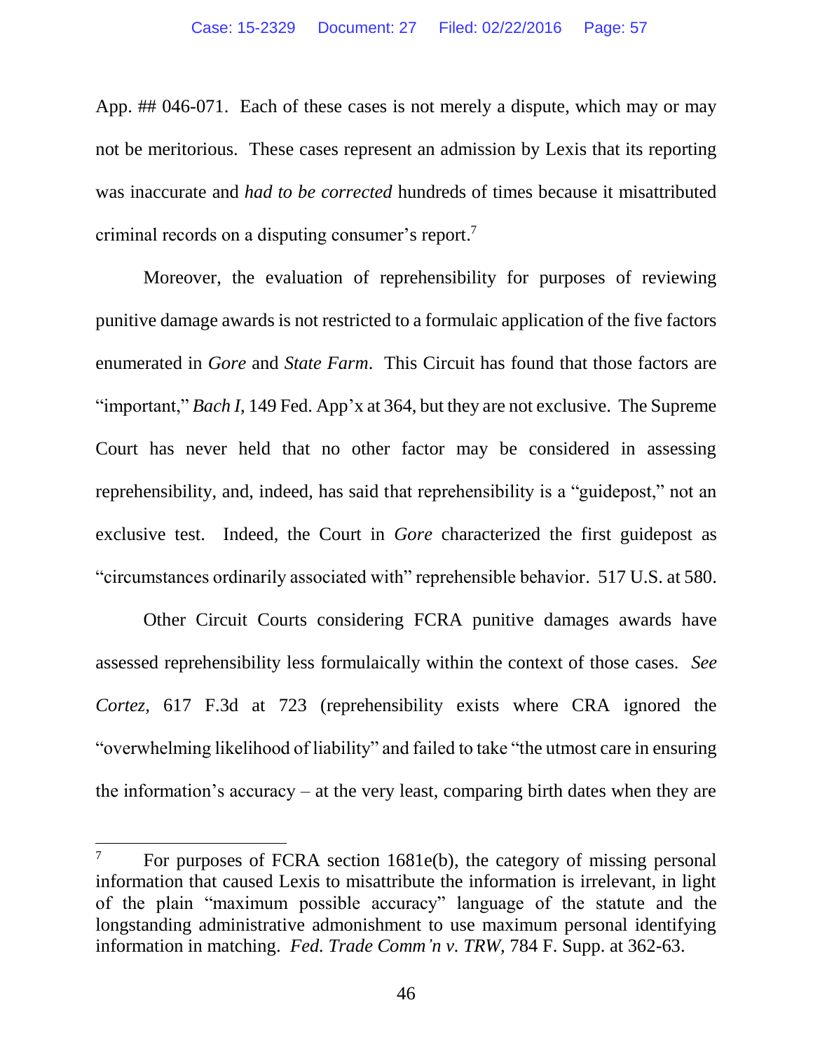App. ## 046-071. Each of these cases is not merely a dispute, which may or may not be meritorious. These cases represent an admission by Lexis that its reporting was inaccurate and *had to be corrected* hundreds of times because it misattributed criminal records on a disputing consumer's report.[7]

Moreover, the evaluation of reprehensibility for purposes of reviewing punitive damage awards is not restricted to a formulaic application of the five factors enumerated in *Gore* and *State Farm*. This Circuit has found that those factors are "important," *Bach I*, 149 Fed. App'x at 364, but they are not exclusive. The Supreme Court has never held that no other factor may be considered in assessing reprehensibility, and, indeed, has said that reprehensibility is a "guidepost," not an exclusive test. Indeed, the Court in *Gore* characterized the first guidepost as "circumstances ordinarily associated with" reprehensible behavior. 517 U.S. at 580.

Other Circuit Courts considering FCRA punitive damages awards have assessed reprehensibility less formulaically within the context of those cases. *See Cortez*, 617 F.3d at 723 (reprehensibility exists where CRA ignored the "overwhelming likelihood of liability" and failed to take "the utmost care in ensuring the information's accuracy – at the very least, comparing birth dates when they are

---

[7] For purposes of FCRA section 1681e(b), the category of missing personal information that caused Lexis to misattribute the information is irrelevant, in light of the plain "maximum possible accuracy" language of the statute and the longstanding administrative admonishment to use maximum personal identifying information in matching. *Fed. Trade Comm'n v. TRW*, 784 F. Supp. at 362-63.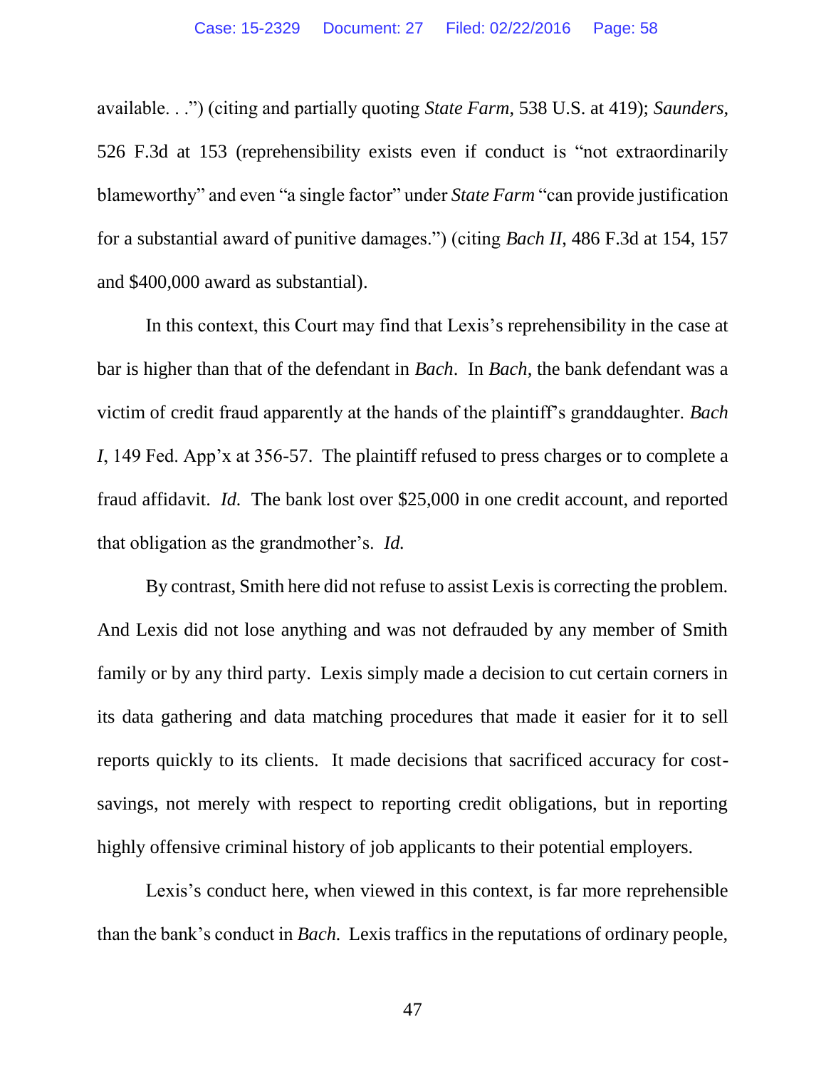available. . .") (citing and partially quoting *State Farm*, 538 U.S. at 419); *Saunders*, 526 F.3d at 153 (reprehensibility exists even if conduct is "not extraordinarily blameworthy" and even "a single factor" under *State Farm* "can provide justification for a substantial award of punitive damages.") (citing *Bach II*, 486 F.3d at 154, 157 and $400,000 award as substantial).

In this context, this Court may find that Lexis's reprehensibility in the case at bar is higher than that of the defendant in *Bach*. In *Bach*, the bank defendant was a victim of credit fraud apparently at the hands of the plaintiff's granddaughter. *Bach I*, 149 Fed. App'x at 356-57. The plaintiff refused to press charges or to complete a fraud affidavit. *Id.* The bank lost over $25,000 in one credit account, and reported that obligation as the grandmother's. *Id.*

By contrast, Smith here did not refuse to assist Lexis is correcting the problem. And Lexis did not lose anything and was not defrauded by any member of Smith family or by any third party. Lexis simply made a decision to cut certain corners in its data gathering and data matching procedures that made it easier for it to sell reports quickly to its clients. It made decisions that sacrificed accuracy for cost-savings, not merely with respect to reporting credit obligations, but in reporting highly offensive criminal history of job applicants to their potential employers.

Lexis's conduct here, when viewed in this context, is far more reprehensible than the bank's conduct in *Bach*. Lexis traffics in the reputations of ordinary people,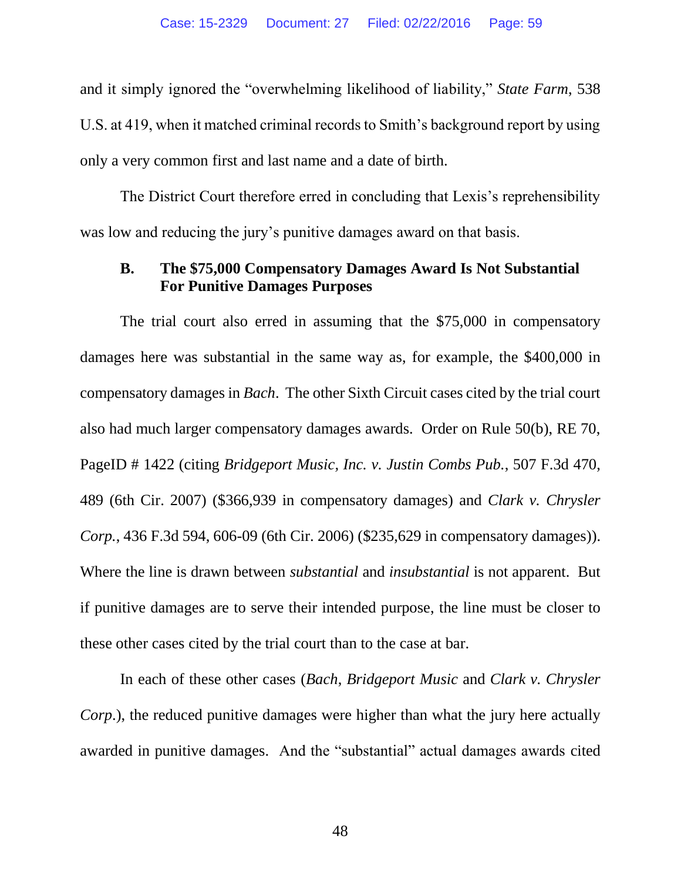and it simply ignored the "overwhelming likelihood of liability," *State Farm*, 538 U.S. at 419, when it matched criminal records to Smith's background report by using only a very common first and last name and a date of birth.

The District Court therefore erred in concluding that Lexis's reprehensibility was low and reducing the jury's punitive damages award on that basis.

### B. The $75,000 Compensatory Damages Award Is Not Substantial For Punitive Damages Purposes

The trial court also erred in assuming that the $75,000 in compensatory damages here was substantial in the same way as, for example, the $400,000 in compensatory damages in *Bach*. The other Sixth Circuit cases cited by the trial court also had much larger compensatory damages awards. Order on Rule 50(b), RE 70, PageID # 1422 (citing *Bridgeport Music, Inc. v. Justin Combs Pub.*, 507 F.3d 470, 489 (6th Cir. 2007) ($366,939 in compensatory damages) and *Clark v. Chrysler Corp.*, 436 F.3d 594, 606-09 (6th Cir. 2006) ($235,629 in compensatory damages)). Where the line is drawn between *substantial* and *insubstantial* is not apparent. But if punitive damages are to serve their intended purpose, the line must be closer to these other cases cited by the trial court than to the case at bar.

In each of these other cases (*Bach*, *Bridgeport Music* and *Clark v. Chrysler Corp.*), the reduced punitive damages were higher than what the jury here actually awarded in punitive damages. And the "substantial" actual damages awards cited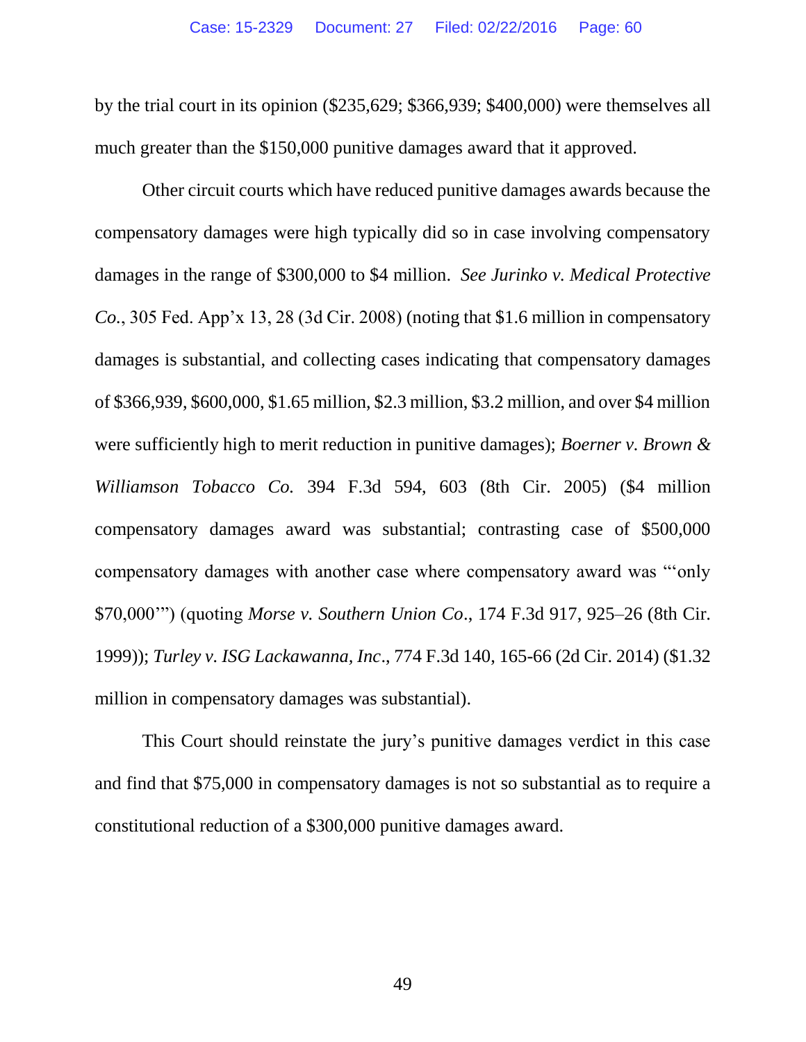by the trial court in its opinion ($235,629; $366,939; $400,000) were themselves all much greater than the $150,000 punitive damages award that it approved.

Other circuit courts which have reduced punitive damages awards because the compensatory damages were high typically did so in case involving compensatory damages in the range of $300,000 to $4 million. *See Jurinko v. Medical Protective Co.*, 305 Fed. App'x 13, 28 (3d Cir. 2008) (noting that $1.6 million in compensatory damages is substantial, and collecting cases indicating that compensatory damages of $366,939, $600,000, $1.65 million, $2.3 million, $3.2 million, and over $4 million were sufficiently high to merit reduction in punitive damages); *Boerner v. Brown & Williamson Tobacco Co.* 394 F.3d 594, 603 (8th Cir. 2005) ($4 million compensatory damages award was substantial; contrasting case of $500,000 compensatory damages with another case where compensatory award was "'only $70,000'") (quoting *Morse v. Southern Union Co*., 174 F.3d 917, 925–26 (8th Cir. 1999)); *Turley v. ISG Lackawanna, Inc*., 774 F.3d 140, 165-66 (2d Cir. 2014) ($1.32 million in compensatory damages was substantial).

This Court should reinstate the jury's punitive damages verdict in this case and find that $75,000 in compensatory damages is not so substantial as to require a constitutional reduction of a $300,000 punitive damages award.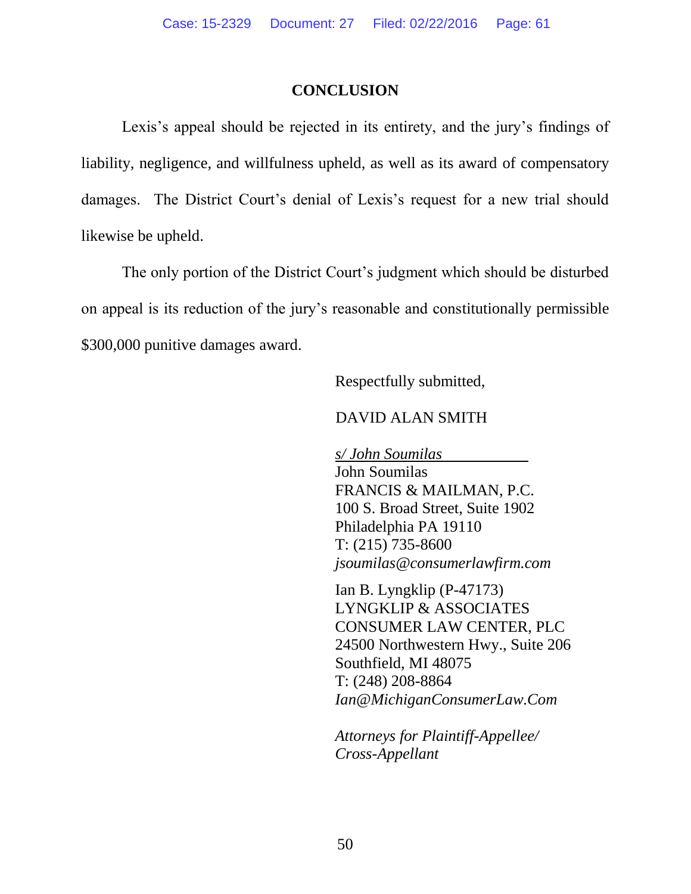## CONCLUSION

Lexis's appeal should be rejected in its entirety, and the jury's findings of liability, negligence, and willfulness upheld, as well as its award of compensatory damages. The District Court's denial of Lexis's request for a new trial should likewise be upheld.

The only portion of the District Court's judgment which should be disturbed on appeal is its reduction of the jury's reasonable and constitutionally permissible $300,000 punitive damages award.

Respectfully submitted,

DAVID ALAN SMITH

*s/ John Soumilas*
John Soumilas
FRANCIS & MAILMAN, P.C.
100 S. Broad Street, Suite 1902
Philadelphia PA 19110
T: (215) 735-8600
*jsoumilas@consumerlawfirm.com*

Ian B. Lyngklip (P-47173)
LYNGKLIP & ASSOCIATES
CONSUMER LAW CENTER, PLC
24500 Northwestern Hwy., Suite 206
Southfield, MI 48075
T: (248) 208-8864
*Ian@MichiganConsumerLaw.Com*

*Attorneys for Plaintiff-Appellee/ Cross-Appellant*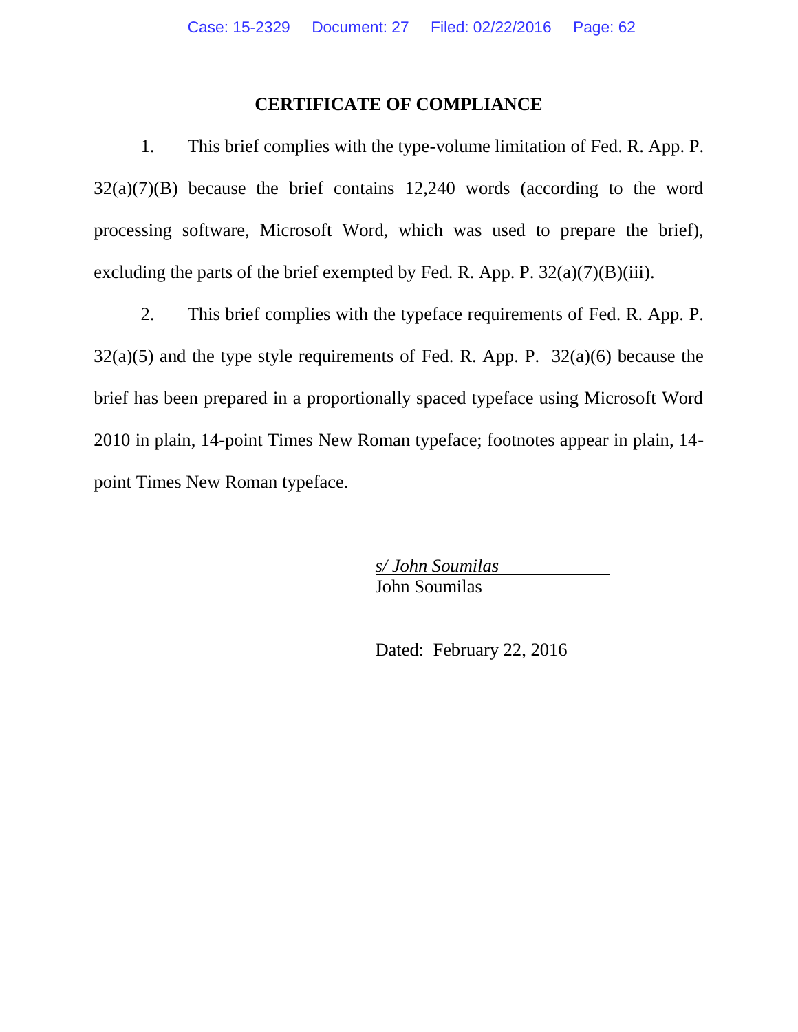# CERTIFICATE OF COMPLIANCE

1. This brief complies with the type-volume limitation of Fed. R. App. P. 32(a)(7)(B) because the brief contains 12,240 words (according to the word processing software, Microsoft Word, which was used to prepare the brief), excluding the parts of the brief exempted by Fed. R. App. P. 32(a)(7)(B)(iii).

2. This brief complies with the typeface requirements of Fed. R. App. P. 32(a)(5) and the type style requirements of Fed. R. App. P. 32(a)(6) because the brief has been prepared in a proportionally spaced typeface using Microsoft Word 2010 in plain, 14-point Times New Roman typeface; footnotes appear in plain, 14-point Times New Roman typeface.

*s/ John Soumilas*
John Soumilas

Dated: February 22, 2016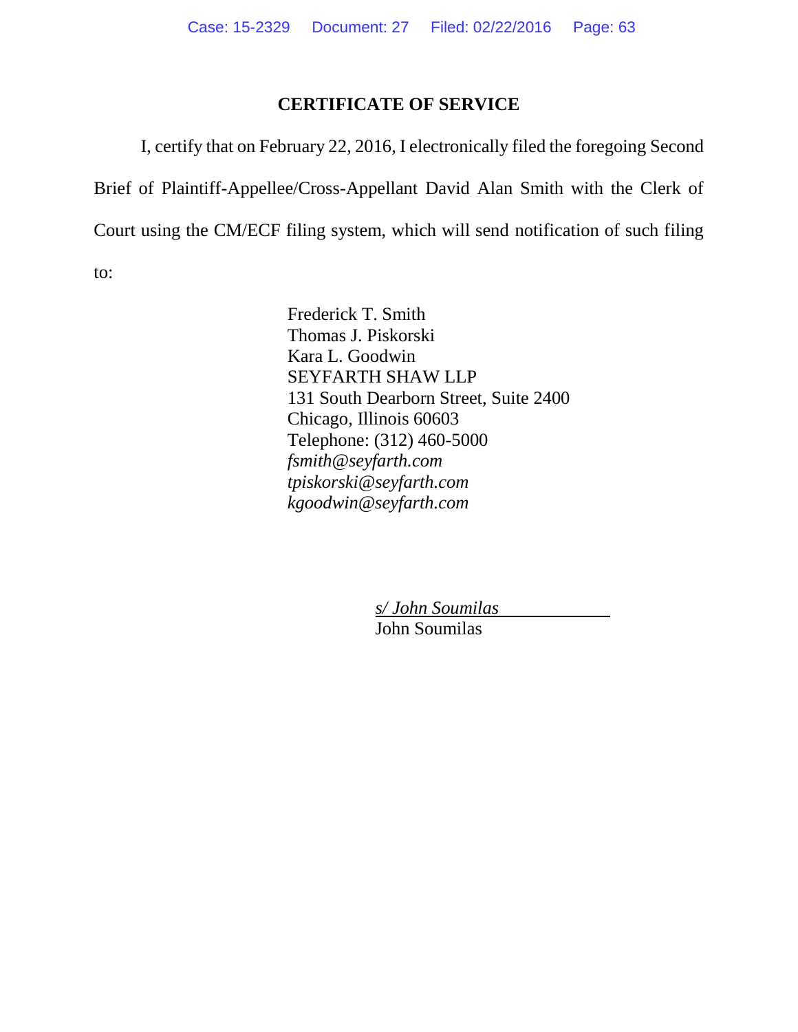## CERTIFICATE OF SERVICE

I, certify that on February 22, 2016, I electronically filed the foregoing Second Brief of Plaintiff-Appellee/Cross-Appellant David Alan Smith with the Clerk of Court using the CM/ECF filing system, which will send notification of such filing to:

Frederick T. Smith
Thomas J. Piskorski
Kara L. Goodwin
SEYFARTH SHAW LLP
131 South Dearborn Street, Suite 2400
Chicago, Illinois 60603
Telephone: (312) 460-5000
*fsmith@seyfarth.com*
*tpiskorski@seyfarth.com*
*kgoodwin@seyfarth.com*

*s/ John Soumilas*
John Soumilas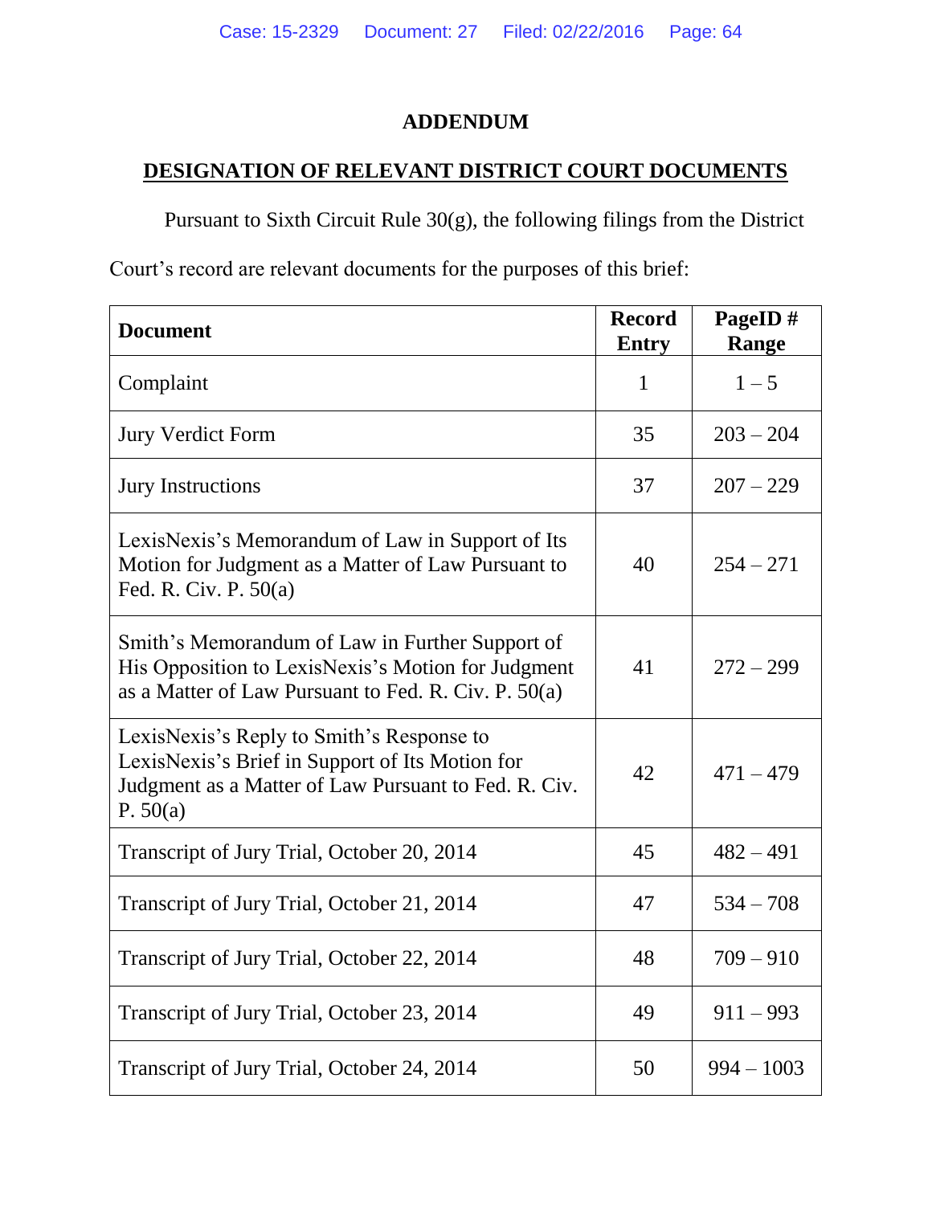# ADDENDUM

## DESIGNATION OF RELEVANT DISTRICT COURT DOCUMENTS

Pursuant to Sixth Circuit Rule 30(g), the following filings from the District Court's record are relevant documents for the purposes of this brief:

| Document | Record Entry | PageID # Range |
|---|---|---|
| Complaint | 1 | 1 – 5 |
| Jury Verdict Form | 35 | 203 – 204 |
| Jury Instructions | 37 | 207 – 229 |
| LexisNexis's Memorandum of Law in Support of Its Motion for Judgment as a Matter of Law Pursuant to Fed. R. Civ. P. 50(a) | 40 | 254 – 271 |
| Smith's Memorandum of Law in Further Support of His Opposition to LexisNexis's Motion for Judgment as a Matter of Law Pursuant to Fed. R. Civ. P. 50(a) | 41 | 272 – 299 |
| LexisNexis's Reply to Smith's Response to LexisNexis's Brief in Support of Its Motion for Judgment as a Matter of Law Pursuant to Fed. R. Civ. P. 50(a) | 42 | 471 – 479 |
| Transcript of Jury Trial, October 20, 2014 | 45 | 482 – 491 |
| Transcript of Jury Trial, October 21, 2014 | 47 | 534 – 708 |
| Transcript of Jury Trial, October 22, 2014 | 48 | 709 – 910 |
| Transcript of Jury Trial, October 23, 2014 | 49 | 911 – 993 |
| Transcript of Jury Trial, October 24, 2014 | 50 | 994 – 1003 |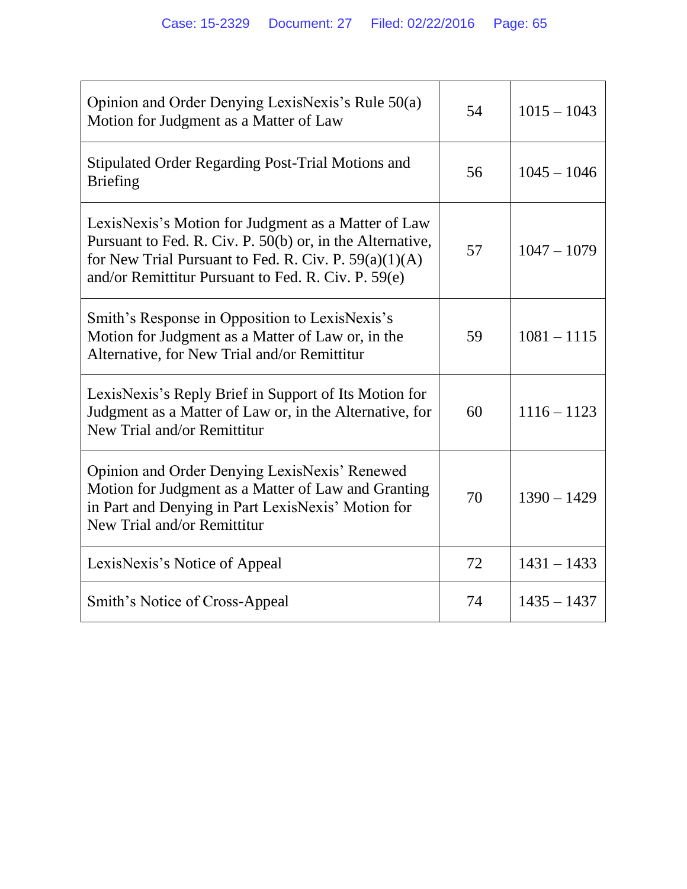| | | |
|---|---|---|
| Opinion and Order Denying LexisNexis's Rule 50(a) Motion for Judgment as a Matter of Law | 54 | 1015 – 1043 |
| Stipulated Order Regarding Post-Trial Motions and Briefing | 56 | 1045 – 1046 |
| LexisNexis's Motion for Judgment as a Matter of Law Pursuant to Fed. R. Civ. P. 50(b) or, in the Alternative, for New Trial Pursuant to Fed. R. Civ. P. 59(a)(1)(A) and/or Remittitur Pursuant to Fed. R. Civ. P. 59(e) | 57 | 1047 – 1079 |
| Smith's Response in Opposition to LexisNexis's Motion for Judgment as a Matter of Law or, in the Alternative, for New Trial and/or Remittitur | 59 | 1081 – 1115 |
| LexisNexis's Reply Brief in Support of Its Motion for Judgment as a Matter of Law or, in the Alternative, for New Trial and/or Remittitur | 60 | 1116 – 1123 |
| Opinion and Order Denying LexisNexis' Renewed Motion for Judgment as a Matter of Law and Granting in Part and Denying in Part LexisNexis' Motion for New Trial and/or Remittitur | 70 | 1390 – 1429 |
| LexisNexis's Notice of Appeal | 72 | 1431 – 1433 |
| Smith's Notice of Cross-Appeal | 74 | 1435 – 1437 |